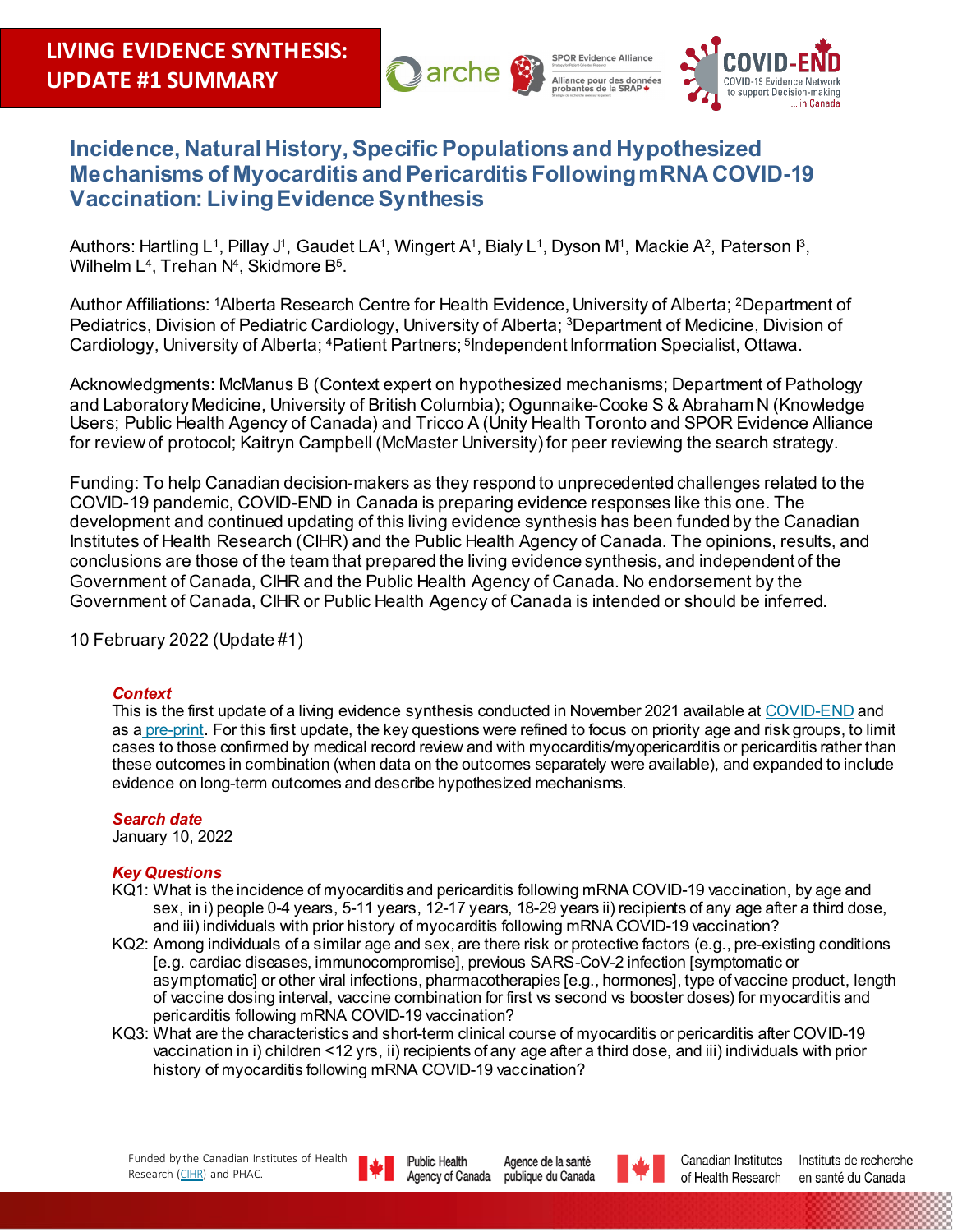**LIVING EVIDENCE SYNTHESIS: UPDATE #1 SUMMARY**

# Incidence, Natural History, Specific Populations and Hypothesized Mechanisms of Myocarditis and Pericarditis Following mRNA COVID-19 Vaccination: Living Evidence Synthesis

Authors: Hartling L[1], Pillay J[1], Gaudet LA[1], Wingert A[1], Bialy L[1], Dyson M[1], Mackie A[2], Paterson I[3], Wilhelm L[4], Trehan N[4], Skidmore B[5].

Author Affiliations: [1]Alberta Research Centre for Health Evidence, University of Alberta; [2]Department of Pediatrics, Division of Pediatric Cardiology, University of Alberta; [3]Department of Medicine, Division of Cardiology, University of Alberta; [4]Patient Partners; [5]Independent Information Specialist, Ottawa.

Acknowledgments: McManus B (Context expert on hypothesized mechanisms; Department of Pathology and Laboratory Medicine, University of British Columbia); Ogunnaike-Cooke S & Abraham N (Knowledge Users; Public Health Agency of Canada) and Tricco A (Unity Health Toronto and SPOR Evidence Alliance for review of protocol; Kaitryn Campbell (McMaster University) for peer reviewing the search strategy.

Funding: To help Canadian decision-makers as they respond to unprecedented challenges related to the COVID-19 pandemic, COVID-END in Canada is preparing evidence responses like this one. The development and continued updating of this living evidence synthesis has been funded by the Canadian Institutes of Health Research (CIHR) and the Public Health Agency of Canada. The opinions, results, and conclusions are those of the team that prepared the living evidence synthesis, and independent of the Government of Canada, CIHR and the Public Health Agency of Canada. No endorsement by the Government of Canada, CIHR or Public Health Agency of Canada is intended or should be inferred.

10 February 2022 (Update #1)

***Context***

This is the first update of a living evidence synthesis conducted in November 2021 available at COVID-END and as a pre-print. For this first update, the key questions were refined to focus on priority age and risk groups, to limit cases to those confirmed by medical record review and with myocarditis/myopericarditis or pericarditis rather than these outcomes in combination (when data on the outcomes separately were available), and expanded to include evidence on long-term outcomes and describe hypothesized mechanisms.

***Search date***

January 10, 2022

***Key Questions***

- KQ1: What is the incidence of myocarditis and pericarditis following mRNA COVID-19 vaccination, by age and sex, in i) people 0-4 years, 5-11 years, 12-17 years, 18-29 years ii) recipients of any age after a third dose, and iii) individuals with prior history of myocarditis following mRNA COVID-19 vaccination?
- KQ2: Among individuals of a similar age and sex, are there risk or protective factors (e.g., pre-existing conditions [e.g. cardiac diseases, immunocompromise], previous SARS-CoV-2 infection [symptomatic or asymptomatic] or other viral infections, pharmacotherapies [e.g., hormones], type of vaccine product, length of vaccine dosing interval, vaccine combination for first vs second vs booster doses) for myocarditis and pericarditis following mRNA COVID-19 vaccination?
- KQ3: What are the characteristics and short-term clinical course of myocarditis or pericarditis after COVID-19 vaccination in i) children <12 yrs, ii) recipients of any age after a third dose, and iii) individuals with prior history of myocarditis following mRNA COVID-19 vaccination?

Funded by the Canadian Institutes of Health Research (CIHR) and PHAC.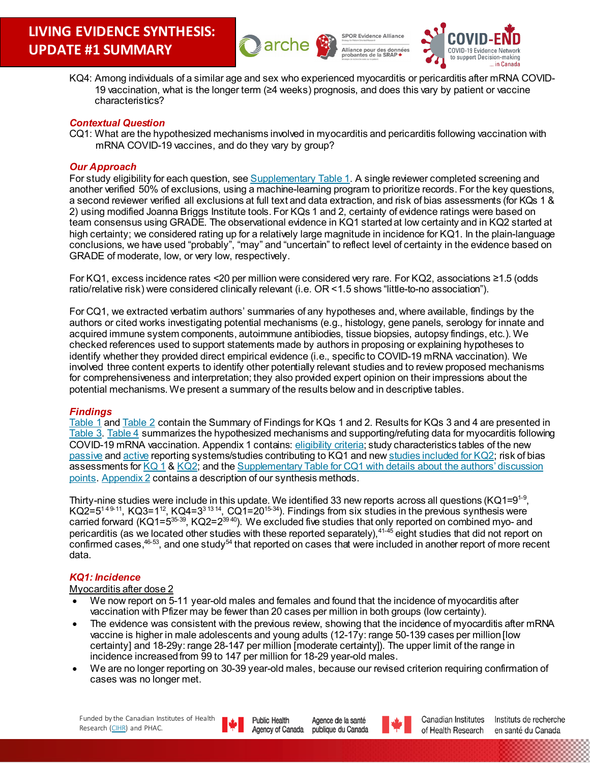KQ4: Among individuals of a similar age and sex who experienced myocarditis or pericarditis after mRNA COVID-19 vaccination, what is the longer term (≥4 weeks) prognosis, and does this vary by patient or vaccine characteristics?

### *Contextual Question*

CQ1: What are the hypothesized mechanisms involved in myocarditis and pericarditis following vaccination with mRNA COVID-19 vaccines, and do they vary by group?

### *Our Approach*

For study eligibility for each question, see Supplementary Table 1. A single reviewer completed screening and another verified 50% of exclusions, using a machine-learning program to prioritize records. For the key questions, a second reviewer verified all exclusions at full text and data extraction, and risk of bias assessments (for KQs 1 & 2) using modified Joanna Briggs Institute tools. For KQs 1 and 2, certainty of evidence ratings were based on team consensus using GRADE. The observational evidence in KQ1 started at low certainty and in KQ2 started at high certainty; we considered rating up for a relatively large magnitude in incidence for KQ1. In the plain-language conclusions, we have used "probably", "may" and "uncertain" to reflect level of certainty in the evidence based on GRADE of moderate, low, or very low, respectively.

For KQ1, excess incidence rates <20 per million were considered very rare. For KQ2, associations ≥1.5 (odds ratio/relative risk) were considered clinically relevant (i.e. OR <1.5 shows "little-to-no association").

For CQ1, we extracted verbatim authors' summaries of any hypotheses and, where available, findings by the authors or cited works investigating potential mechanisms (e.g., histology, gene panels, serology for innate and acquired immune system components, autoimmune antibiodies, tissue biopsies, autopsy findings, etc.). We checked references used to support statements made by authors in proposing or explaining hypotheses to identify whether they provided direct empirical evidence (i.e., specific to COVID-19 mRNA vaccination). We involved three content experts to identify other potentially relevant studies and to review proposed mechanisms for comprehensiveness and interpretation; they also provided expert opinion on their impressions about the potential mechanisms. We present a summary of the results below and in descriptive tables.

### *Findings*

Table 1 and Table 2 contain the Summary of Findings for KQs 1 and 2. Results for KQs 3 and 4 are presented in Table 3. Table 4 summarizes the hypothesized mechanisms and supporting/refuting data for myocarditis following COVID-19 mRNA vaccination. Appendix 1 contains: eligibility criteria; study characteristics tables of the new passive and active reporting systems/studies contributing to KQ1 and new studies included for KQ2; risk of bias assessments for KQ 1 & KQ2; and the Supplementary Table for CQ1 with details about the authors' discussion points. Appendix 2 contains a description of our synthesis methods.

Thirty-nine studies were include in this update. We identified 33 new reports across all questions (KQ1=9[1-9], KQ2=5[1 4 9-11], KQ3=1[12], KQ4=3[3 13 14], CQ1=20[15-34]). Findings from six studies in the previous synthesis were carried forward (KQ1=5[35-39], KQ2=2[39 40]). We excluded five studies that only reported on combined myo- and pericarditis (as we located other studies with these reported separately),[41-45] eight studies that did not report on confirmed cases,[46-53] and one study[54] that reported on cases that were included in another report of more recent data.

### *KQ1: Incidence*

Myocarditis after dose 2

- We now report on 5-11 year-old males and females and found that the incidence of myocarditis after vaccination with Pfizer may be fewer than 20 cases per million in both groups (low certainty).
- The evidence was consistent with the previous review, showing that the incidence of myocarditis after mRNA vaccine is higher in male adolescents and young adults (12-17y: range 50-139 cases per million [low certainty] and 18-29y: range 28-147 per million [moderate certainty]). The upper limit of the range in incidence increased from 99 to 147 per million for 18-29 year-old males.
- We are no longer reporting on 30-39 year-old males, because our revised criterion requiring confirmation of cases was no longer met.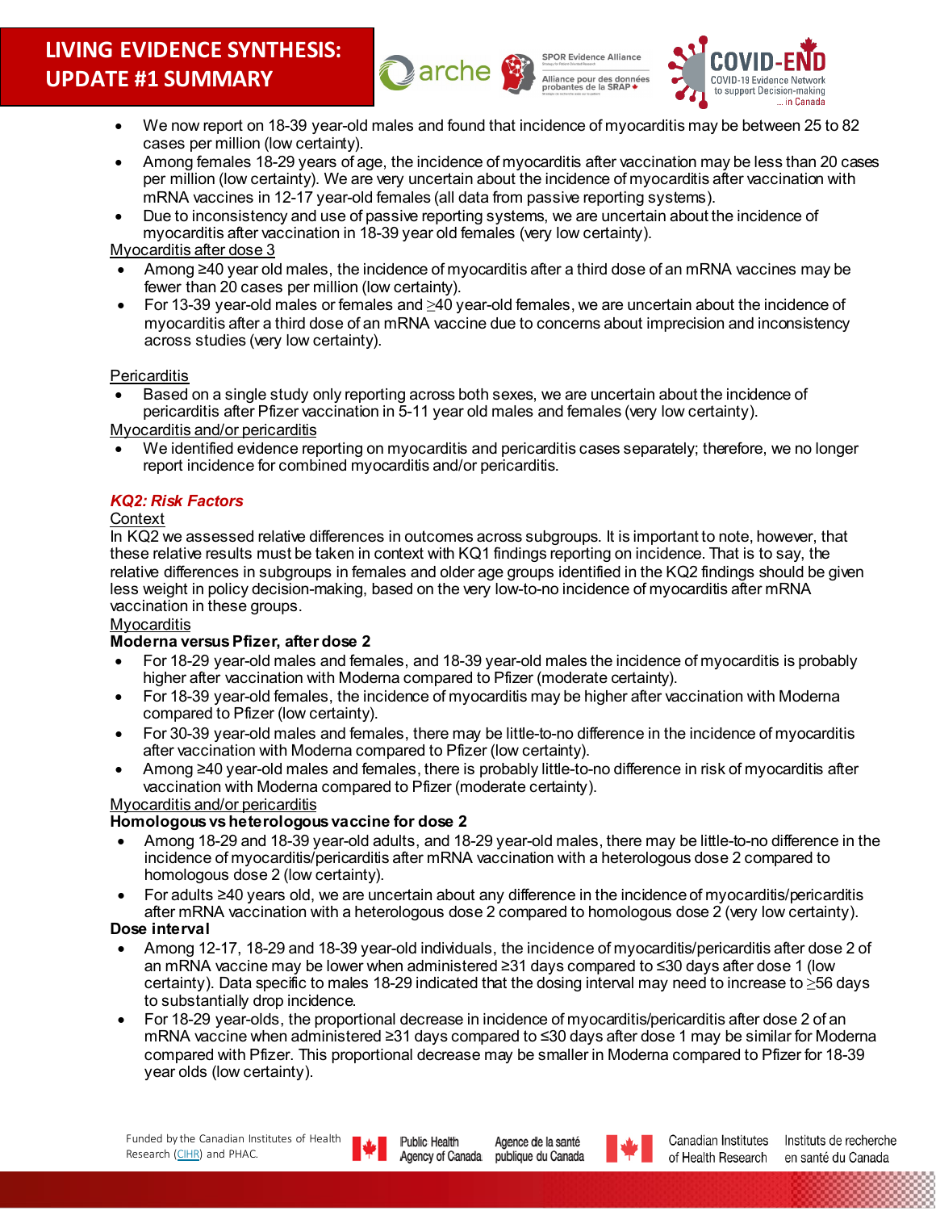- We now report on 18-39 year-old males and found that incidence of myocarditis may be between 25 to 82 cases per million (low certainty).
- Among females 18-29 years of age, the incidence of myocarditis after vaccination may be less than 20 cases per million (low certainty). We are very uncertain about the incidence of myocarditis after vaccination with mRNA vaccines in 12-17 year-old females (all data from passive reporting systems).
- Due to inconsistency and use of passive reporting systems, we are uncertain about the incidence of myocarditis after vaccination in 18-39 year old females (very low certainty).

Myocarditis after dose 3

- Among ≥40 year old males, the incidence of myocarditis after a third dose of an mRNA vaccines may be fewer than 20 cases per million (low certainty).
- For 13-39 year-old males or females and ≥40 year-old females, we are uncertain about the incidence of myocarditis after a third dose of an mRNA vaccine due to concerns about imprecision and inconsistency across studies (very low certainty).

Pericarditis

- Based on a single study only reporting across both sexes, we are uncertain about the incidence of pericarditis after Pfizer vaccination in 5-11 year old males and females (very low certainty).

Myocarditis and/or pericarditis

- We identified evidence reporting on myocarditis and pericarditis cases separately; therefore, we no longer report incidence for combined myocarditis and/or pericarditis.

### *KQ2: Risk Factors*

Context

In KQ2 we assessed relative differences in outcomes across subgroups. It is important to note, however, that these relative results must be taken in context with KQ1 findings reporting on incidence. That is to say, the relative differences in subgroups in females and older age groups identified in the KQ2 findings should be given less weight in policy decision-making, based on the very low-to-no incidence of myocarditis after mRNA vaccination in these groups.

Myocarditis

**Moderna versus Pfizer, after dose 2**

- For 18-29 year-old males and females, and 18-39 year-old males the incidence of myocarditis is probably higher after vaccination with Moderna compared to Pfizer (moderate certainty).
- For 18-39 year-old females, the incidence of myocarditis may be higher after vaccination with Moderna compared to Pfizer (low certainty).
- For 30-39 year-old males and females, there may be little-to-no difference in the incidence of myocarditis after vaccination with Moderna compared to Pfizer (low certainty).
- Among ≥40 year-old males and females, there is probably little-to-no difference in risk of myocarditis after vaccination with Moderna compared to Pfizer (moderate certainty).

Myocarditis and/or pericarditis

**Homologous vs heterologous vaccine for dose 2**

- Among 18-29 and 18-39 year-old adults, and 18-29 year-old males, there may be little-to-no difference in the incidence of myocarditis/pericarditis after mRNA vaccination with a heterologous dose 2 compared to homologous dose 2 (low certainty).
- For adults ≥40 years old, we are uncertain about any difference in the incidence of myocarditis/pericarditis after mRNA vaccination with a heterologous dose 2 compared to homologous dose 2 (very low certainty).

**Dose interval**

- Among 12-17, 18-29 and 18-39 year-old individuals, the incidence of myocarditis/pericarditis after dose 2 of an mRNA vaccine may be lower when administered ≥31 days compared to ≤30 days after dose 1 (low certainty). Data specific to males 18-29 indicated that the dosing interval may need to increase to ≥56 days to substantially drop incidence.
- For 18-29 year-olds, the proportional decrease in incidence of myocarditis/pericarditis after dose 2 of an mRNA vaccine when administered ≥31 days compared to ≤30 days after dose 1 may be similar for Moderna compared with Pfizer. This proportional decrease may be smaller in Moderna compared to Pfizer for 18-39 year olds (low certainty).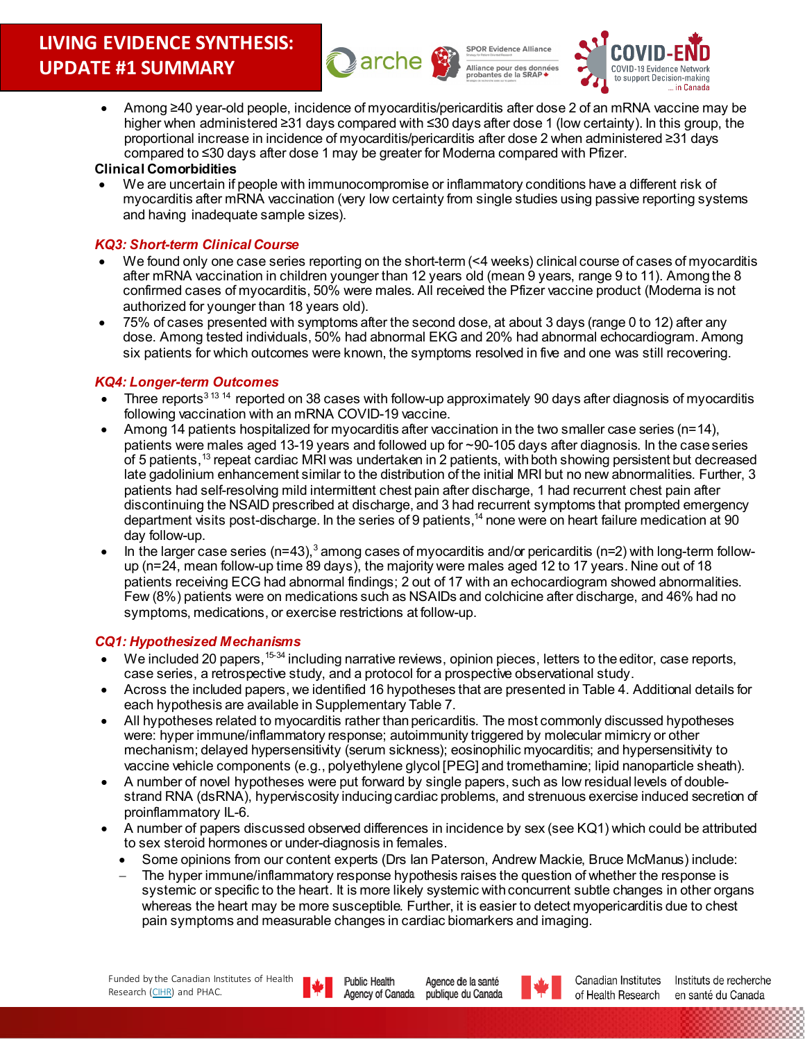- Among ≥40 year-old people, incidence of myocarditis/pericarditis after dose 2 of an mRNA vaccine may be higher when administered ≥31 days compared with ≤30 days after dose 1 (low certainty). In this group, the proportional increase in incidence of myocarditis/pericarditis after dose 2 when administered ≥31 days compared to ≤30 days after dose 1 may be greater for Moderna compared with Pfizer.

**Clinical Comorbidities**

- We are uncertain if people with immunocompromise or inflammatory conditions have a different risk of myocarditis after mRNA vaccination (very low certainty from single studies using passive reporting systems and having inadequate sample sizes).

### *KQ3: Short-term Clinical Course*

- We found only one case series reporting on the short-term (<4 weeks) clinical course of cases of myocarditis after mRNA vaccination in children younger than 12 years old (mean 9 years, range 9 to 11). Among the 8 confirmed cases of myocarditis, 50% were males. All received the Pfizer vaccine product (Moderna is not authorized for younger than 18 years old).
- 75% of cases presented with symptoms after the second dose, at about 3 days (range 0 to 12) after any dose. Among tested individuals, 50% had abnormal EKG and 20% had abnormal echocardiogram. Among six patients for which outcomes were known, the symptoms resolved in five and one was still recovering.

### *KQ4: Longer-term Outcomes*

- Three reports[3 13 14] reported on 38 cases with follow-up approximately 90 days after diagnosis of myocarditis following vaccination with an mRNA COVID-19 vaccine.
- Among 14 patients hospitalized for myocarditis after vaccination in the two smaller case series (n=14), patients were males aged 13-19 years and followed up for ~90-105 days after diagnosis. In the case series of 5 patients,[13] repeat cardiac MRI was undertaken in 2 patients, with both showing persistent but decreased late gadolinium enhancement similar to the distribution of the initial MRI but no new abnormalities. Further, 3 patients had self-resolving mild intermittent chest pain after discharge, 1 had recurrent chest pain after discontinuing the NSAID prescribed at discharge, and 3 had recurrent symptoms that prompted emergency department visits post-discharge. In the series of 9 patients,[14] none were on heart failure medication at 90 day follow-up.
- In the larger case series (n=43),[3] among cases of myocarditis and/or pericarditis (n=2) with long-term follow-up (n=24, mean follow-up time 89 days), the majority were males aged 12 to 17 years. Nine out of 18 patients receiving ECG had abnormal findings; 2 out of 17 with an echocardiogram showed abnormalities. Few (8%) patients were on medications such as NSAIDs and colchicine after discharge, and 46% had no symptoms, medications, or exercise restrictions at follow-up.

### *CQ1: Hypothesized Mechanisms*

- We included 20 papers,[15-34] including narrative reviews, opinion pieces, letters to the editor, case reports, case series, a retrospective study, and a protocol for a prospective observational study.
- Across the included papers, we identified 16 hypotheses that are presented in Table 4. Additional details for each hypothesis are available in Supplementary Table 7.
- All hypotheses related to myocarditis rather than pericarditis. The most commonly discussed hypotheses were: hyper immune/inflammatory response; autoimmunity triggered by molecular mimicry or other mechanism; delayed hypersensitivity (serum sickness); eosinophilic myocarditis; and hypersensitivity to vaccine vehicle components (e.g., polyethylene glycol [PEG] and tromethamine; lipid nanoparticle sheath).
- A number of novel hypotheses were put forward by single papers, such as low residual levels of double-strand RNA (dsRNA), hyperviscosity inducing cardiac problems, and strenuous exercise induced secretion of proinflammatory IL-6.
- A number of papers discussed observed differences in incidence by sex (see KQ1) which could be attributed to sex steroid hormones or under-diagnosis in females.
  - Some opinions from our content experts (Drs Ian Paterson, Andrew Mackie, Bruce McManus) include:
    - The hyper immune/inflammatory response hypothesis raises the question of whether the response is systemic or specific to the heart. It is more likely systemic with concurrent subtle changes in other organs whereas the heart may be more susceptible. Further, it is easier to detect myopericarditis due to chest pain symptoms and measurable changes in cardiac biomarkers and imaging.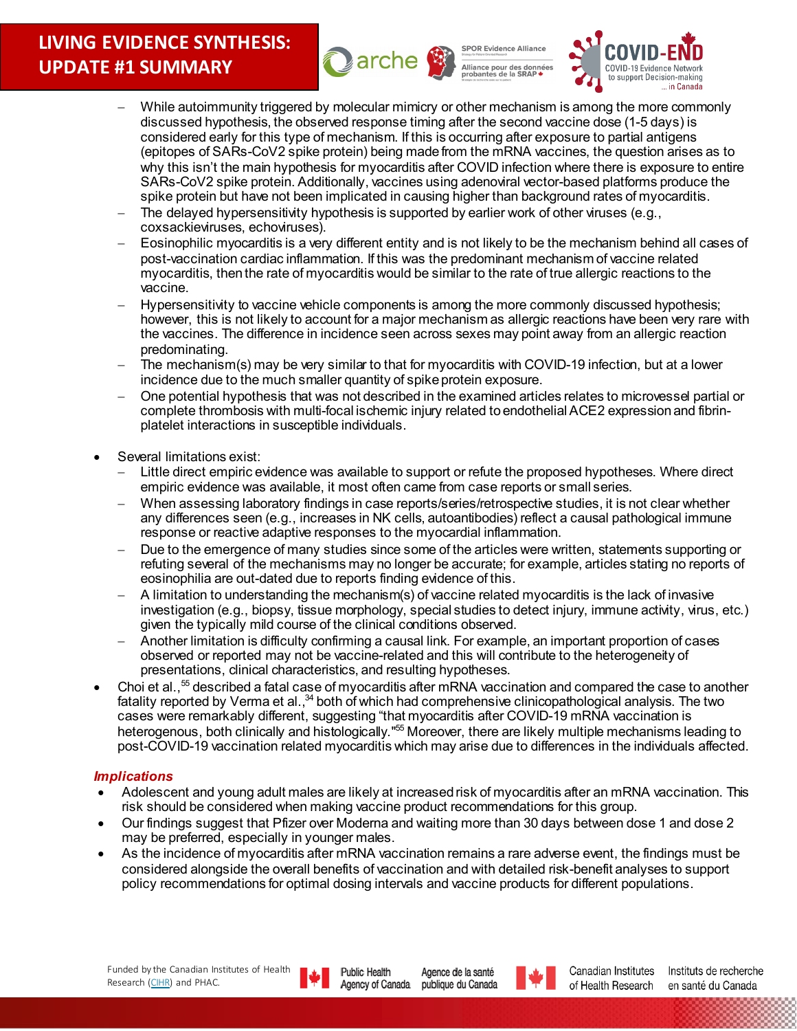- While autoimmunity triggered by molecular mimicry or other mechanism is among the more commonly discussed hypothesis, the observed response timing after the second vaccine dose (1-5 days) is considered early for this type of mechanism. If this is occurring after exposure to partial antigens (epitopes of SARs-CoV2 spike protein) being made from the mRNA vaccines, the question arises as to why this isn't the main hypothesis for myocarditis after COVID infection where there is exposure to entire SARs-CoV2 spike protein. Additionally, vaccines using adenoviral vector-based platforms produce the spike protein but have not been implicated in causing higher than background rates of myocarditis.
    - The delayed hypersensitivity hypothesis is supported by earlier work of other viruses (e.g., coxsackieviruses, echoviruses).
    - Eosinophilic myocarditis is a very different entity and is not likely to be the mechanism behind all cases of post-vaccination cardiac inflammation. If this was the predominant mechanism of vaccine related myocarditis, then the rate of myocarditis would be similar to the rate of true allergic reactions to the vaccine.
    - Hypersensitivity to vaccine vehicle components is among the more commonly discussed hypothesis; however, this is not likely to account for a major mechanism as allergic reactions have been very rare with the vaccines. The difference in incidence seen across sexes may point away from an allergic reaction predominating.
    - The mechanism(s) may be very similar to that for myocarditis with COVID-19 infection, but at a lower incidence due to the much smaller quantity of spike protein exposure.
    - One potential hypothesis that was not described in the examined articles relates to microvessel partial or complete thrombosis with multi-focal ischemic injury related to endothelial ACE2 expression and fibrin-platelet interactions in susceptible individuals.

- Several limitations exist:
    - Little direct empiric evidence was available to support or refute the proposed hypotheses. Where direct empiric evidence was available, it most often came from case reports or small series.
    - When assessing laboratory findings in case reports/series/retrospective studies, it is not clear whether any differences seen (e.g., increases in NK cells, autoantibodies) reflect a causal pathological immune response or reactive adaptive responses to the myocardial inflammation.
    - Due to the emergence of many studies since some of the articles were written, statements supporting or refuting several of the mechanisms may no longer be accurate; for example, articles stating no reports of eosinophilia are out-dated due to reports finding evidence of this.
    - A limitation to understanding the mechanism(s) of vaccine related myocarditis is the lack of invasive investigation (e.g., biopsy, tissue morphology, special studies to detect injury, immune activity, virus, etc.) given the typically mild course of the clinical conditions observed.
    - Another limitation is difficulty confirming a causal link. For example, an important proportion of cases observed or reported may not be vaccine-related and this will contribute to the heterogeneity of presentations, clinical characteristics, and resulting hypotheses.
- Choi et al.,[55] described a fatal case of myocarditis after mRNA vaccination and compared the case to another fatality reported by Verma et al.,[34] both of which had comprehensive clinicopathological analysis. The two cases were remarkably different, suggesting "that myocarditis after COVID-19 mRNA vaccination is heterogenous, both clinically and histologically."[55] Moreover, there are likely multiple mechanisms leading to post-COVID-19 vaccination related myocarditis which may arise due to differences in the individuals affected.

***Implications***

- Adolescent and young adult males are likely at increased risk of myocarditis after an mRNA vaccination. This risk should be considered when making vaccine product recommendations for this group.
- Our findings suggest that Pfizer over Moderna and waiting more than 30 days between dose 1 and dose 2 may be preferred, especially in younger males.
- As the incidence of myocarditis after mRNA vaccination remains a rare adverse event, the findings must be considered alongside the overall benefits of vaccination and with detailed risk-benefit analyses to support policy recommendations for optimal dosing intervals and vaccine products for different populations.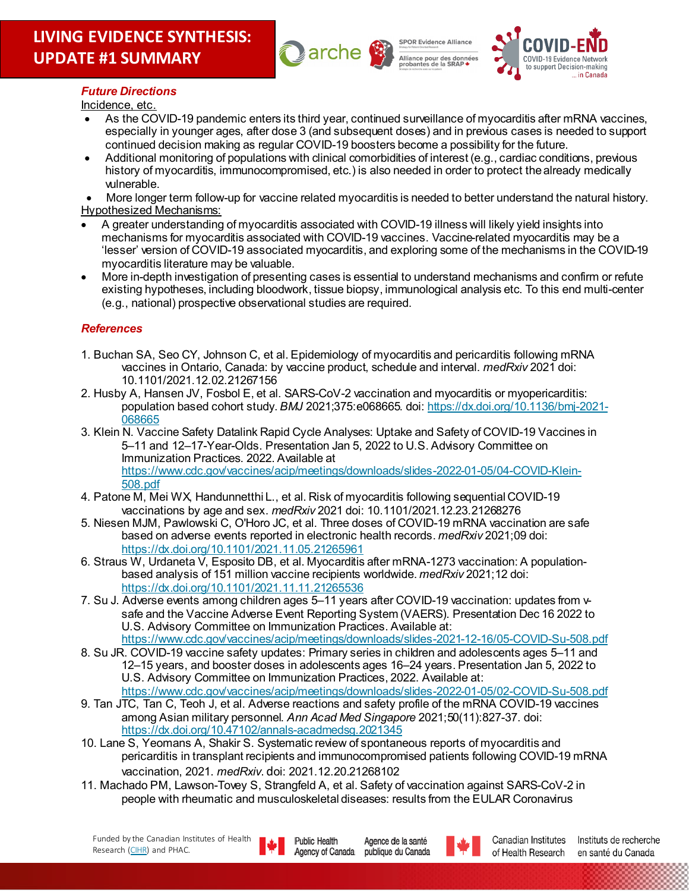### *Future Directions*

Incidence, etc.

- As the COVID-19 pandemic enters its third year, continued surveillance of myocarditis after mRNA vaccines, especially in younger ages, after dose 3 (and subsequent doses) and in previous cases is needed to support continued decision making as regular COVID-19 boosters become a possibility for the future.
- Additional monitoring of populations with clinical comorbidities of interest (e.g., cardiac conditions, previous history of myocarditis, immunocompromised, etc.) is also needed in order to protect the already medically vulnerable.
- More longer term follow-up for vaccine related myocarditis is needed to better understand the natural history.

Hypothesized Mechanisms:

- A greater understanding of myocarditis associated with COVID-19 illness will likely yield insights into mechanisms for myocarditis associated with COVID-19 vaccines. Vaccine-related myocarditis may be a 'lesser' version of COVID-19 associated myocarditis, and exploring some of the mechanisms in the COVID-19 myocarditis literature may be valuable.
- More in-depth investigation of presenting cases is essential to understand mechanisms and confirm or refute existing hypotheses, including bloodwork, tissue biopsy, immunological analysis etc. To this end multi-center (e.g., national) prospective observational studies are required.

### *References*

1. Buchan SA, Seo CY, Johnson C, et al. Epidemiology of myocarditis and pericarditis following mRNA vaccines in Ontario, Canada: by vaccine product, schedule and interval. *medRxiv* 2021 doi: 10.1101/2021.12.02.21267156
2. Husby A, Hansen JV, Fosbol E, et al. SARS-CoV-2 vaccination and myocarditis or myopericarditis: population based cohort study. *BMJ* 2021;375:e068665. doi: https://dx.doi.org/10.1136/bmj-2021-068665
3. Klein N. Vaccine Safety Datalink Rapid Cycle Analyses: Uptake and Safety of COVID-19 Vaccines in 5–11 and 12–17-Year-Olds. Presentation Jan 5, 2022 to U.S. Advisory Committee on Immunization Practices. 2022. Available at https://www.cdc.gov/vaccines/acip/meetings/downloads/slides-2022-01-05/04-COVID-Klein-508.pdf
4. Patone M, Mei WX, Handunnetthi L., et al. Risk of myocarditis following sequential COVID-19 vaccinations by age and sex. *medRxiv* 2021 doi: 10.1101/2021.12.23.21268276
5. Niesen MJM, Pawlowski C, O'Horo JC, et al. Three doses of COVID-19 mRNA vaccination are safe based on adverse events reported in electronic health records. *medRxiv* 2021;09 doi: https://dx.doi.org/10.1101/2021.11.05.21265961
6. Straus W, Urdaneta V, Esposito DB, et al. Myocarditis after mRNA-1273 vaccination: A population-based analysis of 151 million vaccine recipients worldwide. *medRxiv* 2021;12 doi: https://dx.doi.org/10.1101/2021.11.11.21265536
7. Su J. Adverse events among children ages 5–11 years after COVID-19 vaccination: updates from v-safe and the Vaccine Adverse Event Reporting System (VAERS). Presentation Dec 16 2022 to U.S. Advisory Committee on Immunization Practices. Available at: https://www.cdc.gov/vaccines/acip/meetings/downloads/slides-2021-12-16/05-COVID-Su-508.pdf
8. Su JR. COVID-19 vaccine safety updates: Primary series in children and adolescents ages 5–11 and 12–15 years, and booster doses in adolescents ages 16–24 years. Presentation Jan 5, 2022 to U.S. Advisory Committee on Immunization Practices, 2022. Available at: https://www.cdc.gov/vaccines/acip/meetings/downloads/slides-2022-01-05/02-COVID-Su-508.pdf
9. Tan JTC, Tan C, Teoh J, et al. Adverse reactions and safety profile of the mRNA COVID-19 vaccines among Asian military personnel. *Ann Acad Med Singapore* 2021;50(11):827-37. doi: https://dx.doi.org/10.47102/annals-acadmedsg.2021345
10. Lane S, Yeomans A, Shakir S. Systematic review of spontaneous reports of myocarditis and pericarditis in transplant recipients and immunocompromised patients following COVID-19 mRNA vaccination, 2021. *medRxiv*. doi: 2021.12.20.21268102
11. Machado PM, Lawson-Tovey S, Strangfeld A, et al. Safety of vaccination against SARS-CoV-2 in people with rheumatic and musculoskeletal diseases: results from the EULAR Coronavirus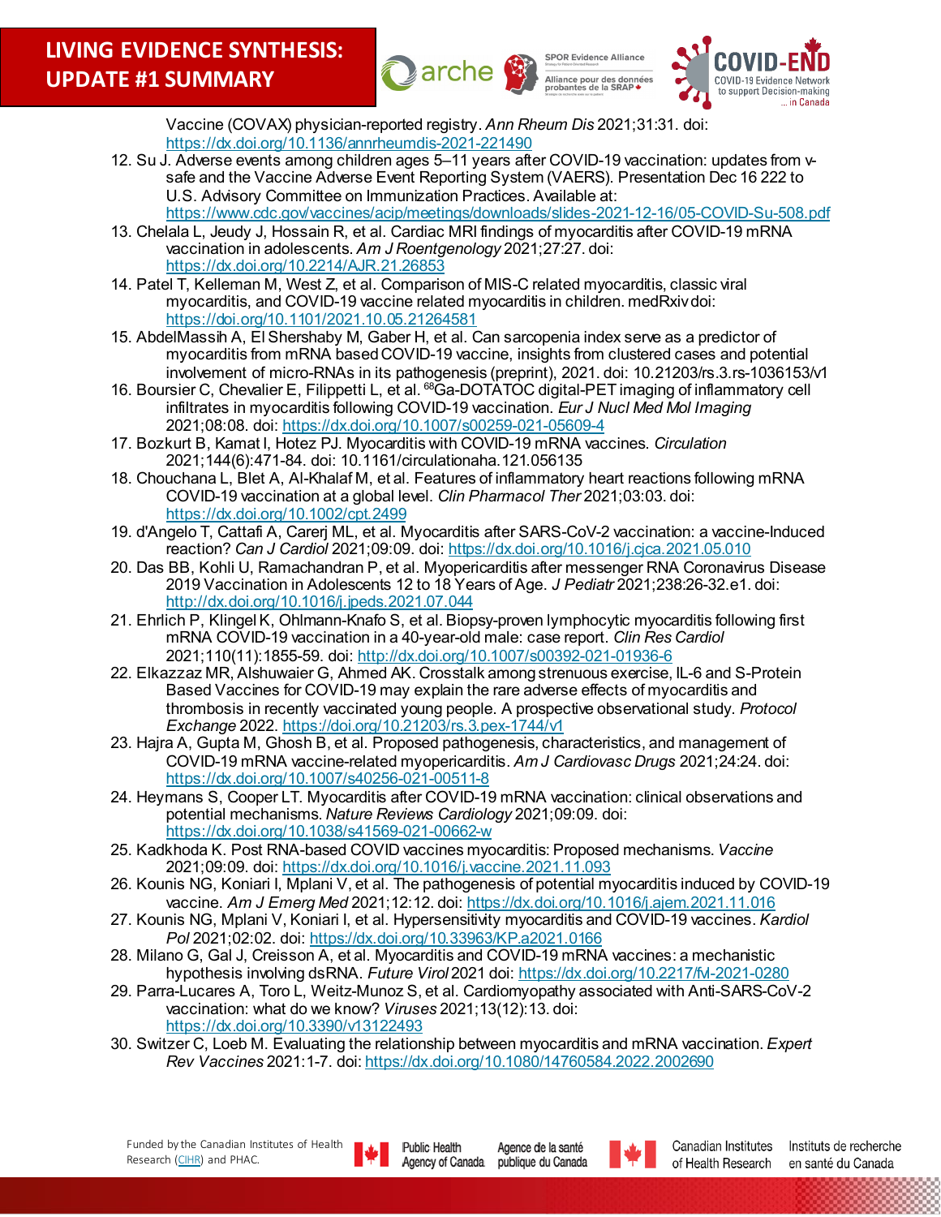Vaccine (COVAX) physician-reported registry. *Ann Rheum Dis* 2021;31:31. doi: https://dx.doi.org/10.1136/annrheumdis-2021-221490

12. Su J. Adverse events among children ages 5–11 years after COVID-19 vaccination: updates from v-safe and the Vaccine Adverse Event Reporting System (VAERS). Presentation Dec 16 222 to U.S. Advisory Committee on Immunization Practices. Available at: https://www.cdc.gov/vaccines/acip/meetings/downloads/slides-2021-12-16/05-COVID-Su-508.pdf
13. Chelala L, Jeudy J, Hossain R, et al. Cardiac MRI findings of myocarditis after COVID-19 mRNA vaccination in adolescents. *Am J Roentgenology* 2021;27:27. doi: https://dx.doi.org/10.2214/AJR.21.26853
14. Patel T, Kelleman M, West Z, et al. Comparison of MIS-C related myocarditis, classic viral myocarditis, and COVID-19 vaccine related myocarditis in children. medRxiv doi: https://doi.org/10.1101/2021.10.05.21264581
15. AbdelMassih A, El Shershaby M, Gaber H, et al. Can sarcopenia index serve as a predictor of myocarditis from mRNA based COVID-19 vaccine, insights from clustered cases and potential involvement of micro-RNAs in its pathogenesis (preprint), 2021. doi: 10.21203/rs.3.rs-1036153/v1
16. Boursier C, Chevalier E, Filippetti L, et al. $^{68}$Ga-DOTATOC digital-PET imaging of inflammatory cell infiltrates in myocarditis following COVID-19 vaccination. *Eur J Nucl Med Mol Imaging* 2021;08:08. doi: https://dx.doi.org/10.1007/s00259-021-05609-4
17. Bozkurt B, Kamat I, Hotez PJ. Myocarditis with COVID-19 mRNA vaccines. *Circulation* 2021;144(6):471-84. doi: 10.1161/circulationaha.121.056135
18. Chouchana L, Blet A, Al-Khalaf M, et al. Features of inflammatory heart reactions following mRNA COVID-19 vaccination at a global level. *Clin Pharmacol Ther* 2021;03:03. doi: https://dx.doi.org/10.1002/cpt.2499
19. d'Angelo T, Cattafi A, Carerj ML, et al. Myocarditis after SARS-CoV-2 vaccination: a vaccine-Induced reaction? *Can J Cardiol* 2021;09:09. doi: https://dx.doi.org/10.1016/j.cjca.2021.05.010
20. Das BB, Kohli U, Ramachandran P, et al. Myopericarditis after messenger RNA Coronavirus Disease 2019 Vaccination in Adolescents 12 to 18 Years of Age. *J Pediatr* 2021;238:26-32.e1. doi: http://dx.doi.org/10.1016/j.jpeds.2021.07.044
21. Ehrlich P, Klingel K, Ohlmann-Knafo S, et al. Biopsy-proven lymphocytic myocarditis following first mRNA COVID-19 vaccination in a 40-year-old male: case report. *Clin Res Cardiol* 2021;110(11):1855-59. doi: http://dx.doi.org/10.1007/s00392-021-01936-6
22. Elkazzaz MR, Alshuwaier G, Ahmed AK. Crosstalk among strenuous exercise, IL-6 and S-Protein Based Vaccines for COVID-19 may explain the rare adverse effects of myocarditis and thrombosis in recently vaccinated young people. A prospective observational study. *Protocol Exchange* 2022. https://doi.org/10.21203/rs.3.pex-1744/v1
23. Hajra A, Gupta M, Ghosh B, et al. Proposed pathogenesis, characteristics, and management of COVID-19 mRNA vaccine-related myopericarditis. *Am J Cardiovasc Drugs* 2021;24:24. doi: https://dx.doi.org/10.1007/s40256-021-00511-8
24. Heymans S, Cooper LT. Myocarditis after COVID-19 mRNA vaccination: clinical observations and potential mechanisms. *Nature Reviews Cardiology* 2021;09:09. doi: https://dx.doi.org/10.1038/s41569-021-00662-w
25. Kadkhoda K. Post RNA-based COVID vaccines myocarditis: Proposed mechanisms. *Vaccine* 2021;09:09. doi: https://dx.doi.org/10.1016/j.vaccine.2021.11.093
26. Kounis NG, Koniari I, Mplani V, et al. The pathogenesis of potential myocarditis induced by COVID-19 vaccine. *Am J Emerg Med* 2021;12:12. doi: https://dx.doi.org/10.1016/j.ajem.2021.11.016
27. Kounis NG, Mplani V, Koniari I, et al. Hypersensitivity myocarditis and COVID-19 vaccines. *Kardiol Pol* 2021;02:02. doi: https://dx.doi.org/10.33963/KP.a2021.0166
28. Milano G, Gal J, Creisson A, et al. Myocarditis and COVID-19 mRNA vaccines: a mechanistic hypothesis involving dsRNA. *Future Virol* 2021 doi: https://dx.doi.org/10.2217/fvl-2021-0280
29. Parra-Lucares A, Toro L, Weitz-Munoz S, et al. Cardiomyopathy associated with Anti-SARS-CoV-2 vaccination: what do we know? *Viruses* 2021;13(12):13. doi: https://dx.doi.org/10.3390/v13122493
30. Switzer C, Loeb M. Evaluating the relationship between myocarditis and mRNA vaccination. *Expert Rev Vaccines* 2021:1-7. doi: https://dx.doi.org/10.1080/14760584.2022.2002690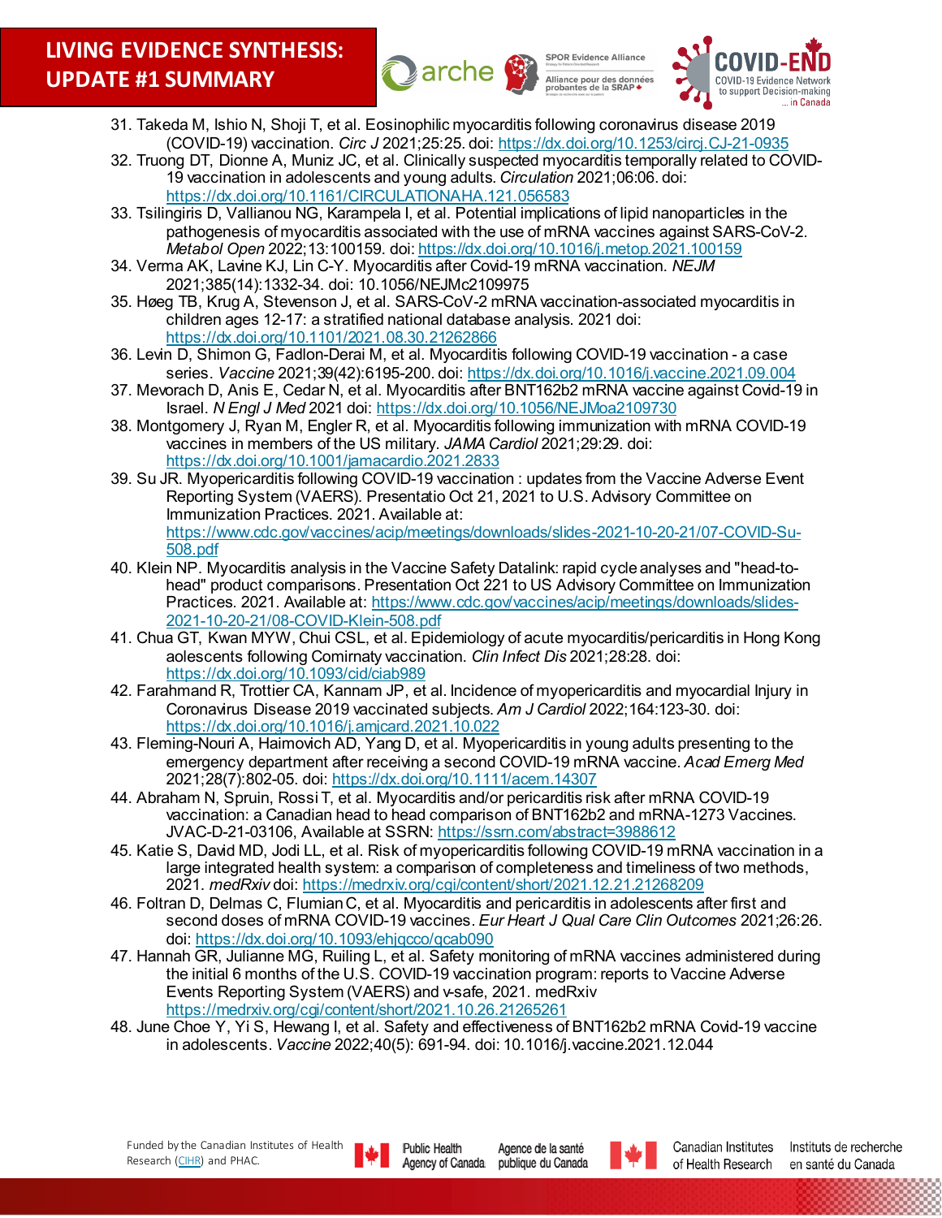31. Takeda M, Ishio N, Shoji T, et al. Eosinophilic myocarditis following coronavirus disease 2019 (COVID-19) vaccination. *Circ J* 2021;25:25. doi: https://dx.doi.org/10.1253/circj.CJ-21-0935
32. Truong DT, Dionne A, Muniz JC, et al. Clinically suspected myocarditis temporally related to COVID-19 vaccination in adolescents and young adults. *Circulation* 2021;06:06. doi: https://dx.doi.org/10.1161/CIRCULATIONAHA.121.056583
33. Tsilingiris D, Vallianou NG, Karampela I, et al. Potential implications of lipid nanoparticles in the pathogenesis of myocarditis associated with the use of mRNA vaccines against SARS-CoV-2. *Metabol Open* 2022;13:100159. doi: https://dx.doi.org/10.1016/j.metop.2021.100159
34. Verma AK, Lavine KJ, Lin C-Y. Myocarditis after Covid-19 mRNA vaccination. *NEJM* 2021;385(14):1332-34. doi: 10.1056/NEJMc2109975
35. Høeg TB, Krug A, Stevenson J, et al. SARS-CoV-2 mRNA vaccination-associated myocarditis in children ages 12-17: a stratified national database analysis. 2021 doi: https://dx.doi.org/10.1101/2021.08.30.21262866
36. Levin D, Shimon G, Fadlon-Derai M, et al. Myocarditis following COVID-19 vaccination - a case series. *Vaccine* 2021;39(42):6195-200. doi: https://dx.doi.org/10.1016/j.vaccine.2021.09.004
37. Mevorach D, Anis E, Cedar N, et al. Myocarditis after BNT162b2 mRNA vaccine against Covid-19 in Israel. *N Engl J Med* 2021 doi: https://dx.doi.org/10.1056/NEJMoa2109730
38. Montgomery J, Ryan M, Engler R, et al. Myocarditis following immunization with mRNA COVID-19 vaccines in members of the US military. *JAMA Cardiol* 2021;29:29. doi: https://dx.doi.org/10.1001/jamacardio.2021.2833
39. Su JR. Myopericarditis following COVID-19 vaccination : updates from the Vaccine Adverse Event Reporting System (VAERS). Presentatio Oct 21, 2021 to U.S. Advisory Committee on Immunization Practices. 2021. Available at: https://www.cdc.gov/vaccines/acip/meetings/downloads/slides-2021-10-20-21/07-COVID-Su-508.pdf
40. Klein NP. Myocarditis analysis in the Vaccine Safety Datalink: rapid cycle analyses and "head-to-head" product comparisons. Presentation Oct 221 to US Advisory Committee on Immunization Practices. 2021. Available at: https://www.cdc.gov/vaccines/acip/meetings/downloads/slides-2021-10-20-21/08-COVID-Klein-508.pdf
41. Chua GT, Kwan MYW, Chui CSL, et al. Epidemiology of acute myocarditis/pericarditis in Hong Kong aolescents following Comirnaty vaccination. *Clin Infect Dis* 2021;28:28. doi: https://dx.doi.org/10.1093/cid/ciab989
42. Farahmand R, Trottier CA, Kannam JP, et al. Incidence of myopericarditis and myocardial Injury in Coronavirus Disease 2019 vaccinated subjects. *Am J Cardiol* 2022;164:123-30. doi: https://dx.doi.org/10.1016/j.amjcard.2021.10.022
43. Fleming-Nouri A, Haimovich AD, Yang D, et al. Myopericarditis in young adults presenting to the emergency department after receiving a second COVID-19 mRNA vaccine. *Acad Emerg Med* 2021;28(7):802-05. doi: https://dx.doi.org/10.1111/acem.14307
44. Abraham N, Spruin, Rossi T, et al. Myocarditis and/or pericarditis risk after mRNA COVID-19 vaccination: a Canadian head to head comparison of BNT162b2 and mRNA-1273 Vaccines. JVAC-D-21-03106, Available at SSRN: https://ssrn.com/abstract=3988612
45. Katie S, David MD, Jodi LL, et al. Risk of myopericarditis following COVID-19 mRNA vaccination in a large integrated health system: a comparison of completeness and timeliness of two methods, 2021. *medRxiv* doi: https://medrxiv.org/cgi/content/short/2021.12.21.21268209
46. Foltran D, Delmas C, Flumian C, et al. Myocarditis and pericarditis in adolescents after first and second doses of mRNA COVID-19 vaccines. *Eur Heart J Qual Care Clin Outcomes* 2021;26:26. doi: https://dx.doi.org/10.1093/ehjqcco/qcab090
47. Hannah GR, Julianne MG, Ruiling L, et al. Safety monitoring of mRNA vaccines administered during the initial 6 months of the U.S. COVID-19 vaccination program: reports to Vaccine Adverse Events Reporting System (VAERS) and v-safe, 2021. medRxiv https://medrxiv.org/cgi/content/short/2021.10.26.21265261
48. June Choe Y, Yi S, Hewang I, et al. Safety and effectiveness of BNT162b2 mRNA Covid-19 vaccine in adolescents. *Vaccine* 2022;40(5): 691-94. doi: 10.1016/j.vaccine.2021.12.044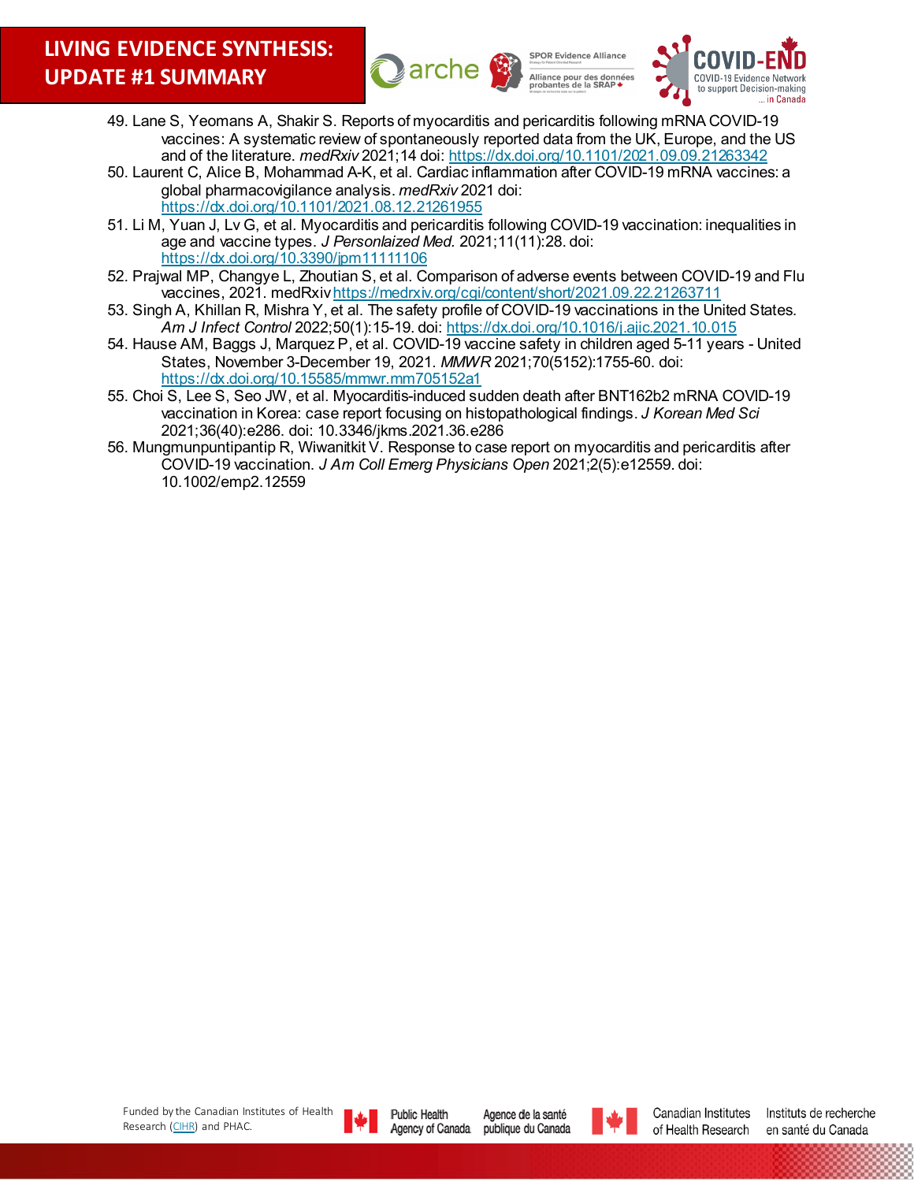49. Lane S, Yeomans A, Shakir S. Reports of myocarditis and pericarditis following mRNA COVID-19 vaccines: A systematic review of spontaneously reported data from the UK, Europe, and the US and of the literature. *medRxiv* 2021;14 doi: https://dx.doi.org/10.1101/2021.09.09.21263342
50. Laurent C, Alice B, Mohammad A-K, et al. Cardiac inflammation after COVID-19 mRNA vaccines: a global pharmacovigilance analysis. *medRxiv* 2021 doi: https://dx.doi.org/10.1101/2021.08.12.21261955
51. Li M, Yuan J, Lv G, et al. Myocarditis and pericarditis following COVID-19 vaccination: inequalities in age and vaccine types. *J Personlaized Med.* 2021;11(11):28. doi: https://dx.doi.org/10.3390/jpm11111106
52. Prajwal MP, Changye L, Zhoutian S, et al. Comparison of adverse events between COVID-19 and Flu vaccines, 2021. medRxiv https://medrxiv.org/cgi/content/short/2021.09.22.21263711
53. Singh A, Khillan R, Mishra Y, et al. The safety profile of COVID-19 vaccinations in the United States. *Am J Infect Control* 2022;50(1):15-19. doi: https://dx.doi.org/10.1016/j.ajic.2021.10.015
54. Hause AM, Baggs J, Marquez P, et al. COVID-19 vaccine safety in children aged 5-11 years - United States, November 3-December 19, 2021. *MMWR* 2021;70(5152):1755-60. doi: https://dx.doi.org/10.15585/mmwr.mm705152a1
55. Choi S, Lee S, Seo JW, et al. Myocarditis-induced sudden death after BNT162b2 mRNA COVID-19 vaccination in Korea: case report focusing on histopathological findings. *J Korean Med Sci* 2021;36(40):e286. doi: 10.3346/jkms.2021.36.e286
56. Mungmunpuntipantip R, Wiwanitkit V. Response to case report on myocarditis and pericarditis after COVID-19 vaccination. *J Am Coll Emerg Physicians Open* 2021;2(5):e12559. doi: 10.1002/emp2.12559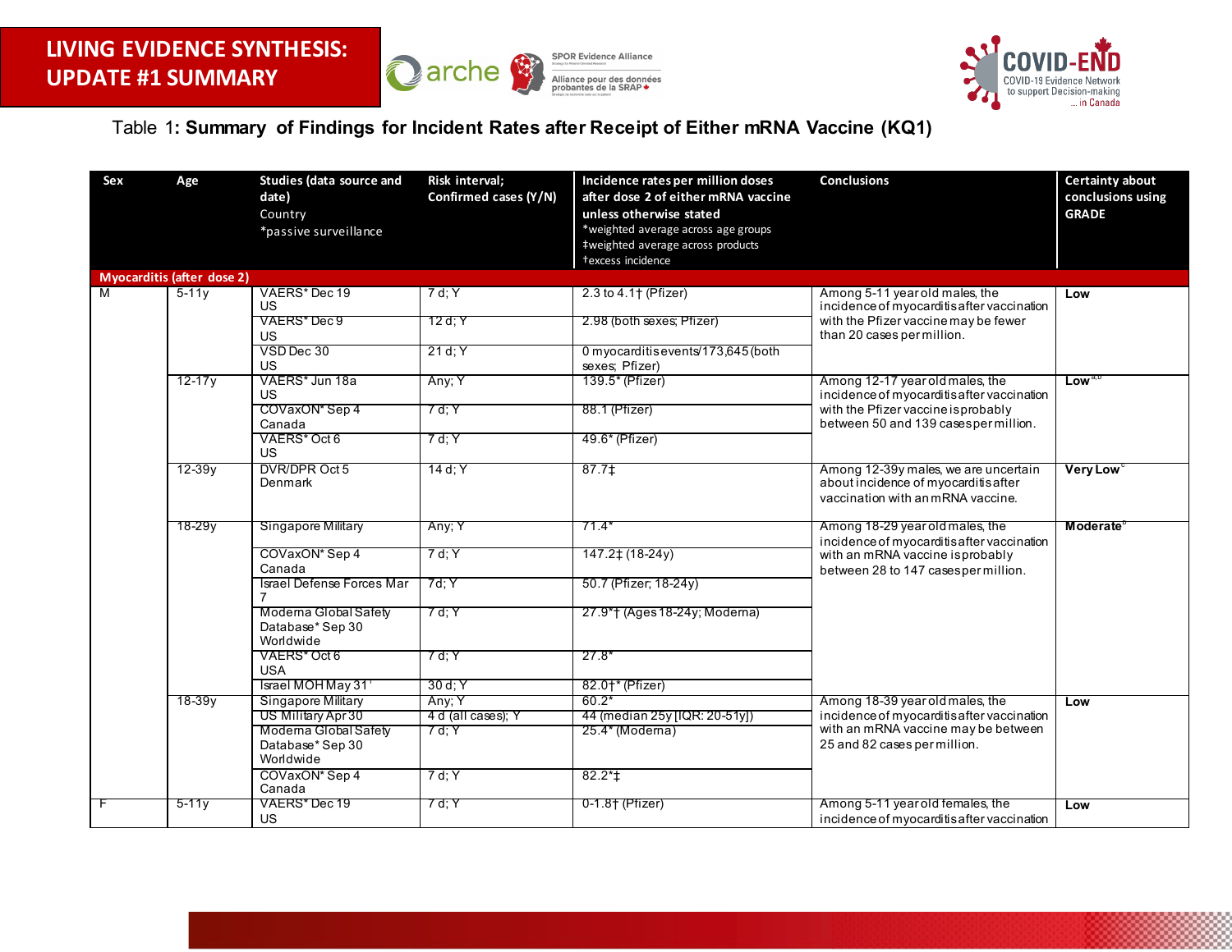**LIVING EVIDENCE SYNTHESIS: UPDATE #1 SUMMARY**

Table 1**: Summary of Findings for Incident Rates after Receipt of Either mRNA Vaccine (KQ1)**

| Sex | Age | Studies (data source and date) Country *passive surveillance | Risk interval; Confirmed cases (Y/N) | Incidence rates per million doses after dose 2 of either mRNA vaccine unless otherwise stated *weighted average across age groups ‡weighted average across products †excess incidence | Conclusions | Certainty about conclusions using GRADE |
|---|---|---|---|---|---|---|
| **Myocarditis (after dose 2)** | | | | | | |
| M | 5-11y | VAERS* Dec 19 US | 7 d; Y | 2.3 to 4.1† (Pfizer) | Among 5-11 year old males, the incidence of myocarditis after vaccination with the Pfizer vaccine may be fewer than 20 cases per million. | **Low** |
| | | VAERS* Dec 9 US | 12 d; Y | 2.98 (both sexes; Pfizer) | | |
| | | VSD Dec 30 US | 21 d; Y | 0 myocarditis events/173,645 (both sexes; Pfizer) | | |
| | 12-17y | VAERS* Jun 18a US | Any; Y | 139.5* (Pfizer) | Among 12-17 year old males, the incidence of myocarditis after vaccination with the Pfizer vaccine is probably between 50 and 139 cases per million. | **Low**[a,b] |
| | | COVaxON* Sep 4 Canada | 7 d; Y | 88.1 (Pfizer) | | |
| | | VAERS* Oct 6 US | 7 d; Y | 49.6* (Pfizer) | | |
| | 12-39y | DVR/DPR Oct 5 Denmark | 14 d; Y | 87.7‡ | Among 12-39y males, we are uncertain about incidence of myocarditis after vaccination with an mRNA vaccine. | **Very Low**[c] |
| | 18-29y | Singapore Military | Any; Y | 71.4* | Among 18-29 year old males, the incidence of myocarditis after vaccination with an mRNA vaccine is probably between 28 to 147 cases per million. | **Moderate**[b] |
| | | COVaxON* Sep 4 Canada | 7 d; Y | 147.2‡ (18-24y) | | |
| | | Israel Defense Forces Mar 7 | 7d; Y | 50.7 (Pfizer; 18-24y) | | |
| | | Moderna Global Safety Database* Sep 30 Worldwide | 7 d; Y | 27.9*† (Ages 18-24y; Moderna) | | |
| | | VAERS* Oct 6 USA | 7 d; Y | 27.8* | | |
| | | Israel MOH May 31[i] | 30 d; Y | 82.0†* (Pfizer) | | |
| | 18-39y | Singapore Military | Any; Y | 60.2* | Among 18-39 year old males, the incidence of myocarditis after vaccination with an mRNA vaccine may be between 25 and 82 cases per million. | **Low** |
| | | US Military Apr 30 | 4 d (all cases); Y | 44 (median 25y [IQR: 20-51y]) | | |
| | | Moderna Global Safety Database* Sep 30 Worldwide | 7 d; Y | 25.4* (Moderna) | | |
| | | COVaxON* Sep 4 Canada | 7 d; Y | 82.2*‡ | | |
| F | 5-11y | VAERS* Dec 19 US | 7 d; Y | 0-1.8† (Pfizer) | Among 5-11 year old females, the incidence of myocarditis after vaccination | **Low** |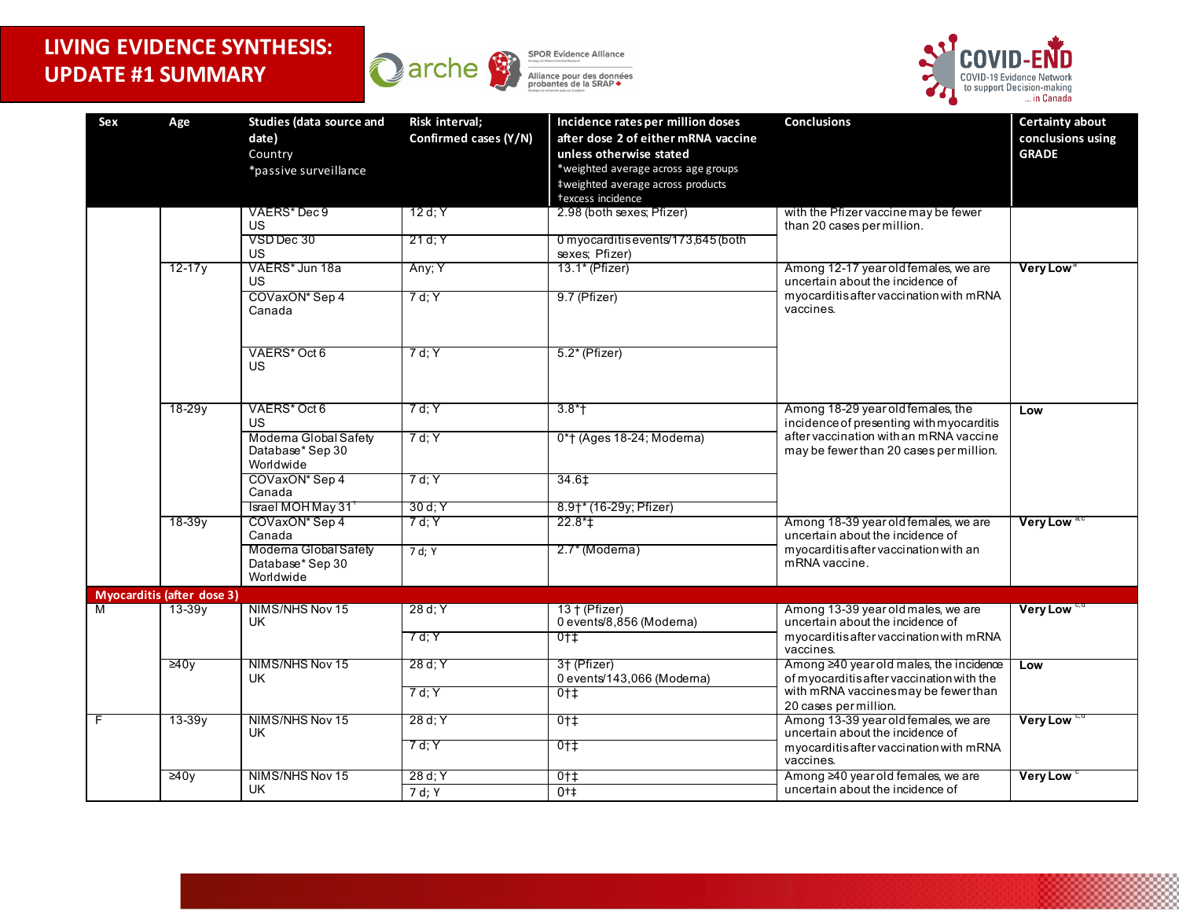# LIVING EVIDENCE SYNTHESIS: UPDATE #1 SUMMARY

| Sex | Age | Studies (data source and date) Country *passive surveillance | Risk interval; Confirmed cases (Y/N) | Incidence rates per million doses after dose 2 of either mRNA vaccine unless otherwise stated *weighted average across age groups ‡weighted average across products †excess incidence | Conclusions | Certainty about conclusions using GRADE |
|---|---|---|---|---|---|---|
| | | VAERS* Dec 9 US | 12 d; Y | 2.98 (both sexes; Pfizer) | with the Pfizer vaccine may be fewer than 20 cases per million. | |
| | | VSD Dec 30 US | 21 d; Y | 0 myocarditis events/173,645 (both sexes; Pfizer) | | |
| | 12-17y | VAERS* Jun 18a US | Any; Y | 13.1* (Pfizer) | Among 12-17 year old females, we are uncertain about the incidence of myocarditis after vaccination with mRNA vaccines. | Very Low [a] |
| | | COVaxON* Sep 4 Canada | 7 d; Y | 9.7 (Pfizer) | | |
| | | VAERS* Oct 6 US | 7 d; Y | 5.2* (Pfizer) | | |
| | 18-29y | VAERS* Oct 6 US | 7 d; Y | 3.8*† | Among 18-29 year old females, the incidence of presenting with myocarditis after vaccination with an mRNA vaccine may be fewer than 20 cases per million. | Low |
| | | Moderna Global Safety Database* Sep 30 Worldwide | 7 d; Y | 0*† (Ages 18-24; Moderna) | | |
| | | COVaxON* Sep 4 Canada | 7 d; Y | 34.6‡ | | |
| | | Israel MOH May 31[+] | 30 d; Y | 8.9†* (16-29y; Pfizer) | | |
| | 18-39y | COVaxON* Sep 4 Canada | 7 d; Y | 22.8*‡ | Among 18-39 year old females, we are uncertain about the incidence of myocarditis after vaccination with an mRNA vaccine. | Very Low [a,c] |
| | | Moderna Global Safety Database* Sep 30 Worldwide | 7 d; Y | 2.7* (Moderna) | | |
| **Myocarditis (after dose 3)** | | | | | | |
| M | 13-39y | NIMS/NHS Nov 15 UK | 28 d; Y | 13 † (Pfizer) 0 events/8,856 (Moderna) | Among 13-39 year old males, we are uncertain about the incidence of myocarditis after vaccination with mRNA vaccines. | Very Low [c,d] |
| | | | 7 d; Y | 0†‡ | | |
| | ≥40y | NIMS/NHS Nov 15 UK | 28 d; Y | 3† (Pfizer) 0 events/143,066 (Moderna) | Among ≥40 year old males, the incidence of myocarditis after vaccination with the with mRNA vaccines may be fewer than 20 cases per million. | Low |
| | | | 7 d; Y | 0†‡ | | |
| F | 13-39y | NIMS/NHS Nov 15 UK | 28 d; Y | 0†‡ | Among 13-39 year old females, we are uncertain about the incidence of myocarditis after vaccination with mRNA vaccines. | Very Low [c,d] |
| | | | 7 d; Y | 0†‡ | | |
| | ≥40y | NIMS/NHS Nov 15 UK | 28 d; Y | 0†‡ | Among ≥40 year old females, we are uncertain about the incidence of | Very Low [c] |
| | | | 7 d; Y | 0†‡ | | |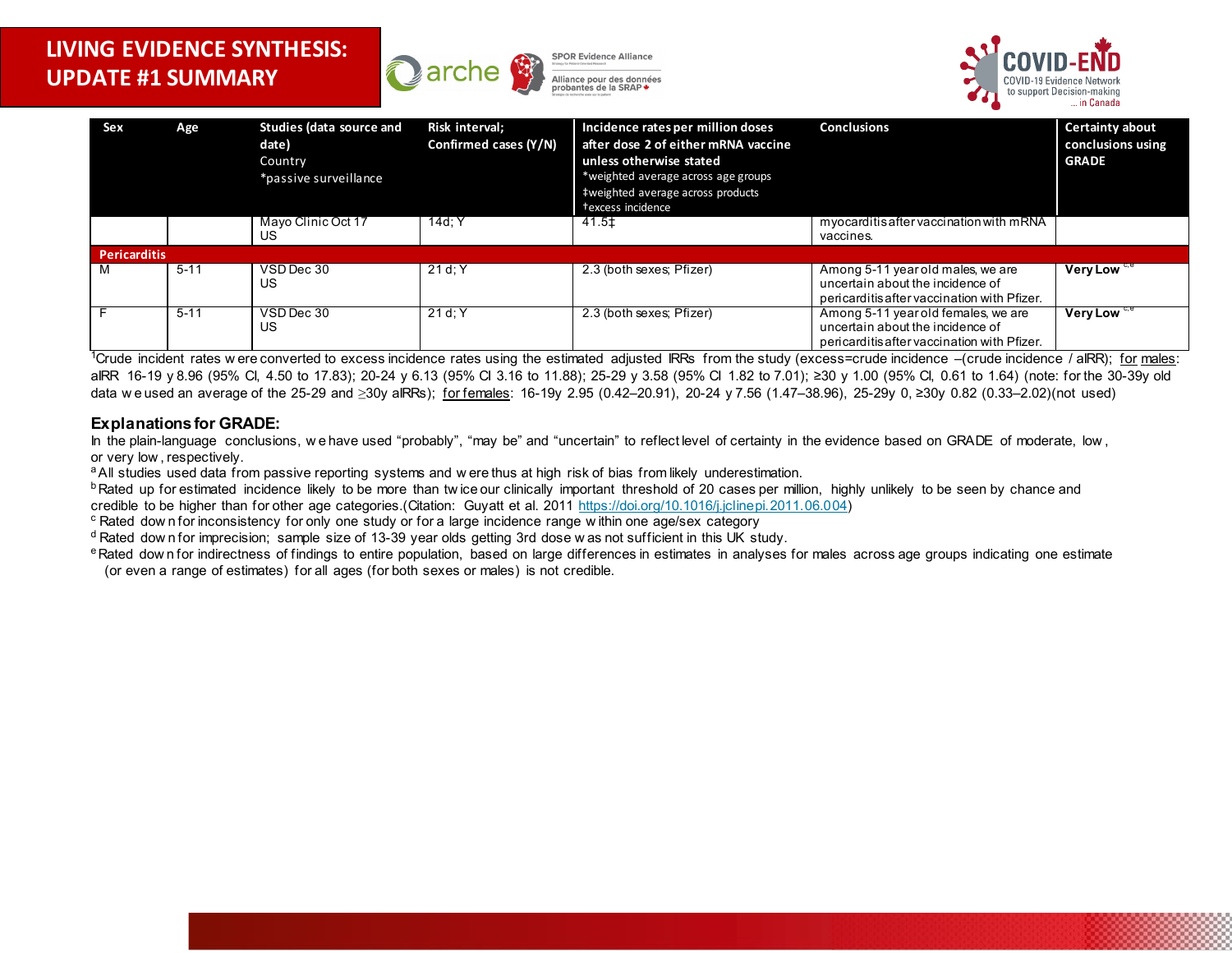# LIVING EVIDENCE SYNTHESIS: UPDATE #1 SUMMARY

| Sex | Age | Studies (data source and date) Country *passive surveillance | Risk interval; Confirmed cases (Y/N) | Incidence rates per million doses after dose 2 of either mRNA vaccine unless otherwise stated *weighted average across age groups ‡weighted average across products †excess incidence | Conclusions | Certainty about conclusions using GRADE |
|---|---|---|---|---|---|---|
| | | Mayo Clinic Oct 17 US | 14d; Y | 41.5‡ | myocarditis after vaccination with mRNA vaccines. | |
| **Pericarditis** | | | | | | |
| M | 5-11 | VSD Dec 30 US | 21 d; Y | 2.3 (both sexes; Pfizer) | Among 5-11 year old males, we are uncertain about the incidence of pericarditis after vaccination with Pfizer. | **Very Low** [c,e] |
| F | 5-11 | VSD Dec 30 US | 21 d; Y | 2.3 (both sexes; Pfizer) | Among 5-11 year old females, we are uncertain about the incidence of pericarditis after vaccination with Pfizer. | **Very Low** [c,e] |

[1]Crude incident rates were converted to excess incidence rates using the estimated adjusted IRRs from the study (excess=crude incidence –(crude incidence / aIRR); for males: aIRR 16-19 y 8.96 (95% CI, 4.50 to 17.83); 20-24 y 6.13 (95% CI 3.16 to 11.88); 25-29 y 3.58 (95% CI 1.82 to 7.01); ≥30 y 1.00 (95% CI, 0.61 to 1.64) (note: for the 30-39y old data we used an average of the 25-29 and ≥30y aIRRs); for females: 16-19y 2.95 (0.42–20.91), 20-24 y 7.56 (1.47–38.96), 25-29y 0, ≥30y 0.82 (0.33–2.02)(not used)

## Explanations for GRADE:

In the plain-language conclusions, we have used "probably", "may be" and "uncertain" to reflect level of certainty in the evidence based on GRADE of moderate, low, or very low, respectively.

[a] All studies used data from passive reporting systems and were thus at high risk of bias from likely underestimation.

[b] Rated up for estimated incidence likely to be more than twice our clinically important threshold of 20 cases per million, highly unlikely to be seen by chance and credible to be higher than for other age categories.(Citation: Guyatt et al. 2011 https://doi.org/10.1016/j.jclinepi.2011.06.004)

[c] Rated down for inconsistency for only one study or for a large incidence range within one age/sex category

[d] Rated down for imprecision; sample size of 13-39 year olds getting 3rd dose was not sufficient in this UK study.

[e] Rated down for indirectness of findings to entire population, based on large differences in estimates in analyses for males across age groups indicating one estimate (or even a range of estimates) for all ages (for both sexes or males) is not credible.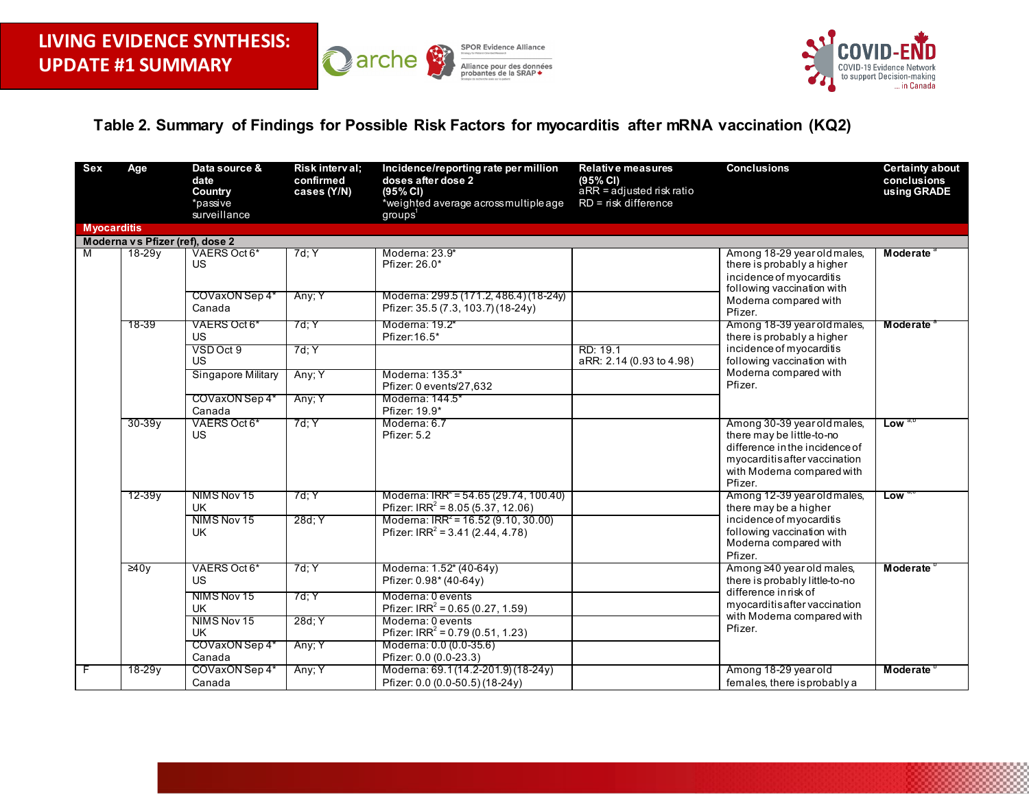# LIVING EVIDENCE SYNTHESIS: UPDATE #1 SUMMARY

## Table 2. Summary of Findings for Possible Risk Factors for myocarditis after mRNA vaccination (KQ2)

| Sex | Age | Data source & date Country *passive surveillance | Risk interval; confirmed cases (Y/N) | Incidence/reporting rate per million doses after dose 2 (95% CI) *weighted average across multiple age groups[1] | Relative measures (95% CI) aRR = adjusted risk ratio RD = risk difference | Conclusions | Certainty about conclusions using GRADE |
|---|---|---|---|---|---|---|---|
| **Myocarditis** | | | | | | | |
| **Moderna vs Pfizer (ref), dose 2** | | | | | | | |
| M | 18-29y | VAERS Oct 6* US | 7d; Y | Moderna: 23.9* Pfizer: 26.0* | | Among 18-29 year old males, there is probably a higher incidence of myocarditis following vaccination with Moderna compared with Pfizer. | **Moderate** [a] |
| | | COVaxON Sep 4* Canada | Any; Y | Moderna: 299.5 (171.2, 486.4) (18-24y) Pfizer: 35.5 (7.3, 103.7) (18-24y) | | | |
| | 18-39 | VAERS Oct 6* US | 7d; Y | Moderna: 19.2* Pfizer: 16.5* | | Among 18-39 year old males, there is probably a higher incidence of myocarditis following vaccination with Moderna compared with Pfizer. | **Moderate** [a] |
| | | VSD Oct 9 US | 7d; Y | | RD: 19.1 aRR: 2.14 (0.93 to 4.98) | | |
| | | Singapore Military | Any; Y | Moderna: 135.3* Pfizer: 0 events/27,632 | | | |
| | | COVaxON Sep 4* Canada | Any; Y | Moderna: 144.5* Pfizer: 19.9* | | | |
| | 30-39y | VAERS Oct 6* US | 7d; Y | Moderna: 6.7 Pfizer: 5.2 | | Among 30-39 year old males, there may be little-to-no difference in the incidence of myocarditis after vaccination with Moderna compared with Pfizer. | **Low** [a,b] |
| | 12-39y | NIMS Nov 15 UK | 7d; Y | Moderna: IRR[2] = 54.65 (29.74, 100.40) Pfizer: IRR[2] = 8.05 (5.37, 12.06) | | Among 12-39 year old males, there may be a higher incidence of myocarditis following vaccination with Moderna compared with Pfizer. | **Low** [a,c] |
| | | NIMS Nov 15 UK | 28d; Y | Moderna: IRR[2] = 16.52 (9.10, 30.00) Pfizer: IRR[2] = 3.41 (2.44, 4.78) | | | |
| | ≥40y | VAERS Oct 6* US | 7d; Y | Moderna: 1.52* (40-64y) Pfizer: 0.98* (40-64y) | | Among ≥40 year old males, there is probably little-to-no difference in risk of myocarditis after vaccination with Moderna compared with Pfizer. | **Moderate** [b] |
| | | NIMS Nov 15 UK | 7d; Y | Moderna: 0 events Pfizer: IRR[2] = 0.65 (0.27, 1.59) | | | |
| | | NIMS Nov 15 UK | 28d; Y | Moderna: 0 events Pfizer: IRR[2] = 0.79 (0.51, 1.23) | | | |
| | | COVaxON Sep 4* Canada | Any; Y | Moderna: 0.0 (0.0-35.6) Pfizer: 0.0 (0.0-23.3) | | | |
| F | 18-29y | COVaxON Sep 4* Canada | Any; Y | Moderna: 69.1 (14.2-201.9) (18-24y) Pfizer: 0.0 (0.0-50.5) (18-24y) | | Among 18-29 year old females, there is probably a | **Moderate** [b] |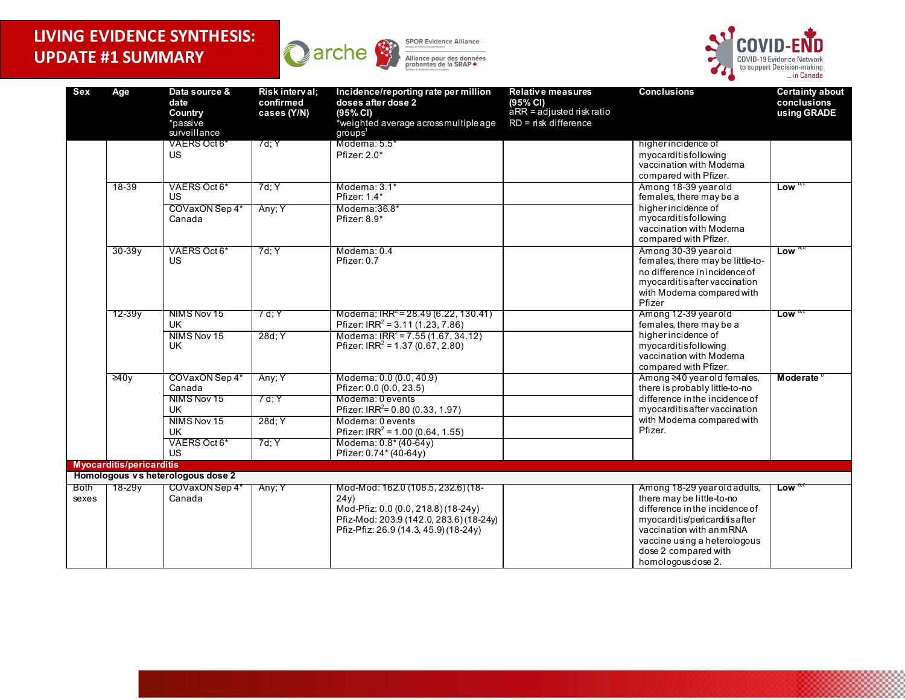| Sex | Age | Data source & date Country *passive surveillance | Risk interval; confirmed cases (Y/N) | Incidence/reporting rate per million doses after dose 2 (95% CI) *weighted average across multiple age groups[1] | Relative measures (95% CI) aRR = adjusted risk ratio RD = risk difference | Conclusions | Certainty about conclusions using GRADE |
|---|---|---|---|---|---|---|---|
| | | VAERS Oct 6* US | 7d; Y | Moderna: 5.5* Pfizer: 2.0* | | higher incidence of myocarditis following vaccination with Moderna compared with Pfizer. | |
| | 18-39 | VAERS Oct 6* US | 7d; Y | Moderna: 3.1* Pfizer: 1.4* | | Among 18-39 year old females, there may be a higher incidence of myocarditis following vaccination with Moderna compared with Pfizer. | **Low** [b,c] |
| | | COVaxON Sep 4* Canada | Any; Y | Moderna: 36.8* Pfizer: 8.9* | | | |
| | 30-39y | VAERS Oct 6* US | 7d; Y | Moderna: 0.4 Pfizer: 0.7 | | Among 30-39 year old females, there may be little-to-no difference in incidence of myocarditis after vaccination with Moderna compared with Pfizer | **Low** [a,b] |
| | 12-39y | NIMS Nov 15 UK | 7 d; Y | Moderna: IRR[2] = 28.49 (6.22, 130.41) Pfizer: IRR[2] = 3.11 (1.23, 7.86) | | Among 12-39 year old females, there may be a higher incidence of myocarditis following vaccination with Moderna compared with Pfizer. | **Low** [a,c] |
| | | NIMS Nov 15 UK | 28d; Y | Moderna: IRR[2] = 7.55 (1.67, 34.12) Pfizer: IRR[2] = 1.37 (0.67, 2.80) | | | |
| | ≥40y | COVaxON Sep 4* Canada | Any; Y | Moderna: 0.0 (0.0, 40.9) Pfizer: 0.0 (0.0, 23.5) | | Among ≥40 year old females, there is probably little-to-no difference in the incidence of myocarditis after vaccination with Moderna compared with Pfizer. | **Moderate** [b] |
| | | NIMS Nov 15 UK | 7 d; Y | Moderna: 0 events Pfizer: IRR[2] = 0.80 (0.33, 1.97) | | | |
| | | NIMS Nov 15 UK | 28d; Y | Moderna: 0 events Pfizer: IRR[2] = 1.00 (0.64, 1.55) | | | |
| | | VAERS Oct 6* US | 7d; Y | Moderna: 0.8* (40-64y) Pfizer: 0.74* (40-64y) | | | |
| **Myocarditis/pericarditis** | | | | | | | |
| **Homologous vs heterologous dose 2** | | | | | | | |
| Both sexes | 18-29y | COVaxON Sep 4* Canada | Any; Y | Mod-Mod: 162.0 (108.5, 232.6) (18-24y) Mod-Pfiz: 0.0 (0.0, 218.8) (18-24y) Pfiz-Mod: 203.9 (142.0, 283.6) (18-24y) Pfiz-Pfiz: 26.9 (14.3, 45.9) (18-24y) | | Among 18-29 year old adults, there may be little-to-no difference in the incidence of myocarditis/pericarditis after vaccination with an mRNA vaccine using a heterologous dose 2 compared with homologous dose 2. | **Low** [a,c] |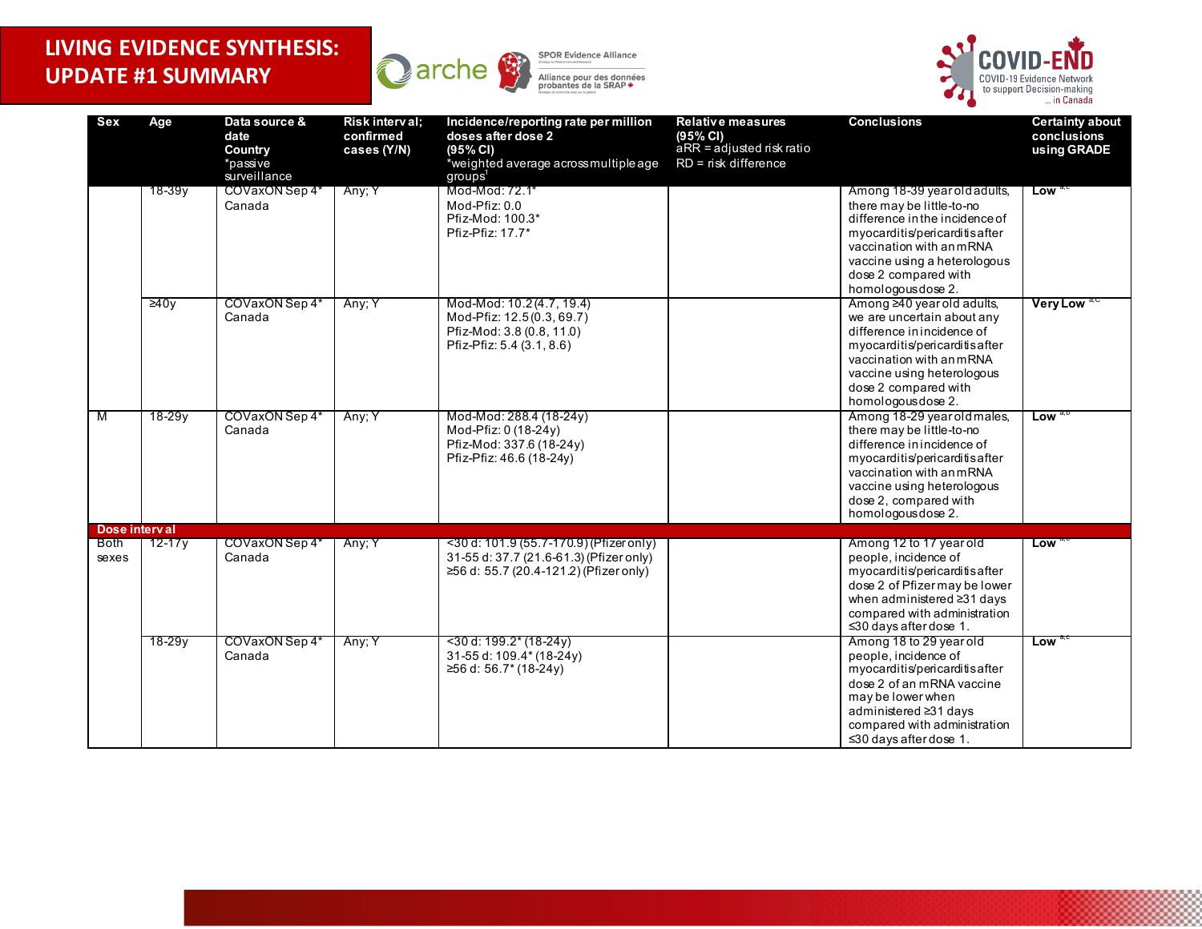# LIVING EVIDENCE SYNTHESIS: UPDATE #1 SUMMARY

| Sex | Age | Data source & date Country *passive surveillance | Risk interval; confirmed cases (Y/N) | Incidence/reporting rate per million doses after dose 2 (95% CI) *weighted average across multiple age groups[1] | Relative measures (95% CI) aRR = adjusted risk ratio RD = risk difference | Conclusions | Certainty about conclusions using GRADE |
|---|---|---|---|---|---|---|---|
| | 18-39y | COVaxON Sep 4* Canada | Any; Y | Mod-Mod: 72.1* Mod-Pfiz: 0.0 Pfiz-Mod: 100.3* Pfiz-Pfiz: 17.7* | | Among 18-39 year old adults, there may be little-to-no difference in the incidence of myocarditis/pericarditis after vaccination with an mRNA vaccine using a heterologous dose 2 compared with homologous dose 2. | **Low** [a,c] |
| | ≥40y | COVaxON Sep 4* Canada | Any; Y | Mod-Mod: 10.2 (4.7, 19.4) Mod-Pfiz: 12.5 (0.3, 69.7) Pfiz-Mod: 3.8 (0.8, 11.0) Pfiz-Pfiz: 5.4 (3.1, 8.6) | | Among ≥40 year old adults, we are uncertain about any difference in incidence of myocarditis/pericarditis after vaccination with an mRNA vaccine using heterologous dose 2 compared with homologous dose 2. | **Very Low** [a,c] |
| M | 18-29y | COVaxON Sep 4* Canada | Any; Y | Mod-Mod: 288.4 (18-24y) Mod-Pfiz: 0 (18-24y) Pfiz-Mod: 337.6 (18-24y) Pfiz-Pfiz: 46.6 (18-24y) | | Among 18-29 year old males, there may be little-to-no difference in incidence of myocarditis/pericarditis after vaccination with an mRNA vaccine using heterologous dose 2, compared with homologous dose 2. | **Low** [a,b] |
| **Dose interval** | | | | | | | |
| Both sexes | 12-17y | COVaxON Sep 4* Canada | Any; Y | <30 d: 101.9 (55.7-170.9) (Pfizer only) 31-55 d: 37.7 (21.6-61.3) (Pfizer only) ≥56 d: 55.7 (20.4-121.2) (Pfizer only) | | Among 12 to 17 year old people, incidence of myocarditis/pericarditis after dose 2 of Pfizer may be lower when administered ≥31 days compared with administration ≤30 days after dose 1. | **Low** [a,c] |
| | 18-29y | COVaxON Sep 4* Canada | Any; Y | <30 d: 199.2* (18-24y) 31-55 d: 109.4* (18-24y) ≥56 d: 56.7* (18-24y) | | Among 18 to 29 year old people, incidence of myocarditis/pericarditis after dose 2 of an mRNA vaccine may be lower when administered ≥31 days compared with administration ≤30 days after dose 1. | **Low** [a,c] |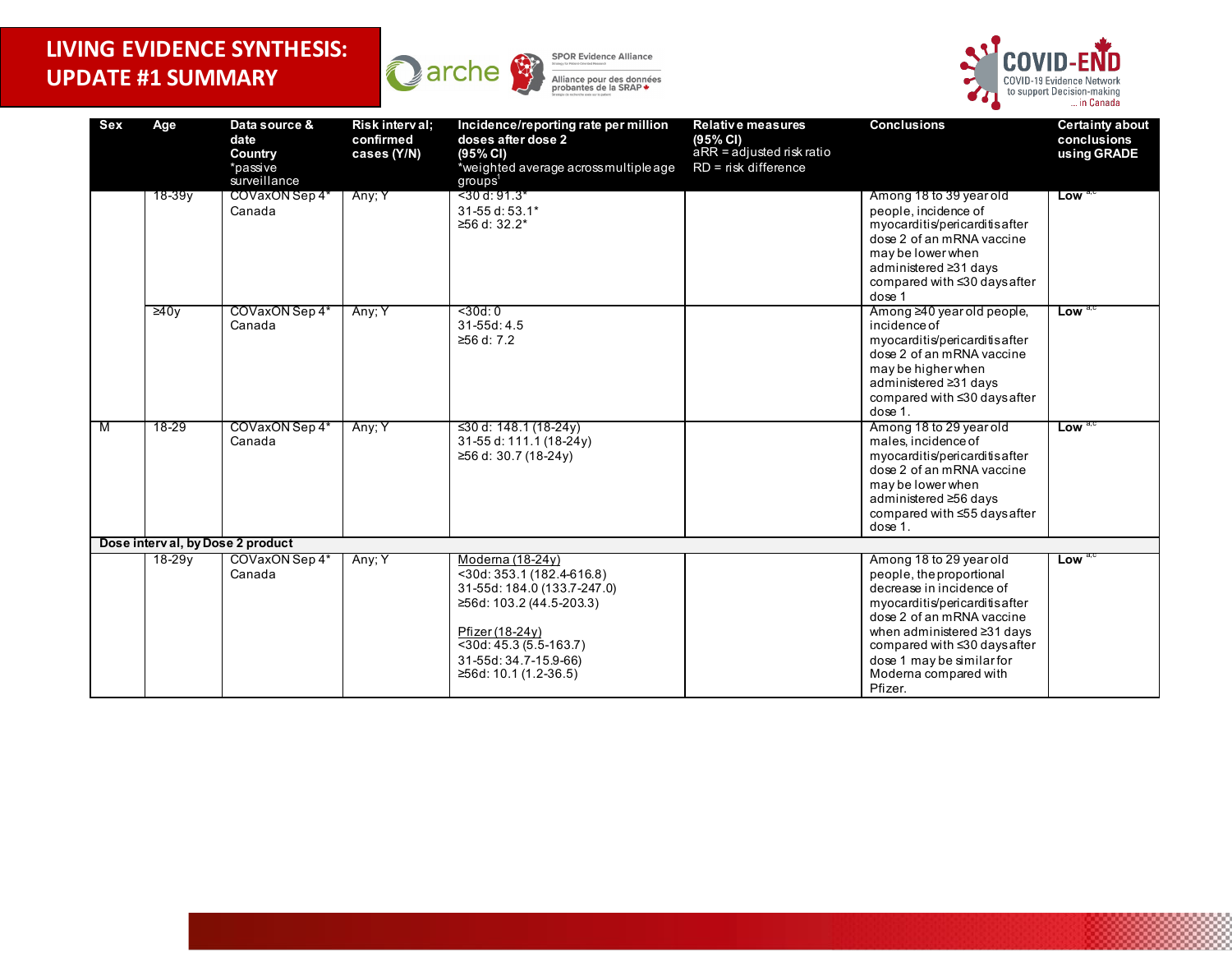# LIVING EVIDENCE SYNTHESIS: UPDATE #1 SUMMARY

| Sex | Age | Data source & date Country *passive surveillance | Risk interval; confirmed cases (Y/N) | Incidence/reporting rate per million doses after dose 2 (95% CI) *weighted average across multiple age groups[1] | Relative measures (95% CI) aRR = adjusted risk ratio RD = risk difference | Conclusions | Certainty about conclusions using GRADE |
|---|---|---|---|---|---|---|---|
| | 18-39y | COVaxON Sep 4* Canada | Any; Y | <30 d: 91.3*<br>31-55 d: 53.1*<br>≥56 d: 32.2* | | Among 18 to 39 year old people, incidence of myocarditis/pericarditis after dose 2 of an mRNA vaccine may be lower when administered ≥31 days compared with ≤30 days after dose 1 | **Low** [a,c] |
| | ≥40y | COVaxON Sep 4* Canada | Any; Y | <30d: 0<br>31-55d: 4.5<br>≥56 d: 7.2 | | Among ≥40 year old people, incidence of myocarditis/pericarditis after dose 2 of an mRNA vaccine may be higher when administered ≥31 days compared with ≤30 days after dose 1. | **Low** [a,c] |
| M | 18-29 | COVaxON Sep 4* Canada | Any; Y | ≤30 d: 148.1 (18-24y)<br>31-55 d: 111.1 (18-24y)<br>≥56 d: 30.7 (18-24y) | | Among 18 to 29 year old males, incidence of myocarditis/pericarditis after dose 2 of an mRNA vaccine may be lower when administered ≥56 days compared with ≤55 days after dose 1. | **Low** [a,c] |
| **Dose interval, by Dose 2 product** | | | | | | | |
| | 18-29y | COVaxON Sep 4* Canada | Any; Y | Moderna (18-24y)<br><30d: 353.1 (182.4-616.8)<br>31-55d: 184.0 (133.7-247.0)<br>≥56d: 103.2 (44.5-203.3)<br><br>Pfizer (18-24y)<br><30d: 45.3 (5.5-163.7)<br>31-55d: 34.7-15.9-66)<br>≥56d: 10.1 (1.2-36.5) | | Among 18 to 29 year old people, the proportional decrease in incidence of myocarditis/pericarditis after dose 2 of an mRNA vaccine when administered ≥31 days compared with ≤30 days after dose 1 may be similar for Moderna compared with Pfizer. | **Low** [a,c] |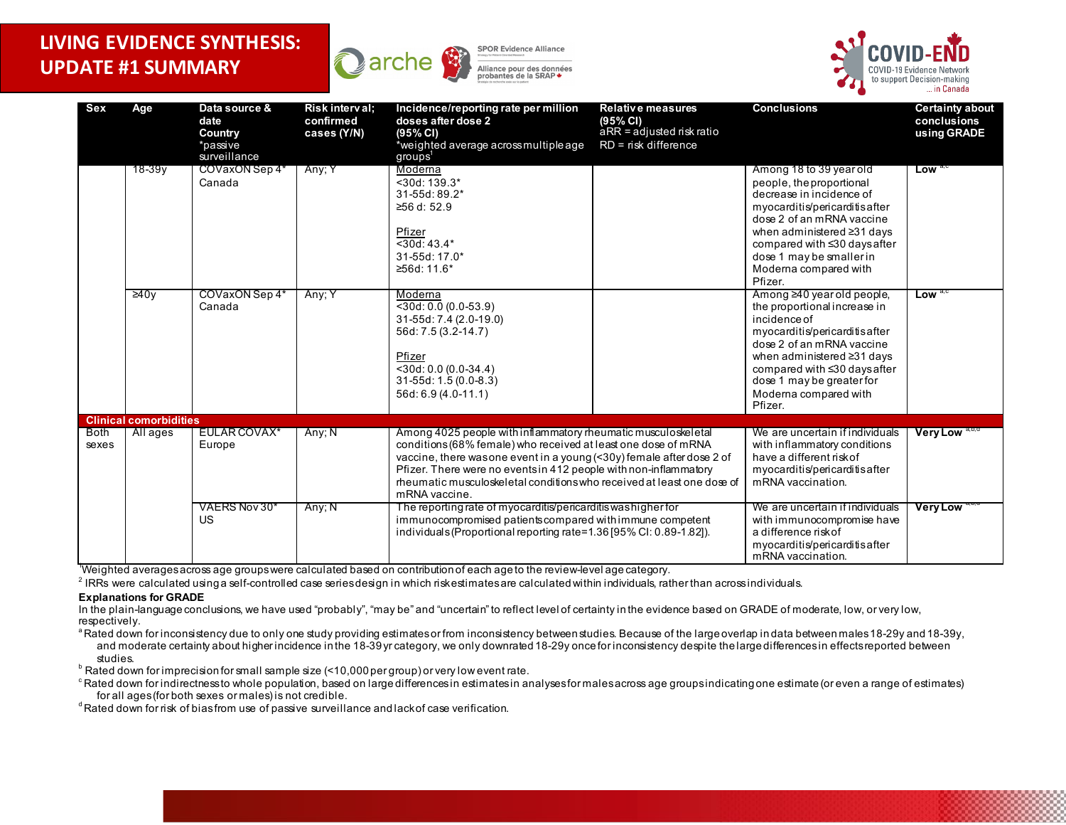# LIVING EVIDENCE SYNTHESIS: UPDATE #1 SUMMARY

| Sex | Age | Data source & date Country *passive surveillance | Risk interval; confirmed cases (Y/N) | Incidence/reporting rate per million doses after dose 2 (95% CI) *weighted average across multiple age groups[1] | Relative measures (95% CI) aRR = adjusted risk ratio RD = risk difference | Conclusions | Certainty about conclusions using GRADE |
|---|---|---|---|---|---|---|---|
| | 18-39y | COVaxON Sep 4* Canada | Any; Y | Moderna<br><30d: 139.3*<br>31-55d: 89.2*<br>≥56 d: 52.9<br><br>Pfizer<br><30d: 43.4*<br>31-55d: 17.0*<br>≥56d: 11.6* | | Among 18 to 39 year old people, the proportional decrease in incidence of myocarditis/pericarditis after dose 2 of an mRNA vaccine when administered ≥31 days compared with ≤30 days after dose 1 may be smaller in Moderna compared with Pfizer. | Low [a,c] |
| | ≥40y | COVaxON Sep 4* Canada | Any; Y | Moderna<br><30d: 0.0 (0.0-53.9)<br>31-55d: 7.4 (2.0-19.0)<br>56d: 7.5 (3.2-14.7)<br><br>Pfizer<br><30d: 0.0 (0.0-34.4)<br>31-55d: 1.5 (0.0-8.3)<br>56d: 6.9 (4.0-11.1) | | Among ≥40 year old people, the proportional increase in incidence of myocarditis/pericarditis after dose 2 of an mRNA vaccine when administered ≥31 days compared with ≤30 days after dose 1 may be greater for Moderna compared with Pfizer. | Low [a,c] |
| **Clinical comorbidities** | | | | | | | |
| Both sexes | All ages | EULAR COVAX* Europe | Any; N | Among 4025 people with inflammatory rheumatic musculoskeletal conditions (68% female) who received at least one dose of mRNA vaccine, there was one event in a young (<30y) female after dose 2 of Pfizer. There were no events in 412 people with non-inflammatory rheumatic musculoskeletal conditions who received at least one dose of mRNA vaccine. | | We are uncertain if individuals with inflammatory conditions have a different risk of myocarditis/pericarditis after mRNA vaccination. | Very Low [a,b,d] |
| | | VAERS Nov 30* US | Any; N | The reporting rate of myocarditis/pericarditis was higher for immunocompromised patients compared with immune competent individuals (Proportional reporting rate=1.36 [95% CI: 0.89-1.82]). | | We are uncertain if individuals with immunocompromise have a difference risk of myocarditis/pericarditis after mRNA vaccination. | Very Low [a,b,d] |

[1]Weighted averages across age groups were calculated based on contribution of each age to the review-level age category.

[2] IRRs were calculated using a self-controlled case series design in which risk estimates are calculated within individuals, rather than across individuals.

**Explanations for GRADE**

In the plain-language conclusions, we have used "probably", "may be" and "uncertain" to reflect level of certainty in the evidence based on GRADE of moderate, low, or very low, respectively.

[a] Rated down for inconsistency due to only one study providing estimates or from inconsistency between studies. Because of the large overlap in data between males 18-29y and 18-39y, and moderate certainty about higher incidence in the 18-39 yr category, we only downrated 18-29y once for inconsistency despite the large differences in effects reported between studies.

[b] Rated down for imprecision for small sample size (<10,000 per group) or very low event rate.

[c] Rated down for indirectness to whole population, based on large differences in estimates in analyses for males across age groups indicating one estimate (or even a range of estimates) for all ages (for both sexes or males) is not credible.

[d] Rated down for risk of bias from use of passive surveillance and lack of case verification.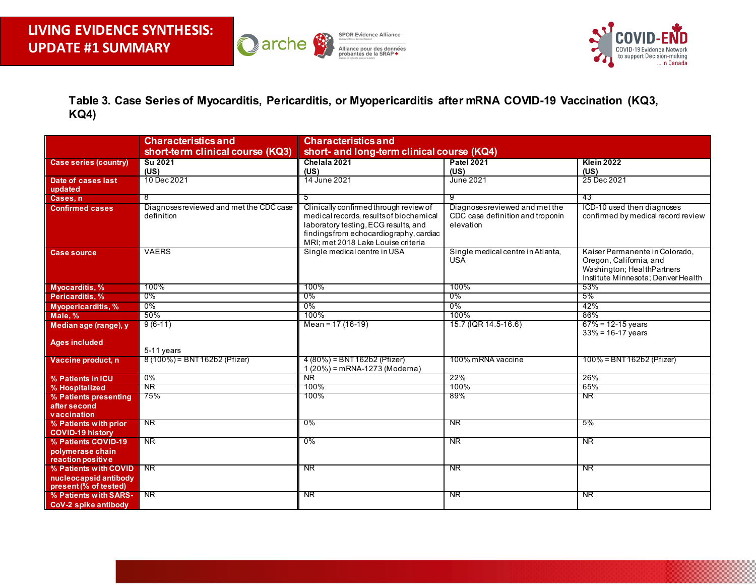**Table 3. Case Series of Myocarditis, Pericarditis, or Myopericarditis after mRNA COVID-19 Vaccination (KQ3, KQ4)**

| | Characteristics and short-term clinical course (KQ3) | Characteristics and short- and long-term clinical course (KQ4) | | |
|---|---|---|---|---|
| **Case series (country)** | **Su 2021 (US)** | **Chelala 2021 (US)** | **Patel 2021 (US)** | **Klein 2022 (US)** |
| **Date of cases last updated** | 10 Dec 2021 | 14 June 2021 | June 2021 | 25 Dec 2021 |
| **Cases, n** | 8 | 5 | 9 | 43 |
| **Confirmed cases** | Diagnoses reviewed and met the CDC case definition | Clinically confirmed through review of medical records, results of biochemical laboratory testing, ECG results, and findings from echocardiography, cardiac MRI; met 2018 Lake Louise criteria | Diagnoses reviewed and met the CDC case definition and troponin elevation | ICD-10 used then diagnoses confirmed by medical record review |
| **Case source** | VAERS | Single medical centre in USA | Single medical centre in Atlanta, USA | Kaiser Permanente in Colorado, Oregon, California, and Washington; HealthPartners Institute Minnesota; Denver Health |
| **Myocarditis, %** | 100% | 100% | 100% | 53% |
| **Pericarditis, %** | 0% | 0% | 0% | 5% |
| **Myopericarditis, %** | 0% | 0% | 0% | 42% |
| **Male, %** | 50% | 100% | 100% | 86% |
| **Median age (range), y**<br><br>**Ages included** | 9 (6-11)<br><br>5-11 years | Mean = 17 (16-19) | 15.7 (IQR 14.5-16.6) | 67% = 12-15 years<br>33% = 16-17 years |
| **Vaccine product, n** | 8 (100%) = BNT162b2 (Pfizer) | 4 (80%) = BNT162b2 (Pfizer)<br>1 (20%) = mRNA-1273 (Moderna) | 100% mRNA vaccine | 100% = BNT162b2 (Pfizer) |
| **% Patients in ICU** | 0% | NR | 22% | 26% |
| **% Hospitalized** | NR | 100% | 100% | 65% |
| **% Patients presenting after second vaccination** | 75% | 100% | 89% | NR |
| **% Patients with prior COVID-19 history** | NR | 0% | NR | 5% |
| **% Patients COVID-19 polymerase chain reaction positive** | NR | 0% | NR | NR |
| **% Patients with COVID nucleocapsid antibody present (% of tested)** | NR | NR | NR | NR |
| **% Patients with SARS-CoV-2 spike antibody** | NR | NR | NR | NR |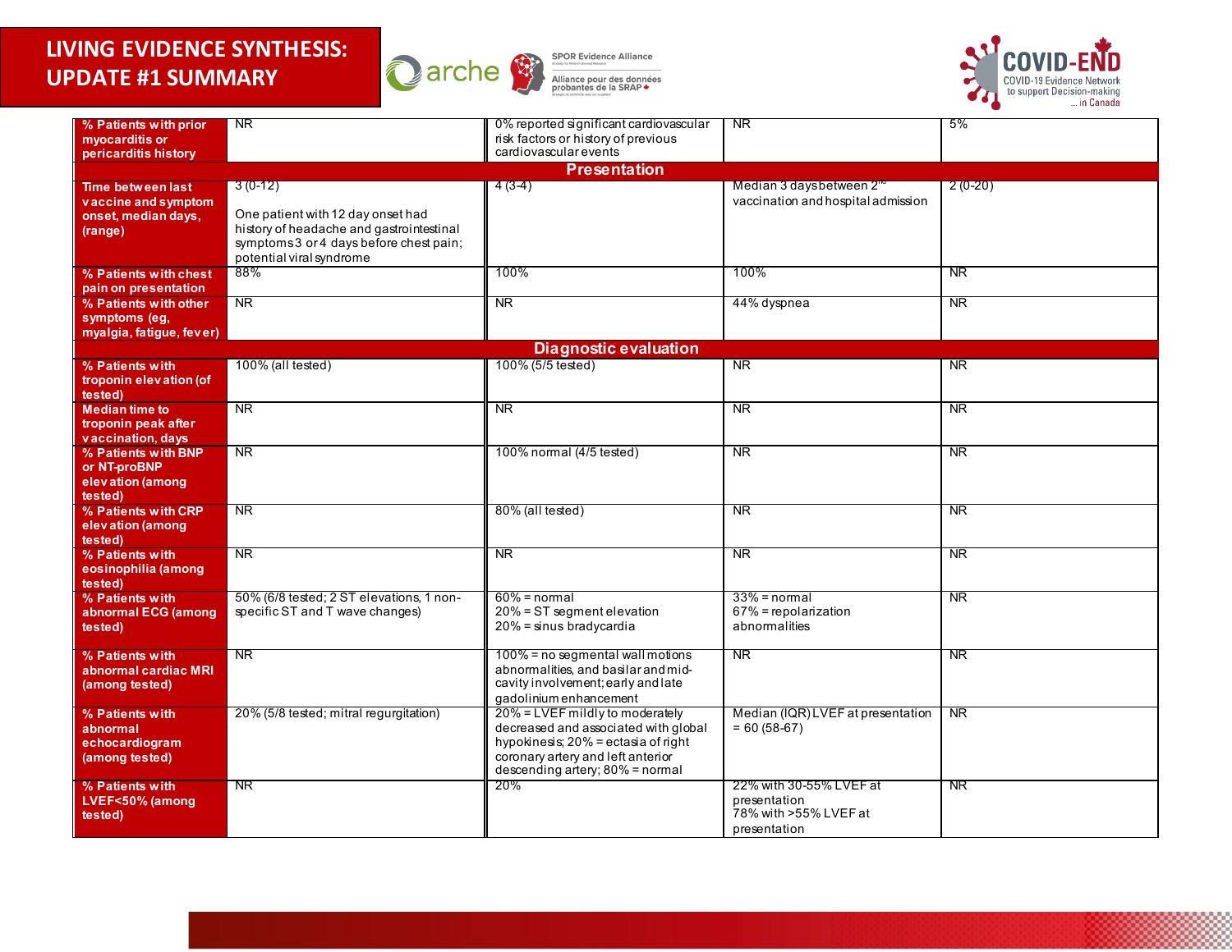| | | | | |
|---|---|---|---|---|
| **% Patients with prior myocarditis or pericarditis history** | NR | 0% reported significant cardiovascular risk factors or history of previous cardiovascular events | NR | 5% |
| **Presentation** | | | | |
| **Time between last vaccine and symptom onset, median days, (range)** | 3 (0-12)<br><br>One patient with 12 day onset had history of headache and gastrointestinal symptoms 3 or 4 days before chest pain; potential viral syndrome | 4 (3-4) | Median 3 days between 2nd vaccination and hospital admission | 2 (0-20) |
| **% Patients with chest pain on presentation** | 88% | 100% | 100% | NR |
| **% Patients with other symptoms (eg, myalgia, fatigue, fever)** | NR | NR | 44% dyspnea | NR |
| **Diagnostic evaluation** | | | | |
| **% Patients with troponin elevation (of tested)** | 100% (all tested) | 100% (5/5 tested) | NR | NR |
| **Median time to troponin peak after vaccination, days** | NR | NR | NR | NR |
| **% Patients with BNP or NT-proBNP elevation (among tested)** | NR | 100% normal (4/5 tested) | NR | NR |
| **% Patients with CRP elevation (among tested)** | NR | 80% (all tested) | NR | NR |
| **% Patients with eosinophilia (among tested)** | NR | NR | NR | NR |
| **% Patients with abnormal ECG (among tested)** | 50% (6/8 tested; 2 ST elevations, 1 non-specific ST and T wave changes) | 60% = normal<br>20% = ST segment elevation<br>20% = sinus bradycardia | 33% = normal<br>67% = repolarization abnormalities | NR |
| **% Patients with abnormal cardiac MRI (among tested)** | NR | 100% = no segmental wall motions abnormalities, and basilar and mid-cavity involvement; early and late gadolinium enhancement | NR | NR |
| **% Patients with abnormal echocardiogram (among tested)** | 20% (5/8 tested; mitral regurgitation) | 20% = LVEF mildly to moderately decreased and associated with global hypokinesis; 20% = ectasia of right coronary artery and left anterior descending artery; 80% = normal | Median (IQR) LVEF at presentation = 60 (58-67) | NR |
| **% Patients with LVEF<50% (among tested)** | NR | 20% | 22% with 30-55% LVEF at presentation<br>78% with >55% LVEF at presentation | NR |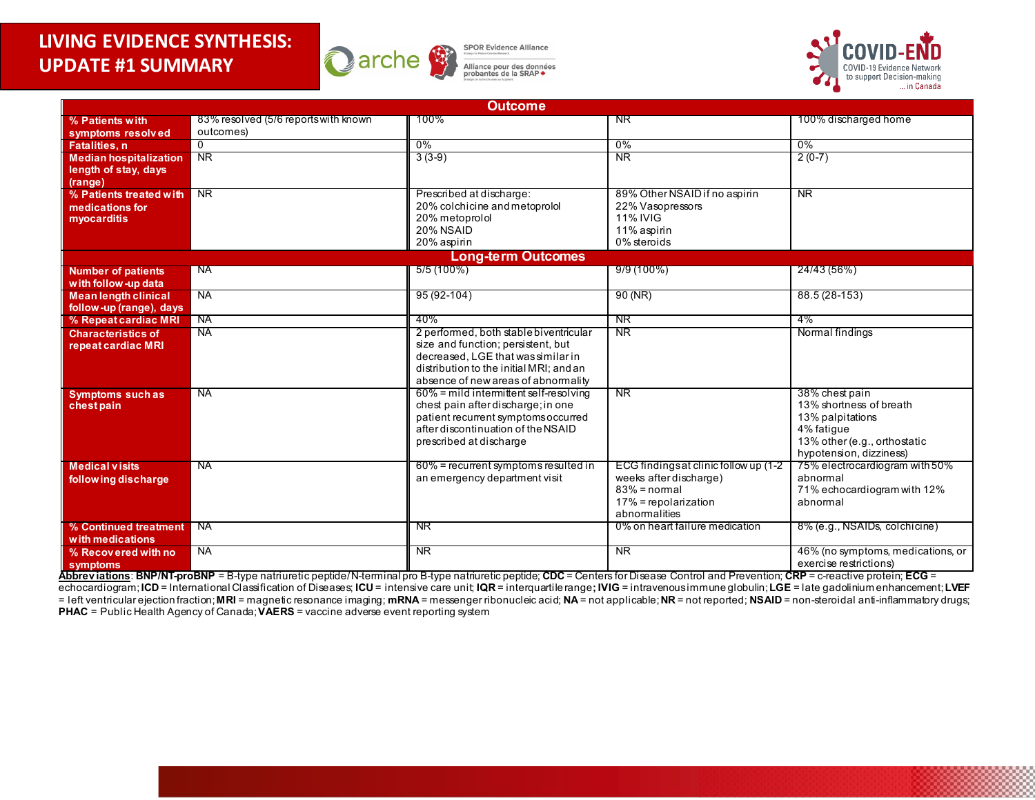# LIVING EVIDENCE SYNTHESIS: UPDATE #1 SUMMARY

| | | | | |
|---|---|---|---|---|
| **Outcome** | | | | |
| **% Patients with symptoms resolved** | 83% resolved (5/6 reports with known outcomes) | 100% | NR | 100% discharged home |
| **Fatalities, n** | 0 | 0% | 0% | 0% |
| **Median hospitalization length of stay, days (range)** | NR | 3 (3-9) | NR | 2 (0-7) |
| **% Patients treated with medications for myocarditis** | NR | Prescribed at discharge:<br>20% colchicine and metoprolol<br>20% metoprolol<br>20% NSAID<br>20% aspirin | 89% Other NSAID if no aspirin<br>22% Vasopressors<br>11% IVIG<br>11% aspirin<br>0% steroids | NR |
| **Long-term Outcomes** | | | | |
| **Number of patients with follow-up data** | NA | 5/5 (100%) | 9/9 (100%) | 24/43 (56%) |
| **Mean length clinical follow-up (range), days** | NA | 95 (92-104) | 90 (NR) | 88.5 (28-153) |
| **% Repeat cardiac MRI** | NA | 40% | NR | 4% |
| **Characteristics of repeat cardiac MRI** | NA | 2 performed, both stable biventricular size and function; persistent, but decreased, LGE that was similar in distribution to the initial MRI; and an absence of new areas of abnormality | NR | Normal findings |
| **Symptoms such as chest pain** | NA | 60% = mild intermittent self-resolving chest pain after discharge; in one patient recurrent symptoms occurred after discontinuation of the NSAID prescribed at discharge | NR | 38% chest pain<br>13% shortness of breath<br>13% palpitations<br>4% fatigue<br>13% other (e.g., orthostatic hypotension, dizziness) |
| **Medical visits following discharge** | NA | 60% = recurrent symptoms resulted in an emergency department visit | ECG findings at clinic follow up (1-2 weeks after discharge)<br>83% = normal<br>17% = repolarization abnormalities | 75% electrocardiogram with 50% abnormal<br>71% echocardiogram with 12% abnormal |
| **% Continued treatment with medications** | NA | NR | 0% on heart failure medication | 8% (e.g., NSAIDs, colchicine) |
| **% Recovered with no symptoms** | NA | NR | NR | 46% (no symptoms, medications, or exercise restrictions) |

<u>**Abbreviations**</u>: **BNP/NT-proBNP** = B-type natriuretic peptide/N-terminal pro B-type natriuretic peptide; **CDC** = Centers for Disease Control and Prevention; **CRP** = c-reactive protein; **ECG** = echocardiogram; **ICD** = International Classification of Diseases; **ICU** = intensive care unit; **IQR** = interquartile range**; IVIG** = intravenous immune globulin; **LGE** = late gadolinium enhancement; **LVEF** = left ventricular ejection fraction; **MRI** = magnetic resonance imaging; **mRNA** = messenger ribonucleic acid; **NA** = not applicable; **NR** = not reported; **NSAID** = non-steroidal anti-inflammatory drugs; **PHAC** = Public Health Agency of Canada; **VAERS** = vaccine adverse event reporting system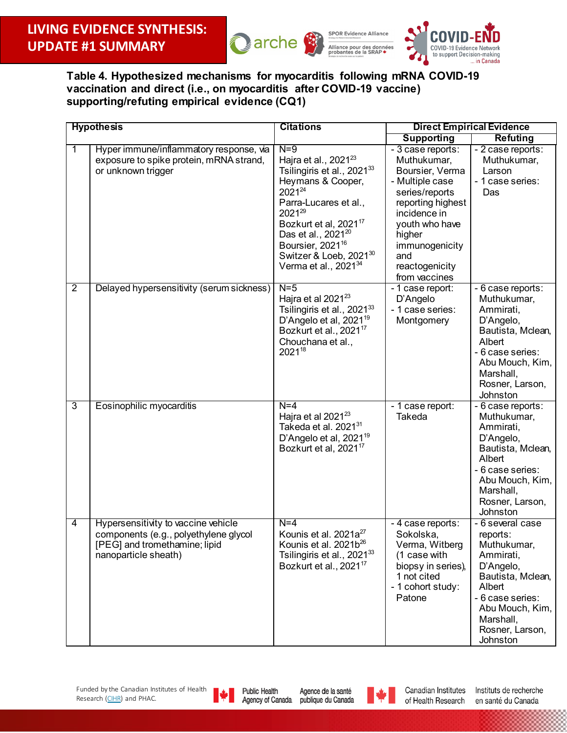**Table 4. Hypothesized mechanisms for myocarditis following mRNA COVID-19 vaccination and direct (i.e., on myocarditis after COVID-19 vaccine) supporting/refuting empirical evidence (CQ1)**

| Hypothesis | | Citations | Direct Empirical Evidence | |
|---|---|---|---|---|
| | | | Supporting | Refuting |
| 1 | Hyper immune/inflammatory response, via exposure to spike protein, mRNA strand, or unknown trigger | N=9<br>Hajra et al., 2021[23]<br>Tsilingiris et al., 2021[33]<br>Heymans & Cooper, 2021[24]<br>Parra-Lucares et al., 2021[29]<br>Bozkurt et al, 2021[17]<br>Das et al., 2021[20]<br>Boursier, 2021[16]<br>Switzer & Loeb, 2021[30]<br>Verma et al., 2021[34] | - 3 case reports: Muthukumar, Boursier, Verma<br>- Multiple case series/reports reporting highest incidence in youth who have higher immunogenicity and reactogenicity from vaccines | - 2 case reports: Muthukumar, Larson<br>- 1 case series: Das |
| 2 | Delayed hypersensitivity (serum sickness) | N=5<br>Hajra et al 2021[23]<br>Tsilingiris et al., 2021[33]<br>D'Angelo et al, 2021[19]<br>Bozkurt et al., 2021[17]<br>Chouchana et al., 2021[18] | - 1 case report: D'Angelo<br>- 1 case series: Montgomery | - 6 case reports: Muthukumar, Ammirati, D'Angelo, Bautista, Mclean, Albert<br>- 6 case series: Abu Mouch, Kim, Marshall, Rosner, Larson, Johnston |
| 3 | Eosinophilic myocarditis | N=4<br>Hajra et al 2021[23]<br>Takeda et al. 2021[31]<br>D'Angelo et al, 2021[19]<br>Bozkurt et al, 2021[17] | - 1 case report: Takeda | - 6 case reports: Muthukumar, Ammirati, D'Angelo, Bautista, Mclean, Albert<br>- 6 case series: Abu Mouch, Kim, Marshall, Rosner, Larson, Johnston |
| 4 | Hypersensitivity to vaccine vehicle components (e.g., polyethylene glycol [PEG] and tromethamine; lipid nanoparticle sheath) | N=4<br>Kounis et al. 2021a[27]<br>Kounis et al. 2021b[26]<br>Tsilingiris et al., 2021[33]<br>Bozkurt et al., 2021[17] | - 4 case reports: Sokolska, Verma, Witberg (1 case with biopsy in series), 1 not cited<br>- 1 cohort study: Patone | - 6 several case reports: Muthukumar, Ammirati, D'Angelo, Bautista, Mclean, Albert<br>- 6 case series: Abu Mouch, Kim, Marshall, Rosner, Larson, Johnston |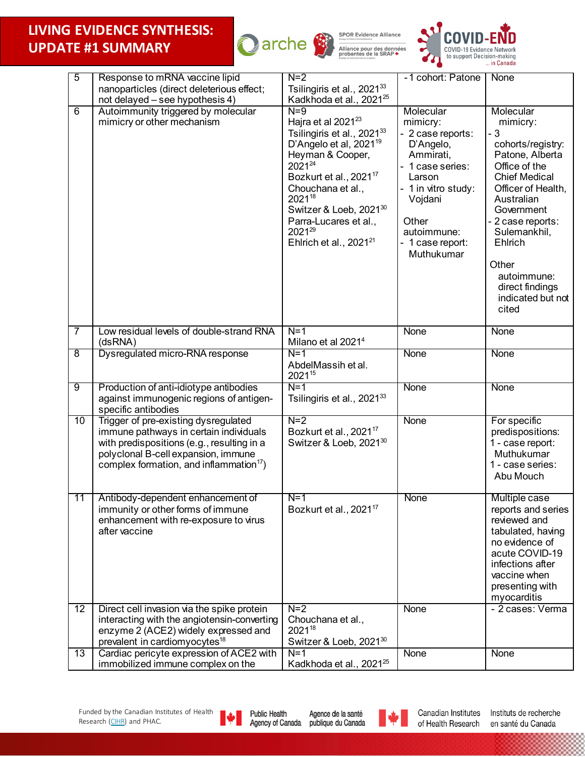| | | | | |
|---|---|---|---|---|
| 5 | Response to mRNA vaccine lipid nanoparticles (direct deleterious effect; not delayed – see hypothesis 4) | N=2<br>Tsilingiris et al., 2021[33]<br>Kadkhoda et al., 2021[25] | - 1 cohort: Patone | None |
| 6 | Autoimmunity triggered by molecular mimicry or other mechanism | N=9<br>Hajra et al 2021[23]<br>Tsilingiris et al., 2021[33]<br>D'Angelo et al, 2021[19]<br>Heyman & Cooper, 2021[24]<br>Bozkurt et al., 2021[17]<br>Chouchana et al., 2021[18]<br>Switzer & Loeb, 2021[30]<br>Parra-Lucares et al., 2021[29]<br>Ehlrich et al., 2021[21] | Molecular mimicry:<br>- 2 case reports: D'Angelo, Ammirati,<br>- 1 case series: Larson<br>- 1 in vitro study: Vojdani<br><br>Other autoimmune:<br>- 1 case report: Muthukumar | Molecular mimicry:<br>- 3 cohorts/registry: Patone, Alberta Office of the Chief Medical Officer of Health, Australian Government<br>- 2 case reports: Sulemankhil, Ehlrich<br><br>Other autoimmune: direct findings indicated but not cited |
| 7 | Low residual levels of double-strand RNA (dsRNA) | N=1<br>Milano et al 2021[4] | None | None |
| 8 | Dysregulated micro-RNA response | N=1<br>AbdelMassih et al. 2021[15] | None | None |
| 9 | Production of anti-idiotype antibodies against immunogenic regions of antigen-specific antibodies | N=1<br>Tsilingiris et al., 2021[33] | None | None |
| 10 | Trigger of pre-existing dysregulated immune pathways in certain individuals with predispositions (e.g., resulting in a polyclonal B-cell expansion, immune complex formation, and inflammation[17]) | N=2<br>Bozkurt et al., 2021[17]<br>Switzer & Loeb, 2021[30] | None | For specific predispositions:<br>1 - case report: Muthukumar<br>1 - case series: Abu Mouch |
| 11 | Antibody-dependent enhancement of immunity or other forms of immune enhancement with re-exposure to virus after vaccine | N=1<br>Bozkurt et al., 2021[17] | None | Multiple case reports and series reviewed and tabulated, having no evidence of acute COVID-19 infections after vaccine when presenting with myocarditis |
| 12 | Direct cell invasion via the spike protein interacting with the angiotensin-converting enzyme 2 (ACE2) widely expressed and prevalent in cardiomyocytes[18] | N=2<br>Chouchana et al., 2021[18]<br>Switzer & Loeb, 2021[30] | None | - 2 cases: Verma |
| 13 | Cardiac pericyte expression of ACE2 with immobilized immune complex on the | N=1<br>Kadkhoda et al., 2021[25] | None | None |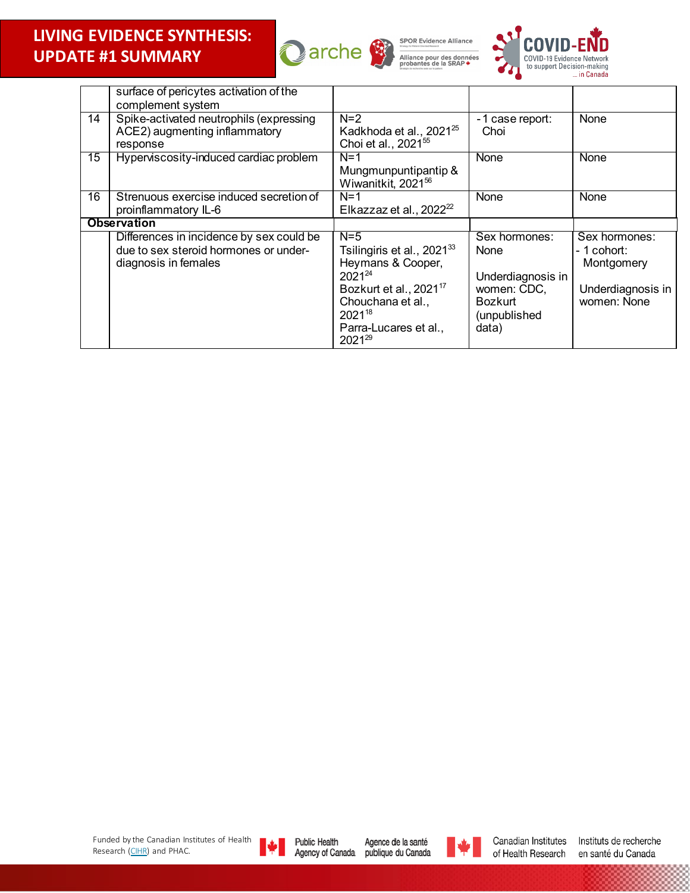| | | | | |
|---|---|---|---|---|
| | surface of pericytes activation of the complement system | | | |
| 14 | Spike-activated neutrophils (expressing ACE2) augmenting inflammatory response | N=2<br>Kadkhoda et al., 2021[25]<br>Choi et al., 2021[55] | - 1 case report: Choi | None |
| 15 | Hyperviscosity-induced cardiac problem | N=1<br>Mungmunpuntipantip & Wiwanitkit, 2021[56] | None | None |
| 16 | Strenuous exercise induced secretion of proinflammatory IL-6 | N=1<br>Elkazzaz et al., 2022[22] | None | None |
| **Observation** | | | | |
| | Differences in incidence by sex could be due to sex steroid hormones or under-diagnosis in females | N=5<br>Tsilingiris et al., 2021[33]<br>Heymans & Cooper, 2021[24]<br>Bozkurt et al., 2021[17]<br>Chouchana et al., 2021[18]<br>Parra-Lucares et al., 2021[29] | Sex hormones: None<br><br>Underdiagnosis in women: CDC, Bozkurt (unpublished data) | Sex hormones:<br>- 1 cohort: Montgomery<br><br>Underdiagnosis in women: None |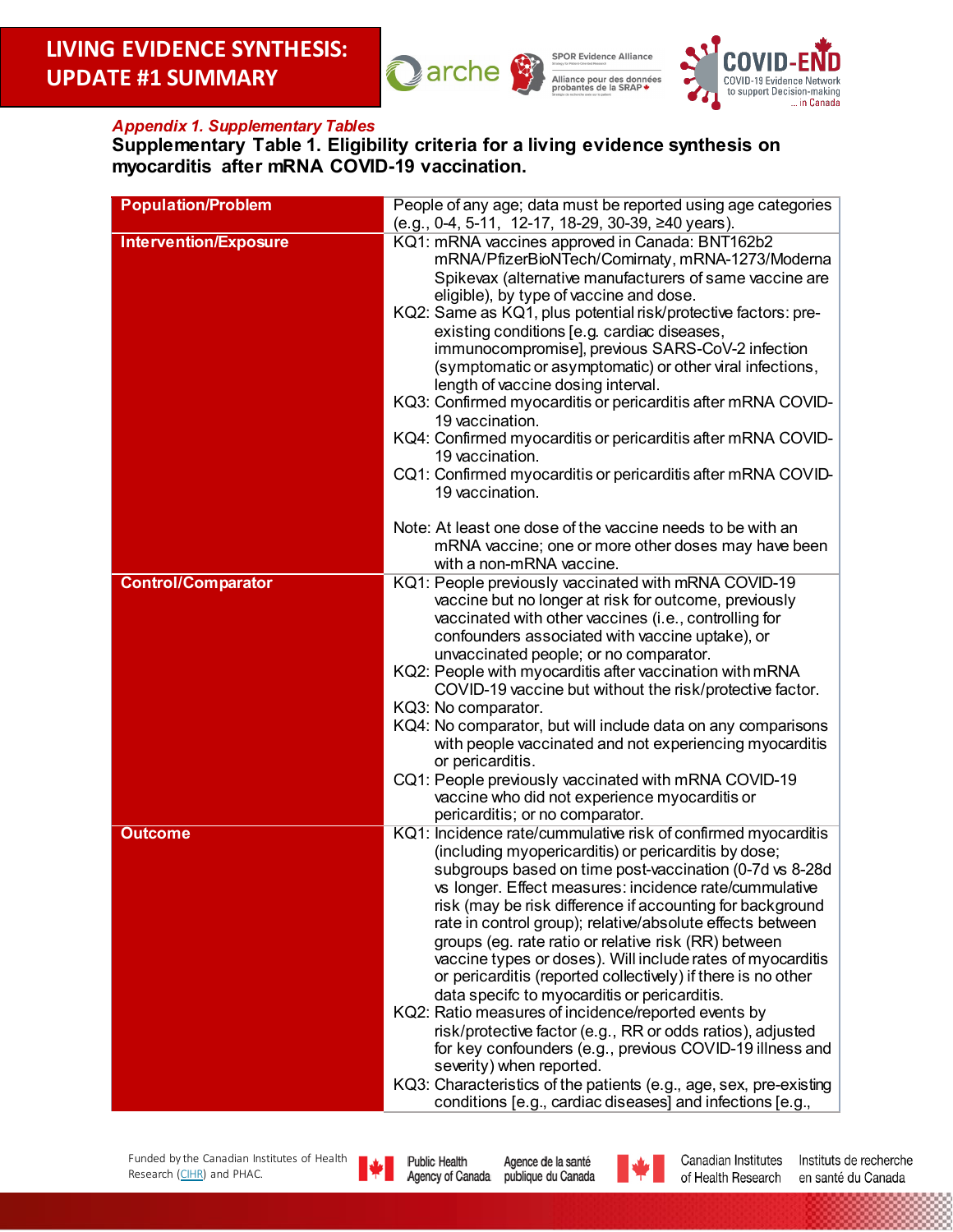*Appendix 1. Supplementary Tables*

**Supplementary Table 1. Eligibility criteria for a living evidence synthesis on myocarditis after mRNA COVID-19 vaccination.**

| | |
|---|---|
| **Population/Problem** | People of any age; data must be reported using age categories (e.g., 0-4, 5-11, 12-17, 18-29, 30-39, ≥40 years). |
| **Intervention/Exposure** | KQ1: mRNA vaccines approved in Canada: BNT162b2 mRNA/PfizerBioNTech/Comirnaty, mRNA-1273/Moderna Spikevax (alternative manufacturers of same vaccine are eligible), by type of vaccine and dose.<br>KQ2: Same as KQ1, plus potential risk/protective factors: pre-existing conditions [e.g. cardiac diseases, immunocompromise], previous SARS-CoV-2 infection (symptomatic or asymptomatic) or other viral infections, length of vaccine dosing interval.<br>KQ3: Confirmed myocarditis or pericarditis after mRNA COVID-19 vaccination.<br>KQ4: Confirmed myocarditis or pericarditis after mRNA COVID-19 vaccination.<br>CQ1: Confirmed myocarditis or pericarditis after mRNA COVID-19 vaccination.<br><br>Note: At least one dose of the vaccine needs to be with an mRNA vaccine; one or more other doses may have been with a non-mRNA vaccine. |
| **Control/Comparator** | KQ1: People previously vaccinated with mRNA COVID-19 vaccine but no longer at risk for outcome, previously vaccinated with other vaccines (i.e., controlling for confounders associated with vaccine uptake), or unvaccinated people; or no comparator.<br>KQ2: People with myocarditis after vaccination with mRNA COVID-19 vaccine but without the risk/protective factor.<br>KQ3: No comparator.<br>KQ4: No comparator, but will include data on any comparisons with people vaccinated and not experiencing myocarditis or pericarditis.<br>CQ1: People previously vaccinated with mRNA COVID-19 vaccine who did not experience myocarditis or pericarditis; or no comparator. |
| **Outcome** | KQ1: Incidence rate/cummulative risk of confirmed myocarditis (including myopericarditis) or pericarditis by dose; subgroups based on time post-vaccination (0-7d vs 8-28d vs longer. Effect measures: incidence rate/cummulative risk (may be risk difference if accounting for background rate in control group); relative/absolute effects between groups (eg. rate ratio or relative risk (RR) between vaccine types or doses). Will include rates of myocarditis or pericarditis (reported collectively) if there is no other data specifc to myocarditis or pericarditis.<br>KQ2: Ratio measures of incidence/reported events by risk/protective factor (e.g., RR or odds ratios), adjusted for key confounders (e.g., previous COVID-19 illness and severity) when reported.<br>KQ3: Characteristics of the patients (e.g., age, sex, pre-existing conditions [e.g., cardiac diseases] and infections [e.g., |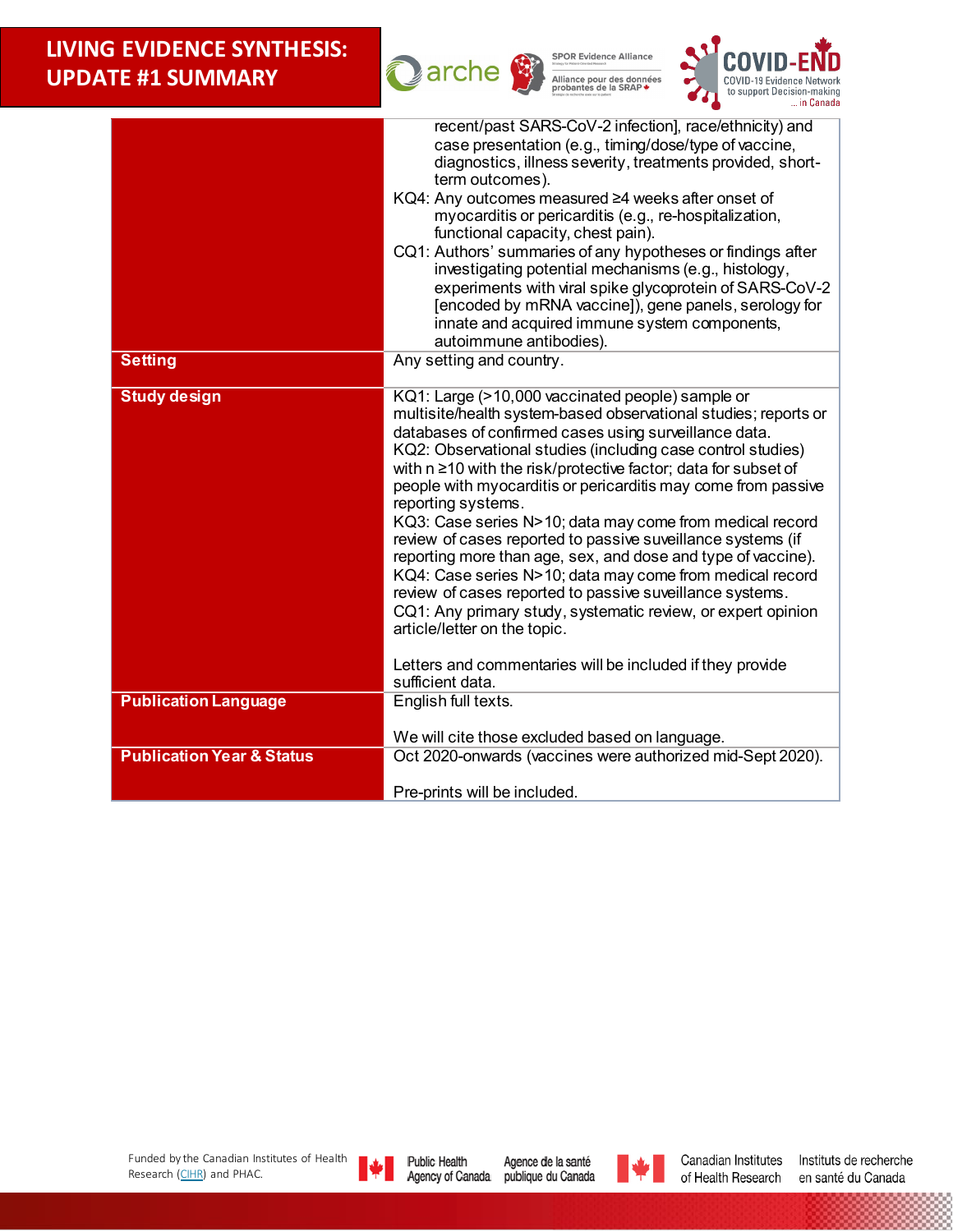| | |
|---|---|
| | recent/past SARS-CoV-2 infection], race/ethnicity) and case presentation (e.g., timing/dose/type of vaccine, diagnostics, illness severity, treatments provided, short-term outcomes).<br>KQ4: Any outcomes measured ≥4 weeks after onset of myocarditis or pericarditis (e.g., re-hospitalization, functional capacity, chest pain).<br>CQ1: Authors' summaries of any hypotheses or findings after investigating potential mechanisms (e.g., histology, experiments with viral spike glycoprotein of SARS-CoV-2 [encoded by mRNA vaccine]), gene panels, serology for innate and acquired immune system components, autoimmune antibodies). |
| **Setting** | Any setting and country. |
| **Study design** | KQ1: Large (>10,000 vaccinated people) sample or multisite/health system-based observational studies; reports or databases of confirmed cases using surveillance data.<br>KQ2: Observational studies (including case control studies) with n ≥10 with the risk/protective factor; data for subset of people with myocarditis or pericarditis may come from passive reporting systems.<br>KQ3: Case series N>10; data may come from medical record review of cases reported to passive surveillance systems (if reporting more than age, sex, and dose and type of vaccine).<br>KQ4: Case series N>10; data may come from medical record review of cases reported to passive surveillance systems.<br>CQ1: Any primary study, systematic review, or expert opinion article/letter on the topic.<br><br>Letters and commentaries will be included if they provide sufficient data. |
| **Publication Language** | English full texts.<br><br>We will cite those excluded based on language. |
| **Publication Year & Status** | Oct 2020-onwards (vaccines were authorized mid-Sept 2020).<br><br>Pre-prints will be included. |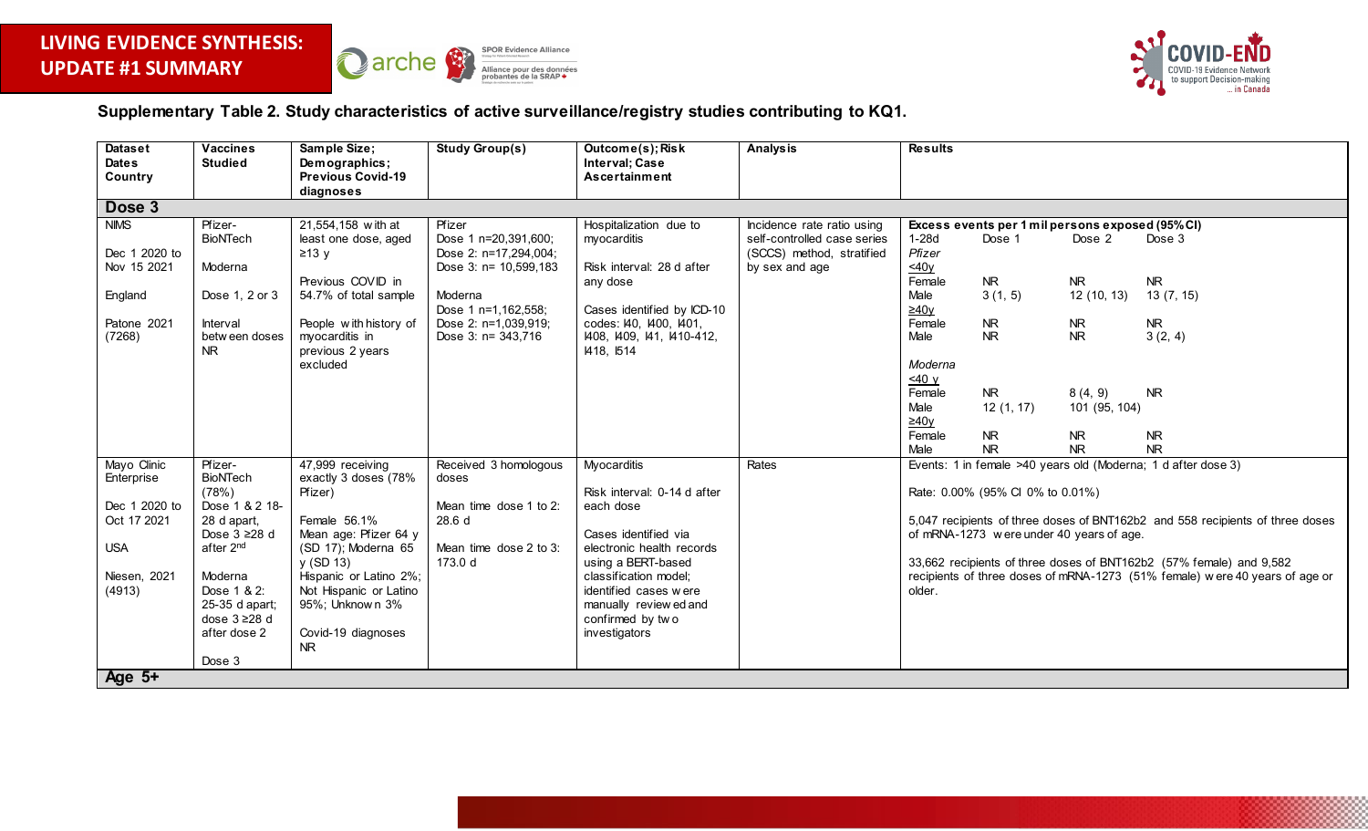**LIVING EVIDENCE SYNTHESIS: UPDATE #1 SUMMARY**

**Supplementary Table 2. Study characteristics of active surveillance/registry studies contributing to KQ1.**

| Dataset<br>Dates<br>Country | Vaccines Studied | Sample Size; Demographics; Previous Covid-19 diagnoses | Study Group(s) | Outcome(s); Risk Interval; Case Ascertainment | Analysis | Results |
|---|---|---|---|---|---|---|
| **Dose 3** | | | | | | |
| NIMS<br><br>Dec 1 2020 to Nov 15 2021<br><br>England<br><br>Patone 2021 (7268) | Pfizer-BioNTech<br><br>Moderna<br><br>Dose 1, 2 or 3<br><br>Interval between doses NR | 21,554,158 with at least one dose, aged ≥13 y<br><br>Previous COVID in 54.7% of total sample<br><br>People with history of myocarditis in previous 2 years excluded | Pfizer<br>Dose 1 n=20,391,600;<br>Dose 2: n=17,294,004;<br>Dose 3: n= 10,599,183<br><br>Moderna<br>Dose 1 n=1,162,558;<br>Dose 2: n=1,039,919;<br>Dose 3: n= 343,716 | Hospitalization due to myocarditis<br><br>Risk interval: 28 d after any dose<br><br>Cases identified by ICD-10 codes: I40, I400, I401, I408, I409, I41, I410-412, I418, I514 | Incidence rate ratio using self-controlled case series (SCCS) method, stratified by sex and age | **Excess events per 1 mil persons exposed (95% CI)**<br>1-28d — Dose 1 / Dose 2 / Dose 3<br>*Pfizer*<br><40y<br>Female: NR / NR / NR<br>Male: 3 (1, 5) / 12 (10, 13) / 13 (7, 15)<br>≥40y<br>Female: NR / NR / NR<br>Male: NR / NR / 3 (2, 4)<br><br>*Moderna*<br><40 y<br>Female: NR / 8 (4, 9) / NR<br>Male: 12 (1, 17) / 101 (95, 104)<br>≥40y<br>Female: NR / NR / NR<br>Male: NR / NR / NR |
| Mayo Clinic Enterprise<br><br>Dec 1 2020 to Oct 17 2021<br><br>USA<br><br>Niesen, 2021 (4913) | Pfizer-BioNTech (78%)<br>Dose 1 & 2 18-28 d apart,<br>Dose 3 ≥28 d after 2nd<br><br>Moderna<br>Dose 1 & 2: 25-35 d apart; dose 3 ≥28 d after dose 2<br><br>Dose 3 | 47,999 receiving exactly 3 doses (78% Pfizer)<br><br>Female 56.1%<br>Mean age: Pfizer 64 y (SD 17); Moderna 65 y (SD 13)<br>Hispanic or Latino 2%; Not Hispanic or Latino 95%; Unknown 3%<br><br>Covid-19 diagnoses NR | Received 3 homologous doses<br><br>Mean time dose 1 to 2: 28.6 d<br><br>Mean time dose 2 to 3: 173.0 d | Myocarditis<br><br>Risk interval: 0-14 d after each dose<br><br>Cases identified via electronic health records using a BERT-based classification model; identified cases were manually reviewed and confirmed by two investigators | Rates | Events: 1 in female >40 years old (Moderna; 1 d after dose 3)<br><br>Rate: 0.00% (95% CI 0% to 0.01%)<br><br>5,047 recipients of three doses of BNT162b2 and 558 recipients of three doses of mRNA-1273 were under 40 years of age.<br><br>33,662 recipients of three doses of BNT162b2 (57% female) and 9,582 recipients of three doses of mRNA-1273 (51% female) were 40 years of age or older. |
| **Age 5+** | | | | | | |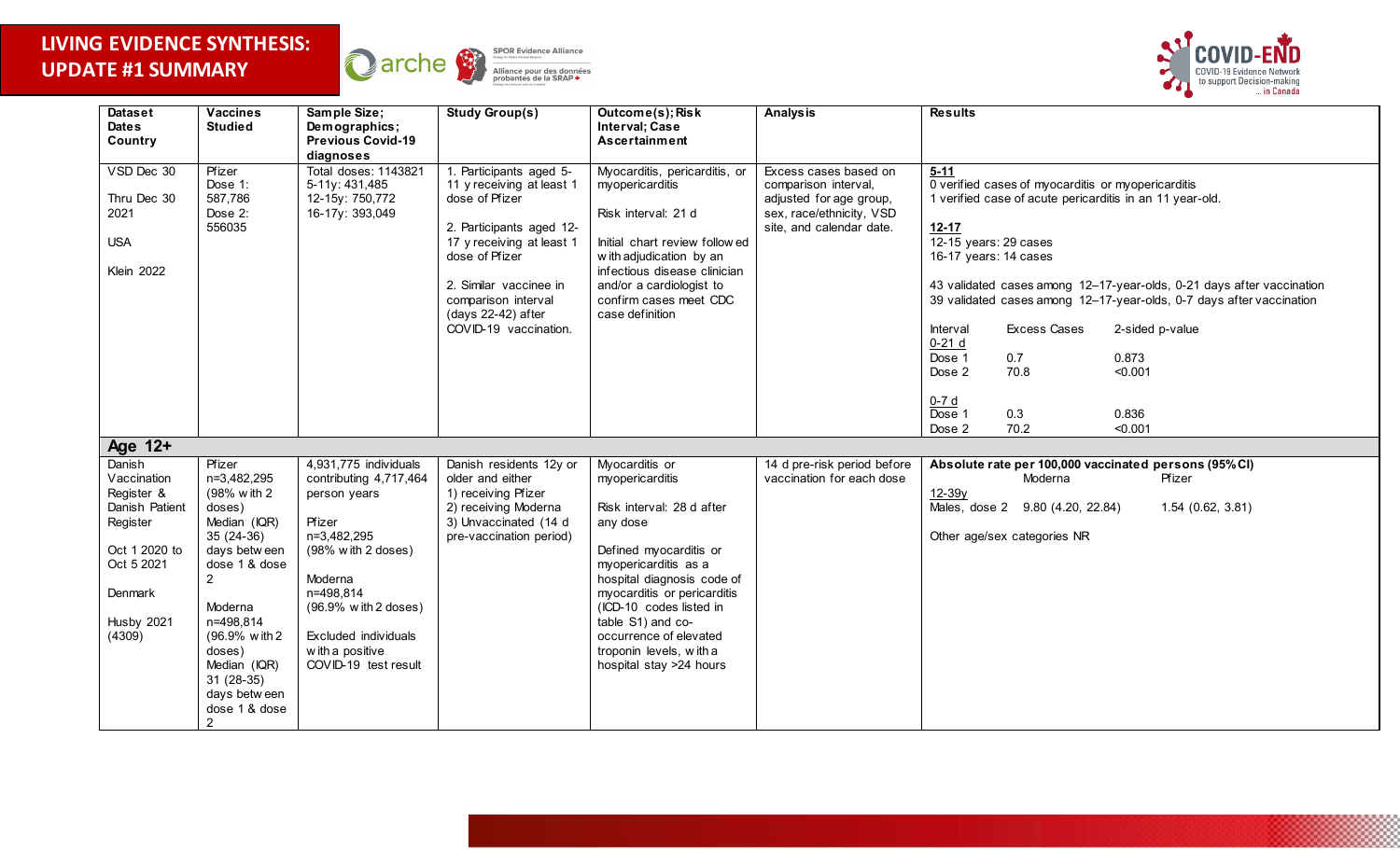## LIVING EVIDENCE SYNTHESIS: UPDATE #1 SUMMARY

| Dataset Dates Country | Vaccines Studied | Sample Size; Demographics; Previous Covid-19 diagnoses | Study Group(s) | Outcome(s); Risk Interval; Case Ascertainment | Analysis | Results |
|---|---|---|---|---|---|---|
| VSD Dec 30 Thru Dec 30 2021<br><br>USA<br><br>Klein 2022 | Pfizer<br>Dose 1: 587,786<br>Dose 2: 556035 | Total doses: 1143821<br>5-11y: 431,485<br>12-15y: 750,772<br>16-17y: 393,049 | 1. Participants aged 5-11 y receiving at least 1 dose of Pfizer<br><br>2. Participants aged 12-17 y receiving at least 1 dose of Pfizer<br><br>2. Similar vaccinee in comparison interval (days 22-42) after COVID-19 vaccination. | Myocarditis, pericarditis, or myopericarditis<br><br>Risk interval: 21 d<br><br>Initial chart review followed with adjudication by an infectious disease clinician and/or a cardiologist to confirm cases meet CDC case definition | Excess cases based on comparison interval, adjusted for age group, sex, race/ethnicity, VSD site, and calendar date. | 5-11<br>0 verified cases of myocarditis or myopericarditis<br>1 verified case of acute pericarditis in an 11 year-old.<br><br>12-17<br>12-15 years: 29 cases<br>16-17 years: 14 cases<br><br>43 validated cases among 12–17-year-olds, 0-21 days after vaccination<br>39 validated cases among 12–17-year-olds, 0-7 days after vaccination<br><br>Interval / Excess Cases / 2-sided p-value<br>0-21 d<br>Dose 1: 0.7, 0.873<br>Dose 2: 70.8, <0.001<br><br>0-7 d<br>Dose 1: 0.3, 0.836<br>Dose 2: 70.2, <0.001 |
| **Age 12+** | | | | | | |
| Danish Vaccination Register & Danish Patient Register<br><br>Oct 1 2020 to Oct 5 2021<br><br>Denmark<br><br>Husby 2021 (4309) | Pfizer n=3,482,295 (98% with 2 doses) Median (IQR) 35 (24-36) days between dose 1 & dose 2<br><br>Moderna n=498,814 (96.9% with 2 doses) Median (IQR) 31 (28-35) days between dose 1 & dose 2 | 4,931,775 individuals contributing 4,717,464 person years<br><br>Pfizer n=3,482,295 (98% with 2 doses)<br><br>Moderna n=498,814 (96.9% with 2 doses)<br><br>Excluded individuals with a positive COVID-19 test result | Danish residents 12y or older and either<br>1) receiving Pfizer<br>2) receiving Moderna<br>3) Unvaccinated (14 d pre-vaccination period) | Myocarditis or myopericarditis<br><br>Risk interval: 28 d after any dose<br><br>Defined myocarditis or myopericarditis as a hospital diagnosis code of myocarditis or pericarditis (ICD-10 codes listed in table S1) and co-occurrence of elevated troponin levels, with a hospital stay >24 hours | 14 d pre-risk period before vaccination for each dose | **Absolute rate per 100,000 vaccinated persons (95%CI)**<br>Moderna / Pfizer<br>12-39y<br>Males, dose 2: 9.80 (4.20, 22.84) / 1.54 (0.62, 3.81)<br><br>Other age/sex categories NR |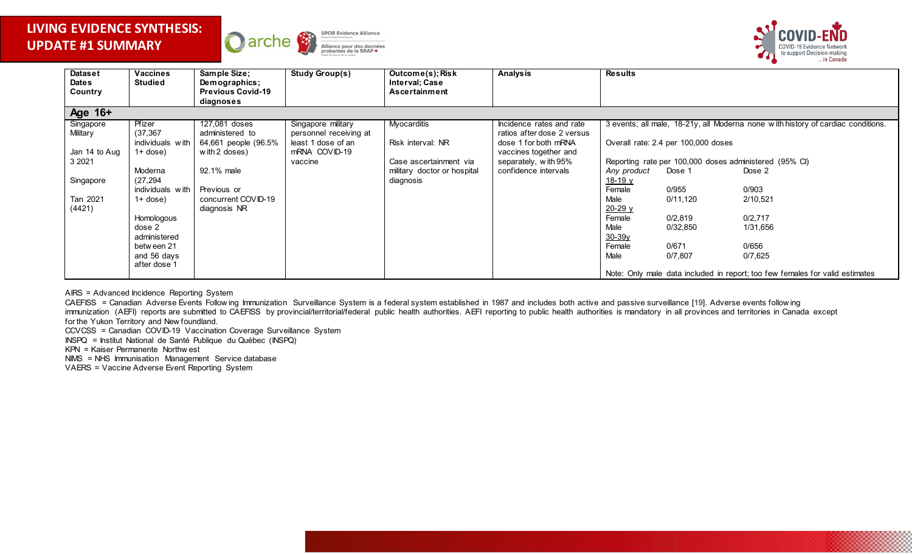| Dataset Dates Country | Vaccines Studied | Sample Size; Demographics; Previous Covid-19 diagnoses | Study Group(s) | Outcome(s); Risk Interval; Case Ascertainment | Analysis | Results |
|---|---|---|---|---|---|---|
| **Age 16+** | | | | | | |
| Singapore Military<br><br>Jan 14 to Aug 3 2021<br><br>Singapore<br><br>Tan 2021 (4421) | Pfizer (37,367 individuals with 1+ dose)<br><br>Moderna (27,294 individuals with 1+ dose)<br><br>Homologous dose 2 administered between 21 and 56 days after dose 1 | 127,081 doses administered to 64,661 people (96.5% with 2 doses)<br><br>92.1% male<br><br>Previous or concurrent COVID-19 diagnosis NR | Singapore military personnel receiving at least 1 dose of an mRNA COVID-19 vaccine | Myocarditis<br><br>Risk interval: NR<br><br>Case ascertainment via military doctor or hospital diagnosis | Incidence rates and rate ratios after dose 2 versus dose 1 for both mRNA vaccines together and separately, with 95% confidence intervals | 3 events; all male, 18-21y, all Moderna none with history of cardiac conditions.<br><br>Overall rate: 2.4 per 100,000 doses<br><br>Reporting rate per 100,000 doses administered (95% CI)<br>*Any product* — Dose 1 — Dose 2<br>18-19 y<br>Female — 0/955 — 0/903<br>Male — 0/11,120 — 2/10,521<br>20-29 y<br>Female — 0/2,819 — 0/2,717<br>Male — 0/32,850 — 1/31,656<br>30-39y<br>Female — 0/671 — 0/656<br>Male — 0/7,807 — 0/7,625<br><br>Note: Only male data included in report; too few females for valid estimates |

AIRS = Advanced Incidence Reporting System

CAEFISS = Canadian Adverse Events Following Immunization Surveillance System is a federal system established in 1987 and includes both active and passive surveillance [19]. Adverse events following immunization (AEFI) reports are submitted to CAEFISS by provincial/territorial/federal public health authorities. AEFI reporting to public health authorities is mandatory in all provinces and territories in Canada except for the Yukon Territory and Newfoundland.

CCVCSS = Canadian COVID-19 Vaccination Coverage Surveillance System

INSPQ = Institut National de Santé Publique du Québec (INSPQ)

KPN = Kaiser Permanente Northwest

NIMS = NHS Immunisation Management Service database

VAERS = Vaccine Adverse Event Reporting System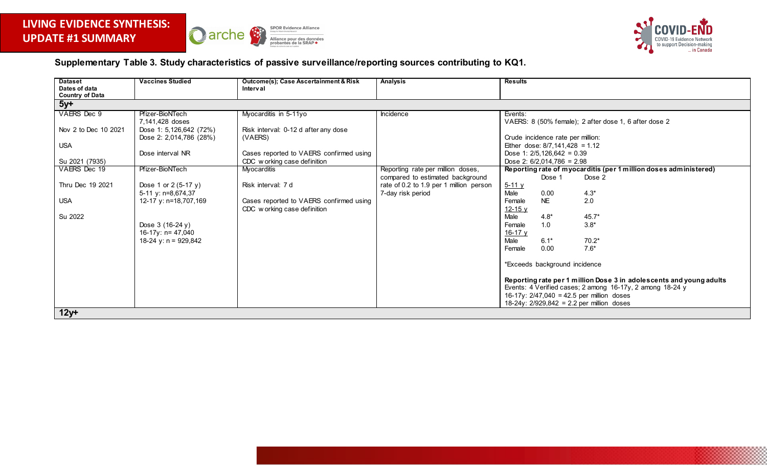LIVING EVIDENCE SYNTHESIS: UPDATE #1 SUMMARY

**Supplementary Table 3. Study characteristics of passive surveillance/reporting sources contributing to KQ1.**

| Dataset<br>Dates of data<br>Country of Data | Vaccines Studied | Outcome(s); Case Ascertainment & Risk Interval | Analysis | Results |
|---|---|---|---|---|
| **5y+** | | | | |
| VAERS Dec 9<br><br>Nov 2 to Dec 10 2021<br><br>USA<br><br>Su 2021 (7935) | Pfizer-BioNTech<br>7,141,428 doses<br>Dose 1: 5,126,642 (72%)<br>Dose 2: 2,014,786 (28%)<br><br>Dose interval NR | Myocarditis in 5-11yo<br><br>Risk interval: 0-12 d after any dose (VAERS)<br><br>Cases reported to VAERS confirmed using CDC working case definition | Incidence | Events:<br>VAERS: 8 (50% female); 2 after dose 1, 6 after dose 2<br><br>Crude incidence rate per million:<br>Either dose: 8/7,141,428 = 1.12<br>Dose 1: 2/5,126,642 = 0.39<br>Dose 2: 6/2,014,786 = 2.98 |
| VAERS Dec 19<br><br>Thru Dec 19 2021<br><br>USA<br><br>Su 2022 | Pfizer-BioNTech<br><br>Dose 1 or 2 (5-17 y)<br>5-11 y: n=8,674,37<br>12-17 y: n=18,707,169<br><br>Dose 3 (16-24 y)<br>16-17y: n= 47,040<br>18-24 y: n = 929,842 | Myocarditis<br><br>Risk interval: 7 d<br><br>Cases reported to VAERS confirmed using CDC working case definition | Reporting rate per million doses, compared to estimated background rate of 0.2 to 1.9 per 1 million person 7-day risk period | **Reporting rate of myocarditis (per 1 million doses administered)**<br>Dose 1 / Dose 2<br><u>5-11 y</u><br>Male 0.00 / 4.3*<br>Female NE / 2.0<br><u>12-15 y</u><br>Male 4.8* / 45.7*<br>Female 1.0 / 3.8*<br><u>16-17 y</u><br>Male 6.1* / 70.2*<br>Female 0.00 / 7.6*<br><br>*Exceeds background incidence<br><br>**Reporting rate per 1 million Dose 3 in adolescents and young adults**<br>Events: 4 Verified cases; 2 among 16-17y, 2 among 18-24 y<br>16-17y: 2/47,040 = 42.5 per million doses<br>18-24y: 2/929,842 = 2.2 per million doses |
| **12y+** | | | | |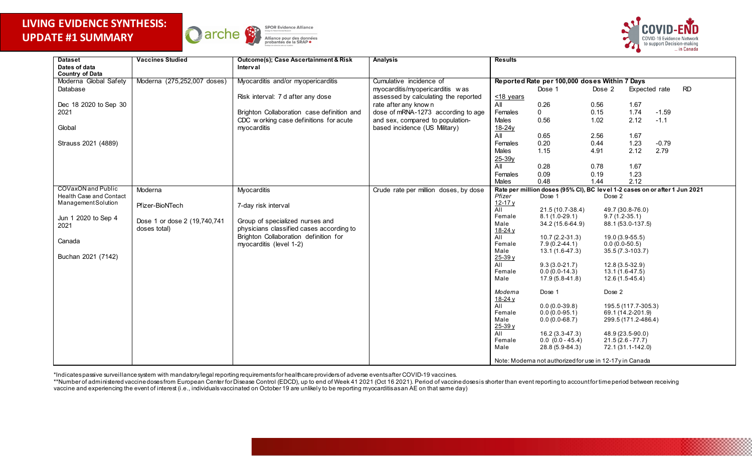**LIVING EVIDENCE SYNTHESIS: UPDATE #1 SUMMARY**

| Dataset<br>Dates of data<br>Country of Data | Vaccines Studied | Outcome(s); Case Ascertainment & Risk Interval | Analysis | Results |
|---|---|---|---|---|
| Moderna Global Safety Database<br><br>Dec 18 2020 to Sep 30 2021<br><br>Global<br><br>Strauss 2021 (4889) | Moderna (275,252,007 doses) | Myocarditis and/or myopericarditis<br><br>Risk interval: 7 d after any dose<br><br>Brighton Collaboration case definition and CDC working case definitions for acute myocarditis | Cumulative incidence of myocarditis/myopericarditis was assessed by calculating the reported rate after any known dose of mRNA-1273 according to age and sex, compared to population-based incidence (US Military) | **Reported Rate per 100,000 doses Within 7 Days**<br>Dose 1 / Dose 2 / Expected rate / RD<br><u>&lt;18 years</u><br>All: 0.26 / 0.56 / 1.67<br>Females: 0 / 0.15 / 1.74 / -1.59<br>Males: 0.56 / 1.02 / 2.12 / -1.1<br><u>18-24y</u><br>All: 0.65 / 2.56 / 1.67<br>Females: 0.20 / 0.44 / 1.23 / -0.79<br>Males: 1.15 / 4.91 / 2.12 / 2.79<br><u>25-39y</u><br>All: 0.28 / 0.78 / 1.67<br>Females: 0.09 / 0.19 / 1.23<br>Males: 0.48 / 1.44 / 2.12 |
| COVaxON and Public Health Case and Contact Management Solution<br><br>Jun 1 2020 to Sep 4 2021<br><br>Canada<br><br>Buchan 2021 (7142) | Moderna<br><br>Pfizer-BioNTech<br><br>Dose 1 or dose 2 (19,740,741 doses total) | Myocarditis<br><br>7-day risk interval<br><br>Group of specialized nurses and physicians classified cases according to Brighton Collaboration definition for myocarditis (level 1-2) | Crude rate per million doses, by dose | **Rate per million doses (95% CI), BC level 1-2 cases on or after 1 Jun 2021**<br>*Pfizer*: Dose 1 / Dose 2<br><u>12-17 y</u><br>All: 21.5 (10.7-38.4) / 49.7 (30.8-76.0)<br>Female: 8.1 (1.0-29.1) / 9.7 (1.2-35.1)<br>Male: 34.2 (15.6-64.9) / 88.1 (53.0-137.5)<br><u>18-24 y</u><br>All: 10.7 (2.2-31.3) / 19.0 (3.9-55.5)<br>Female: 7.9 (0.2-44.1) / 0.0 (0.0-50.5)<br>Male: 13.1 (1.6-47.3) / 35.5 (7.3-103.7)<br><u>25-39 y</u><br>All: 9.3 (3.0-21.7) / 12.8 (3.5-32.9)<br>Female: 0.0 (0.0-14.3) / 13.1 (1.6-47.5)<br>Male: 17.9 (5.8-41.8) / 12.6 (1.5-45.4)<br><br>*Moderna*: Dose 1 / Dose 2<br><u>18-24 y</u><br>All: 0.0 (0.0-39.8) / 195.5 (117.7-305.3)<br>Female: 0.0 (0.0-95.1) / 69.1 (14.2-201.9)<br>Male: 0.0 (0.0-68.7) / 299.5 (171.2-486.4)<br><u>25-39 y</u><br>All: 16.2 (3.3-47.3) / 48.9 (23.5-90.0)<br>Female: 0.0 (0.0 - 45.4) / 21.5 (2.6 - 77.7)<br>Male: 28.8 (5.9-84.3) / 72.1 (31.1-142.0)<br><br>Note: Moderna not authorized for use in 12-17y in Canada |

*Indicates passive surveillance system with mandatory/legal reporting requirements for healthcare providers of adverse events after COVID-19 vaccines.

**Number of administered vaccine doses from European Center for Disease Control (EDCD), up to end of Week 41 2021 (Oct 16 2021). Period of vaccine doses is shorter than event reporting to account for time period between receiving vaccine and experiencing the event of interest (i.e., individuals vaccinated on October 19 are unlikely to be reporting myocarditis as an AE on that same day)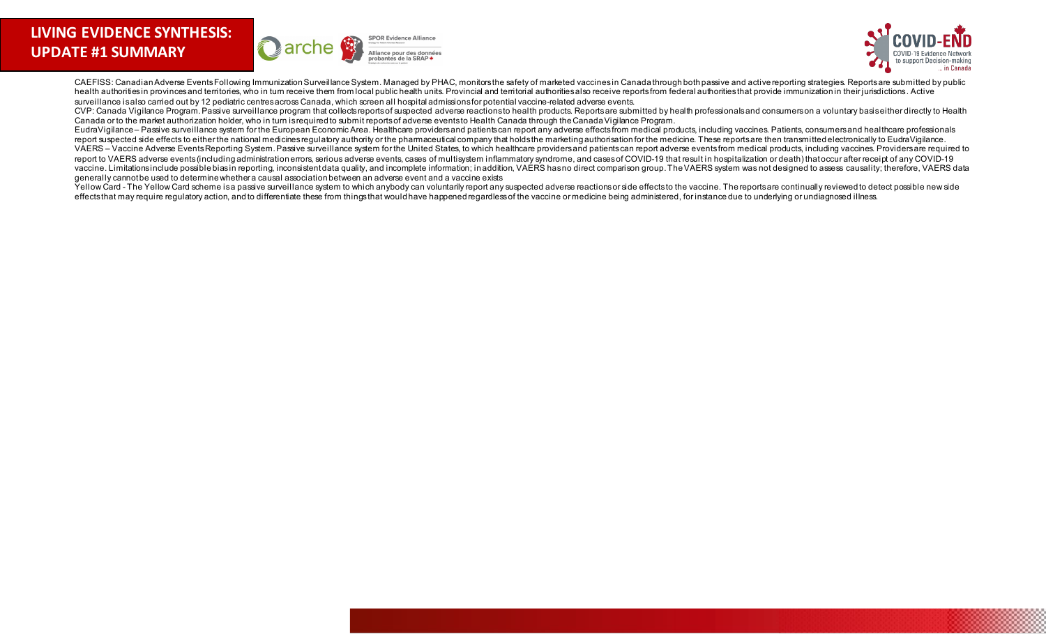# LIVING EVIDENCE SYNTHESIS: UPDATE #1 SUMMARY

CAEFISS: Canadian Adverse Events Following Immunization Surveillance System. Managed by PHAC, monitors the safety of marketed vaccines in Canada through both passive and active reporting strategies. Reports are submitted by public health authorities in provinces and territories, who in turn receive them from local public health units. Provincial and territorial authorities also receive reports from federal authorities that provide immunization in their jurisdictions. Active surveillance is also carried out by 12 pediatric centres across Canada, which screen all hospital admissions for potential vaccine-related adverse events.

CVP: Canada Vigilance Program. Passive surveillance program that collects reports of suspected adverse reactions to health products. Reports are submitted by health professionals and consumers on a voluntary basis either directly to Health Canada or to the market authorization holder, who in turn is required to submit reports of adverse events to Health Canada through the Canada Vigilance Program.

EudraVigilance – Passive surveillance system for the European Economic Area. Healthcare providers and patients can report any adverse effects from medical products, including vaccines. Patients, consumers and healthcare professionals report suspected side effects to either the national medicines regulatory authority or the pharmaceutical company that holds the marketing authorisation for the medicine. These reports are then transmitted electronically to EudraVigilance.

VAERS – Vaccine Adverse Events Reporting System. Passive surveillance system for the United States, to which healthcare providers and patients can report adverse events from medical products, including vaccines. Providers are required to report to VAERS adverse events (including administration errors, serious adverse events, cases of multisystem inflammatory syndrome, and cases of COVID-19 that result in hospitalization or death) that occur after receipt of any COVID-19 vaccine. Limitations include possible bias in reporting, inconsistent data quality, and incomplete information; in addition, VAERS has no direct comparison group. The VAERS system was not designed to assess causality; therefore, VAERS data generally cannot be used to determine whether a causal association between an adverse event and a vaccine exists

Yellow Card - The Yellow Card scheme is a passive surveillance system to which anybody can voluntarily report any suspected adverse reactions or side effects to the vaccine. The reports are continually reviewed to detect possible new side effects that may require regulatory action, and to differentiate these from things that would have happened regardless of the vaccine or medicine being administered, for instance due to underlying or undiagnosed illness.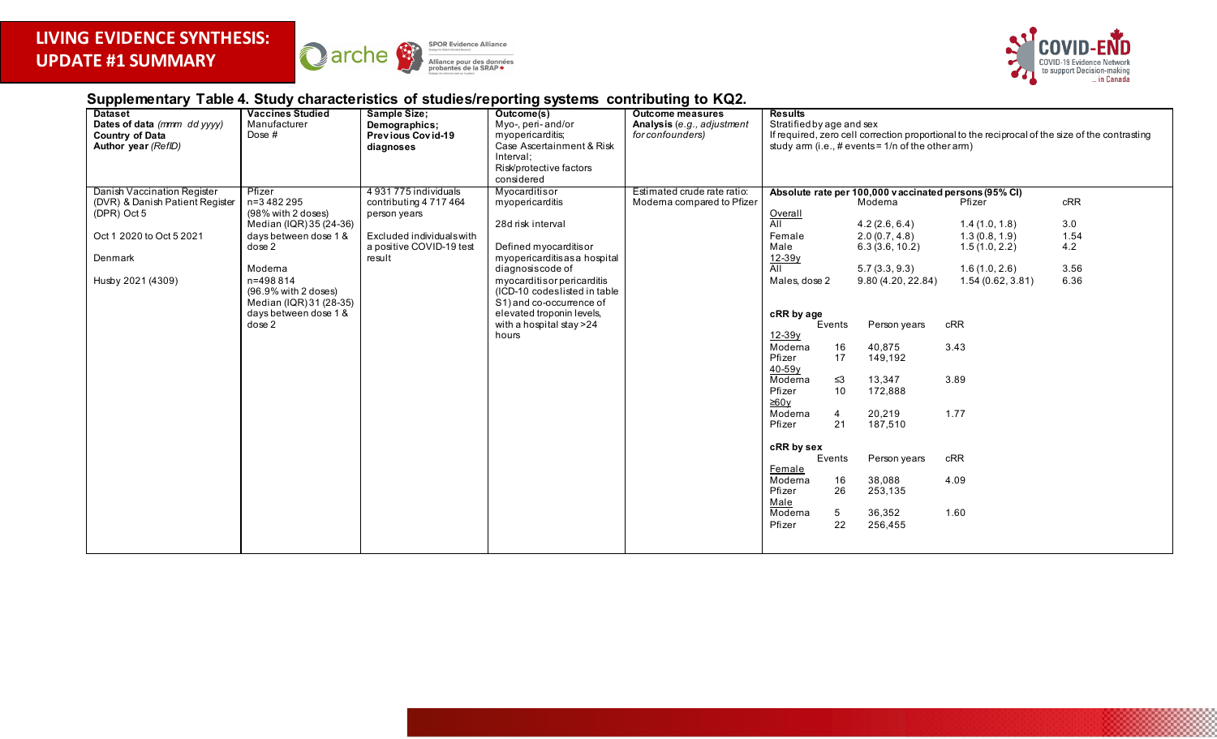## Supplementary Table 4. Study characteristics of studies/reporting systems contributing to KQ2.

| **Dataset** **Dates of data** *(mmm dd yyyy)* **Country of Data** **Author year** *(RefID)* | **Vaccines Studied** Manufacturer Dose # | **Sample Size; Demographics; Previous Covid-19 diagnoses** | **Outcome(s)** Myo-, peri- and/or myopericarditis; Case Ascertainment & Risk Interval; Risk/protective factors considered | **Outcome measures** **Analysis** *(e.g., adjustment for confounders)* | **Results** Stratified by age and sex If required, zero cell correction proportional to the reciprocal of the size of the contrasting study arm (i.e., # events = 1/n of the other arm) |
|---|---|---|---|---|---|
| Danish Vaccination Register (DVR) & Danish Patient Register (DPR) Oct 5<br><br>Oct 1 2020 to Oct 5 2021<br><br>Denmark<br><br>Husby 2021 (4309) | Pfizer<br>n=3 482 295<br>(98% with 2 doses)<br>Median (IQR) 35 (24-36) days between dose 1 & dose 2<br><br>Moderna<br>n=498 814<br>(96.9% with 2 doses)<br>Median (IQR) 31 (28-35) days between dose 1 & dose 2 | 4 931 775 individuals contributing 4 717 464 person years<br><br>Excluded individuals with a positive COVID-19 test result | Myocarditis or myopericarditis<br><br>28d risk interval<br><br>Defined myocarditis or myopericarditis as a hospital diagnosis code of myocarditis or pericarditis (ICD-10 codes listed in table S1) and co-occurrence of elevated troponin levels, with a hospital stay >24 hours | Estimated crude rate ratio: Moderna compared to Pfizer | **Absolute rate per 100,000 vaccinated persons (95% CI)**<br>Overall: All — Moderna 4.2 (2.6, 6.4); Pfizer 1.4 (1.0, 1.8); cRR 3.0<br>Female — Moderna 2.0 (0.7, 4.8); Pfizer 1.3 (0.8, 1.9); cRR 1.54<br>Male — Moderna 6.3 (3.6, 10.2); Pfizer 1.5 (1.0, 2.2); cRR 4.2<br>12-39y: All — Moderna 5.7 (3.3, 9.3); Pfizer 1.6 (1.0, 2.6); cRR 3.56<br>Males, dose 2 — Moderna 9.80 (4.20, 22.84); Pfizer 1.54 (0.62, 3.81); cRR 6.36<br><br>**cRR by age** (Events; Person years; cRR)<br>12-39y: Moderna 16; 40,875; 3.43 / Pfizer 17; 149,192<br>40-59y: Moderna ≤3; 13,347; 3.89 / Pfizer 10; 172,888<br>≥60y: Moderna 4; 20,219; 1.77 / Pfizer 21; 187,510<br><br>**cRR by sex** (Events; Person years; cRR)<br>Female: Moderna 16; 38,088; 4.09 / Pfizer 26; 253,135<br>Male: Moderna 5; 36,352; 1.60 / Pfizer 22; 256,455 |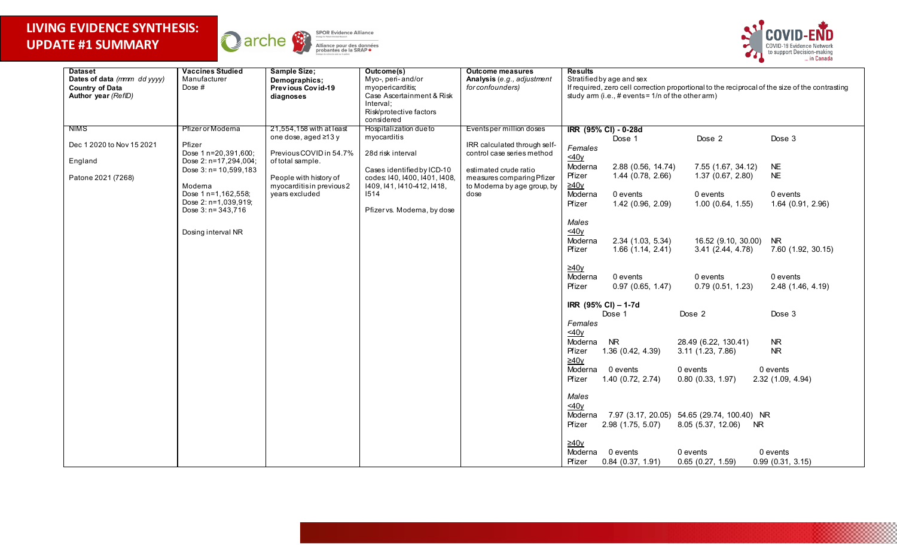## LIVING EVIDENCE SYNTHESIS: UPDATE #1 SUMMARY

| Dataset<br>Dates of data *(mmm dd yyyy)*<br>Country of Data<br>Author year *(RefID)* | Vaccines Studied<br>Manufacturer<br>Dose # | Sample Size;<br>Demographics;<br>Previous Covid-19 diagnoses | Outcome(s)<br>Myo-, peri- and/or myopericarditis;<br>Case Ascertainment & Risk Interval;<br>Risk/protective factors considered | Outcome measures<br>Analysis *(e.g., adjustment for confounders)* | Results<br>Stratified by age and sex<br>If required, zero cell correction proportional to the reciprocal of the size of the contrasting study arm (i.e., # events = 1/n of the other arm) |
|---|---|---|---|---|---|
| NIMS<br><br>Dec 1 2020 to Nov 15 2021<br><br>England<br><br>Patone 2021 (7268) | Pfizer or Moderna<br><br>Pfizer<br>Dose 1 n=20,391,600;<br>Dose 2: n=17,294,004;<br>Dose 3: n= 10,599,183<br><br>Moderna<br>Dose 1 n=1,162,558;<br>Dose 2: n=1,039,919;<br>Dose 3: n= 343,716<br><br>Dosing interval NR | 21,554,158 with at least one dose, aged ≥13 y<br><br>Previous COVID in 54.7% of total sample.<br><br>People with history of myocarditis in previous 2 years excluded | Hospitalization due to myocarditis<br><br>28d risk interval<br><br>Cases identified by ICD-10 codes: I40, I400, I401, I408, I409, I41, I410-412, I418, I514<br><br>Pfizer vs. Moderna, by dose | Events per million doses<br><br>IRR calculated through self-control case series method<br><br>estimated crude ratio measures comparing Pfizer to Moderna by age group, by dose | **IRR (95% CI) - 0-28d**<br>Dose 1 / Dose 2 / Dose 3<br>*Females*<br><40y<br>Moderna: 2.88 (0.56, 14.74) / 7.55 (1.67, 34.12) / NE<br>Pfizer: 1.44 (0.78, 2.66) / 1.37 (0.67, 2.80) / NE<br>≥40y<br>Moderna: 0 events / 0 events / 0 events<br>Pfizer: 1.42 (0.96, 2.09) / 1.00 (0.64, 1.55) / 1.64 (0.91, 2.96)<br><br>*Males*<br><40y<br>Moderna: 2.34 (1.03, 5.34) / 16.52 (9.10, 30.00) / NR<br>Pfizer: 1.66 (1.14, 2.41) / 3.41 (2.44, 4.78) / 7.60 (1.92, 30.15)<br><br>≥40y<br>Moderna: 0 events / 0 events / 0 events<br>Pfizer: 0.97 (0.65, 1.47) / 0.79 (0.51, 1.23) / 2.48 (1.46, 4.19)<br><br>**IRR (95% CI) – 1-7d**<br>Dose 1 / Dose 2 / Dose 3<br>*Females*<br><40y<br>Moderna: NR / 28.49 (6.22, 130.41) / NR<br>Pfizer: 1.36 (0.42, 4.39) / 3.11 (1.23, 7.86) / NR<br>≥40y<br>Moderna: 0 events / 0 events / 0 events<br>Pfizer: 1.40 (0.72, 2.74) / 0.80 (0.33, 1.97) / 2.32 (1.09, 4.94)<br><br>*Males*<br><40y<br>Moderna: 7.97 (3.17, 20.05) / 54.65 (29.74, 100.40) / NR<br>Pfizer: 2.98 (1.75, 5.07) / 8.05 (5.37, 12.06) / NR<br><br>≥40y<br>Moderna: 0 events / 0 events / 0 events<br>Pfizer: 0.84 (0.37, 1.91) / 0.65 (0.27, 1.59) / 0.99 (0.31, 3.15) |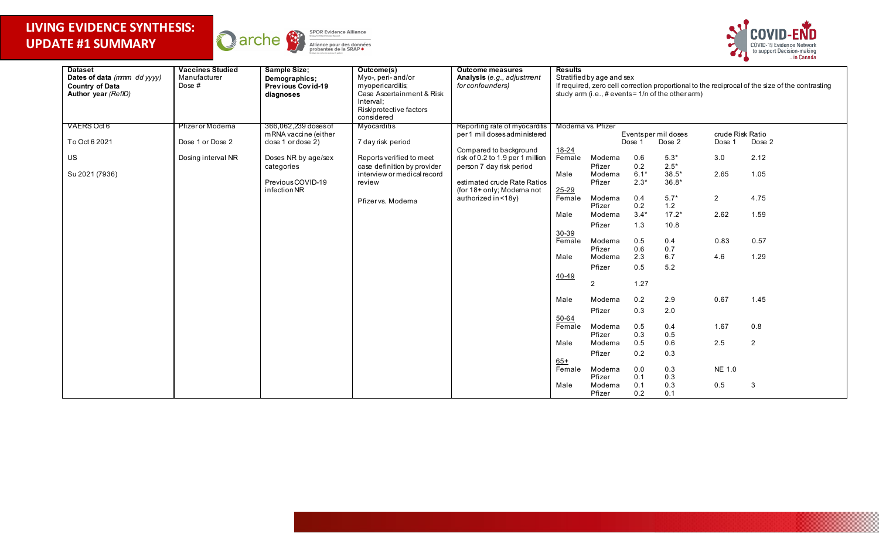**LIVING EVIDENCE SYNTHESIS: UPDATE #1 SUMMARY**

| Dataset<br>Dates of data *(mmm dd yyyy)*<br>Country of Data<br>Author year *(RefID)* | Vaccines Studied<br>Manufacturer<br>Dose # | Sample Size;<br>Demographics;<br>Previous Covid-19 diagnoses | Outcome(s)<br>Myo-, peri- and/or myopericarditis;<br>Case Ascertainment & Risk Interval;<br>Risk/protective factors considered | Outcome measures<br>Analysis *(e.g., adjustment for confounders)* | Results<br>Stratified by age and sex<br>If required, zero cell correction proportional to the reciprocal of the size of the contrasting study arm (i.e., # events = 1/n of the other arm) |
|---|---|---|---|---|---|
| VAERS Oct 6<br><br>To Oct 6 2021<br><br>US<br><br>Su 2021 (7936) | Pfizer or Moderna<br><br>Dose 1 or Dose 2<br><br>Dosing interval NR | 366,062,239 doses of mRNA vaccine (either dose 1 or dose 2)<br><br>Doses NR by age/sex categories<br><br>Previous COVID-19 infection NR | Myocarditis<br><br>7 day risk period<br><br>Reports verified to meet case definition by provider interview or medical record review<br><br>Pfizer vs. Moderna | Reporting rate of myocarditis per 1 mil doses administered<br><br>Compared to background risk of 0.2 to 1.9 per 1 million person 7 day risk period<br><br>estimated crude Rate Ratios (for 18+ only; Moderna not authorized in <18y) | Moderna vs. Pfizer (see results table below) |

| Age | Sex | Vaccine | Events per mil doses: Dose 1 | Events per mil doses: Dose 2 | crude Risk Ratio: Dose 1 | crude Risk Ratio: Dose 2 |
|---|---|---|---|---|---|---|
| 18-24 | Female | Moderna | 0.6 | 5.3* | 3.0 | 2.12 |
| | | Pfizer | 0.2 | 2.5* | | |
| | Male | Moderna | 6.1* | 38.5* | 2.65 | 1.05 |
| | | Pfizer | 2.3* | 36.8* | | |
| 25-29 | Female | Moderna | 0.4 | 5.7* | 2 | 4.75 |
| | | Pfizer | 0.2 | 1.2 | | |
| | Male | Moderna | 3.4* | 17.2* | 2.62 | 1.59 |
| | | Pfizer | 1.3 | 10.8 | | |
| 30-39 | Female | Moderna | 0.5 | 0.4 | 0.83 | 0.57 |
| | | Pfizer | 0.6 | 0.7 | | |
| | Male | Moderna | 2.3 | 6.7 | 4.6 | 1.29 |
| | | Pfizer | 0.5 | 5.2 | | |
| 40-49 | | 2 | 1.27 | | | |
| | Male | Moderna | 0.2 | 2.9 | 0.67 | 1.45 |
| | | Pfizer | 0.3 | 2.0 | | |
| 50-64 | Female | Moderna | 0.5 | 0.4 | 1.67 | 0.8 |
| | | Pfizer | 0.3 | 0.5 | | |
| | Male | Moderna | 0.5 | 0.6 | 2.5 | 2 |
| | | Pfizer | 0.2 | 0.3 | | |
| 65+ | Female | Moderna | 0.0 | 0.3 | NE 1.0 | |
| | | Pfizer | 0.1 | 0.3 | | |
| | Male | Moderna | 0.1 | 0.3 | 0.5 | 3 |
| | | Pfizer | 0.2 | 0.1 | | |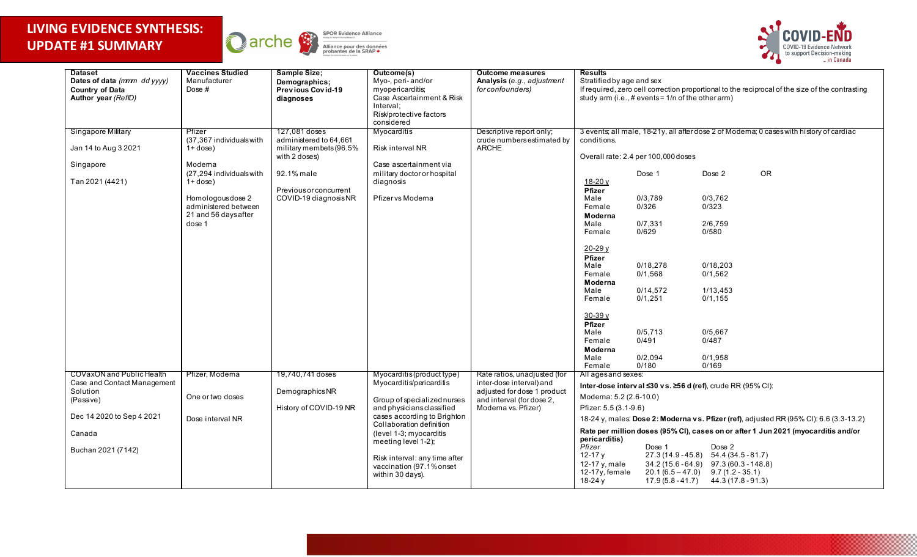**LIVING EVIDENCE SYNTHESIS: UPDATE #1 SUMMARY**

| Dataset<br>Dates of data *(mmm dd yyyy)*<br>Country of Data<br>Author year *(RefID)* | Vaccines Studied<br>Manufacturer<br>Dose # | Sample Size;<br>Demographics;<br>Previous Covid-19 diagnoses | Outcome(s)<br>Myo-, peri- and/or myopericarditis;<br>Case Ascertainment & Risk Interval;<br>Risk/protective factors considered | Outcome measures<br>Analysis *(e.g., adjustment for confounders)* | Results<br>Stratified by age and sex<br>If required, zero cell correction proportional to the reciprocal of the size of the contrasting study arm (i.e., # events = 1/n of the other arm) |
|---|---|---|---|---|---|
| Singapore Military<br><br>Jan 14 to Aug 3 2021<br><br>Singapore<br><br>Tan 2021 (4421) | Pfizer<br>(37,367 individuals with 1+ dose)<br><br>Moderna<br>(27,294 individuals with 1+ dose)<br><br>Homologous dose 2 administered between 21 and 56 days after dose 1 | 127,081 doses administered to 64,661 military members (96.5% with 2 doses)<br><br>92.1% male<br><br>Previous or concurrent COVID-19 diagnosis NR | Myocarditis<br><br>Risk interval NR<br><br>Case ascertainment via military doctor or hospital diagnosis<br><br>Pfizer vs Moderna | Descriptive report only; crude numbers estimated by ARCHE | 3 events; all male, 18-21y, all after dose 2 of Moderna; 0 cases with history of cardiac conditions.<br><br>Overall rate: 2.4 per 100,000 doses<br><br>(Dose 1 / Dose 2 / OR)<br>18-20 y<br>**Pfizer**<br>Male: 0/3,789; 0/3,762<br>Female: 0/326; 0/323<br>**Moderna**<br>Male: 0/7,331; 2/6,759<br>Female: 0/629; 0/580<br><br>20-29 y<br>**Pfizer**<br>Male: 0/18,278; 0/18,203<br>Female: 0/1,568; 0/1,562<br>**Moderna**<br>Male: 0/14,572; 1/13,453<br>Female: 0/1,251; 0/1,155<br><br>30-39 y<br>**Pfizer**<br>Male: 0/5,713; 0/5,667<br>Female: 0/491; 0/487<br>**Moderna**<br>Male: 0/2,094; 0/1,958<br>Female: 0/180; 0/169 |
| COVaxON and Public Health Case and Contact Management Solution<br>(Passive)<br><br>Dec 14 2020 to Sep 4 2021<br><br>Canada<br><br>Buchan 2021 (7142) | Pfizer, Moderna<br><br>One or two doses<br><br>Dose interval NR | 19,740,741 doses<br><br>Demographics NR<br><br>History of COVID-19 NR | Myocarditis (product type)<br>Myocarditis/pericarditis<br><br>Group of specialized nurses and physicians classified cases according to Brighton Collaboration definition (level 1-3; myocarditis meeting level 1-2);<br><br>Risk interval: any time after vaccination (97.1% onset within 30 days). | Rate ratios, unadjusted (for inter-dose interval) and adjusted for dose 1 product and interval (for dose 2, Moderna vs. Pfizer) | All ages and sexes:<br>**Inter-dose interval ≤30 vs. ≥56 d (ref)**, crude RR (95% CI):<br>Moderna: 5.2 (2.6-10.0)<br>Pfizer: 5.5 (3.1-9.6)<br>18-24 y, males: **Dose 2: Moderna vs. Pfizer (ref)**, adjusted RR (95% CI): 6.6 (3.3-13.2)<br>**Rate per million doses (95% CI), cases on or after 1 Jun 2021 (myocarditis and/or pericarditis)**<br>*Pfizer* (Dose 1 / Dose 2)<br>12-17 y: 27.3 (14.9-45.8); 54.4 (34.5-81.7)<br>12-17 y, male: 34.2 (15.6-64.9); 97.3 (60.3-148.8)<br>12-17y, female: 20.1 (6.5 – 47.0); 9.7 (1.2 - 35.1)<br>18-24 y: 17.9 (5.8-41.7); 44.3 (17.8-91.3) |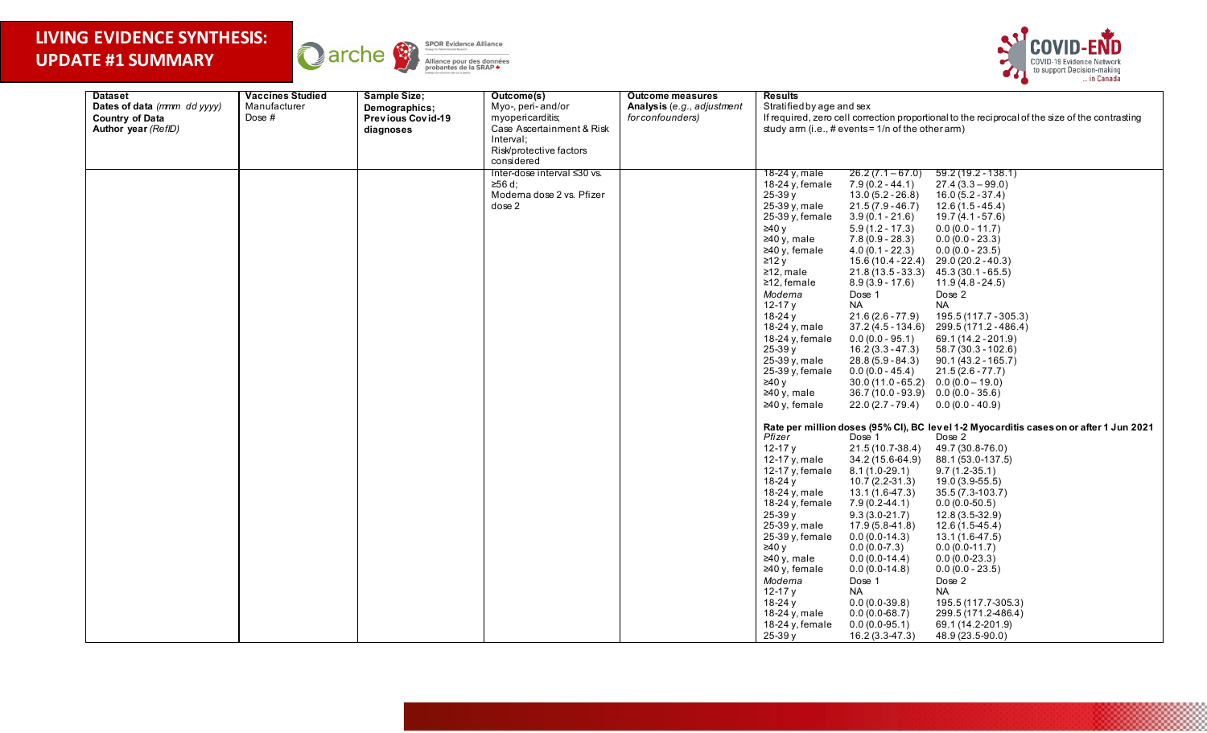**LIVING EVIDENCE SYNTHESIS: UPDATE #1 SUMMARY**

| Dataset<br>Dates of data *(mmm dd yyyy)*<br>Country of Data<br>Author year *(RefID)* | Vaccines Studied<br>Manufacturer<br>Dose # | Sample Size;<br>Demographics;<br>Previous Covid-19 diagnoses | Outcome(s)<br>Myo-, peri- and/or myopericarditis;<br>Case Ascertainment & Risk Interval;<br>Risk/protective factors considered | Outcome measures<br>Analysis *(e.g., adjustment for confounders)* | Results<br>Stratified by age and sex<br>If required, zero cell correction proportional to the reciprocal of the size of the contrasting study arm (i.e., # events = 1/n of the other arm) | | |
|---|---|---|---|---|---|---|---|
| | | | Inter-dose interval ≤30 vs. ≥56 d;<br>Moderna dose 2 vs. Pfizer dose 2 | | 18-24 y, male | 26.2 (7.1 – 67.0) | 59.2 (19.2 - 138.1) |
| | | | | | 18-24 y, female | 7.9 (0.2 - 44.1) | 27.4 (3.3 – 99.0) |
| | | | | | 25-39 y | 13.0 (5.2 - 26.8) | 16.0 (5.2 - 37.4) |
| | | | | | 25-39 y, male | 21.5 (7.9 - 46.7) | 12.6 (1.5 - 45.4) |
| | | | | | 25-39 y, female | 3.9 (0.1 - 21.6) | 19.7 (4.1 - 57.6) |
| | | | | | ≥40 y | 5.9 (1.2 - 17.3) | 0.0 (0.0 - 11.7) |
| | | | | | ≥40 y, male | 7.8 (0.9 - 28.3) | 0.0 (0.0 - 23.3) |
| | | | | | ≥40 y, female | 4.0 (0.1 - 22.3) | 0.0 (0.0 - 23.5) |
| | | | | | ≥12 y | 15.6 (10.4 - 22.4) | 29.0 (20.2 - 40.3) |
| | | | | | ≥12, male | 21.8 (13.5 - 33.3) | 45.3 (30.1 - 65.5) |
| | | | | | ≥12, female | 8.9 (3.9 - 17.6) | 11.9 (4.8 - 24.5) |
| | | | | | *Moderna* | Dose 1 | Dose 2 |
| | | | | | 12-17 y | NA | NA |
| | | | | | 18-24 y | 21.6 (2.6 - 77.9) | 195.5 (117.7 - 305.3) |
| | | | | | 18-24 y, male | 37.2 (4.5 - 134.6) | 299.5 (171.2 - 486.4) |
| | | | | | 18-24 y, female | 0.0 (0.0 - 95.1) | 69.1 (14.2 - 201.9) |
| | | | | | 25-39 y | 16.2 (3.3 - 47.3) | 58.7 (30.3 - 102.6) |
| | | | | | 25-39 y, male | 28.8 (5.9 - 84.3) | 90.1 (43.2 - 165.7) |
| | | | | | 25-39 y, female | 0.0 (0.0 - 45.4) | 21.5 (2.6 - 77.7) |
| | | | | | ≥40 y | 30.0 (11.0 - 65.2) | 0.0 (0.0 – 19.0) |
| | | | | | ≥40 y, male | 36.7 (10.0 - 93.9) | 0.0 (0.0 - 35.6) |
| | | | | | ≥40 y, female | 22.0 (2.7 - 79.4) | 0.0 (0.0 - 40.9) |
| | | | | | **Rate per million doses (95% CI), BC level 1-2 Myocarditis cases on or after 1 Jun 2021** | | |
| | | | | | *Pfizer* | Dose 1 | Dose 2 |
| | | | | | 12-17 y | 21.5 (10.7-38.4) | 49.7 (30.8-76.0) |
| | | | | | 12-17 y, male | 34.2 (15.6-64.9) | 88.1 (53.0-137.5) |
| | | | | | 12-17 y, female | 8.1 (1.0-29.1) | 9.7 (1.2-35.1) |
| | | | | | 18-24 y | 10.7 (2.2-31.3) | 19.0 (3.9-55.5) |
| | | | | | 18-24 y, male | 13.1 (1.6-47.3) | 35.5 (7.3-103.7) |
| | | | | | 18-24 y, female | 7.9 (0.2-44.1) | 0.0 (0.0-50.5) |
| | | | | | 25-39 y | 9.3 (3.0-21.7) | 12.8 (3.5-32.9) |
| | | | | | 25-39 y, male | 17.9 (5.8-41.8) | 12.6 (1.5-45.4) |
| | | | | | 25-39 y, female | 0.0 (0.0-14.3) | 13.1 (1.6-47.5) |
| | | | | | ≥40 y | 0.0 (0.0-7.3) | 0.0 (0.0-11.7) |
| | | | | | ≥40 y, male | 0.0 (0.0-14.4) | 0.0 (0.0-23.3) |
| | | | | | ≥40 y, female | 0.0 (0.0-14.8) | 0.0 (0.0 - 23.5) |
| | | | | | *Moderna* | Dose 1 | Dose 2 |
| | | | | | 12-17 y | NA | NA |
| | | | | | 18-24 y | 0.0 (0.0-39.8) | 195.5 (117.7-305.3) |
| | | | | | 18-24 y, male | 0.0 (0.0-68.7) | 299.5 (171.2-486.4) |
| | | | | | 18-24 y, female | 0.0 (0.0-95.1) | 69.1 (14.2-201.9) |
| | | | | | 25-39 y | 16.2 (3.3-47.3) | 48.9 (23.5-90.0) |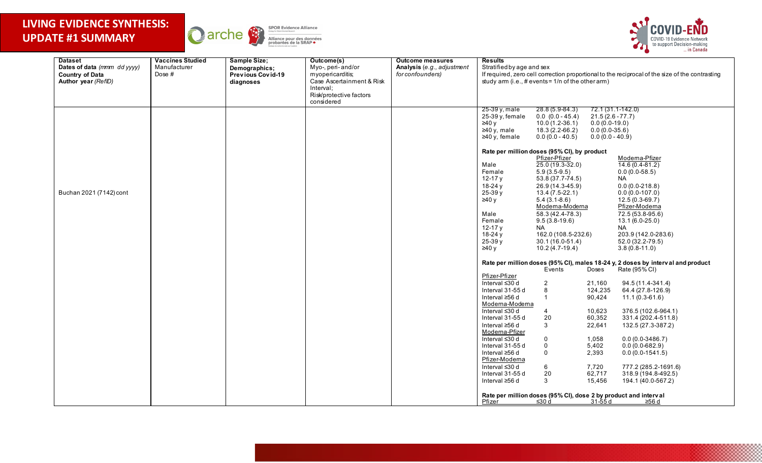| Dataset<br>Dates of data *(mmm dd yyyy)*<br>Country of Data<br>Author year *(RefID)* | Vaccines Studied<br>Manufacturer<br>Dose # | Sample Size;<br>Demographics;<br>Previous Covid-19 diagnoses | Outcome(s)<br>Myo-, peri- and/or myopericarditis;<br>Case Ascertainment & Risk Interval;<br>Risk/protective factors considered | Outcome measures<br>Analysis *(e.g., adjustment for confounders)* | Results<br>Stratified by age and sex<br>If required, zero cell correction proportional to the reciprocal of the size of the contrasting study arm (i.e., # events = 1/n of the other arm) |
|---|---|---|---|---|---|
| Buchan 2021 (7142) cont | | | | | 25-39 y, male 28.8 (5.9-84.3) 72.1 (31.1-142.0)<br>25-39 y, female 0.0 (0.0 - 45.4) 21.5 (2.6 - 77.7)<br>≥40 y 10.0 (1.2-36.1) 0.0 (0.0-19.0)<br>≥40 y, male 18.3 (2.2-66.2) 0.0 (0.0-35.6)<br>≥40 y, female 0.0 (0.0 - 40.5) 0.0 (0.0 - 40.9)<br><br>**Rate per million doses (95% CI), by product**<br>Pfizer-Pfizer / Moderna-Pfizer<br>Male 25.0 (19.3-32.0) / 14.6 (0.4-81.2)<br>Female 5.9 (3.5-9.5) / 0.0 (0.0-58.5)<br>12-17 y 53.8 (37.7-74.5) / NA<br>18-24 y 26.9 (14.3-45.9) / 0.0 (0.0-218.8)<br>25-39 y 13.4 (7.5-22.1) / 0.0 (0.0-107.0)<br>≥40 y 5.4 (3.1-8.6) / 12.5 (0.3-69.7)<br>Moderna-Moderna / Pfizer-Moderna<br>Male 58.3 (42.4-78.3) / 72.5 (53.8-95.6)<br>Female 9.5 (3.8-19.6) / 13.1 (6.0-25.0)<br>12-17 y NA / NA<br>18-24 y 162.0 (108.5-232.6) / 203.9 (142.0-283.6)<br>25-39 y 30.1 (16.0-51.4) / 52.0 (32.2-79.5)<br>≥40 y 10.2 (4.7-19.4) / 3.8 (0.8-11.0)<br><br>**Rate per million doses (95% CI), males 18-24 y, 2 doses by interval and product**<br>Events / Doses / Rate (95% CI)<br>Pfizer-Pfizer<br>Interval ≤30 d 2 / 21,160 / 94.5 (11.4-341.4)<br>Interval 31-55 d 8 / 124,235 / 64.4 (27.8-126.9)<br>Interval ≥56 d 1 / 90,424 / 11.1 (0.3-61.6)<br>Moderna-Moderna<br>Interval ≤30 d 4 / 10,623 / 376.5 (102.6-964.1)<br>Interval 31-55 d 20 / 60,352 / 331.4 (202.4-511.8)<br>Interval ≥56 d 3 / 22,641 / 132.5 (27.3-387.2)<br>Moderna-Pfizer<br>Interval ≤30 d 0 / 1,058 / 0.0 (0.0-3486.7)<br>Interval 31-55 d 0 / 5,402 / 0.0 (0.0-682.9)<br>Interval ≥56 d 0 / 2,393 / 0.0 (0.0-1541.5)<br>Pfizer-Moderna<br>Interval ≤30 d 6 / 7,720 / 777.2 (285.2-1691.6)<br>Interval 31-55 d 20 / 62,717 / 318.9 (194.8-492.5)<br>Interval ≥56 d 3 / 15,456 / 194.1 (40.0-567.2)<br><br>**Rate per million doses (95% CI), dose 2 by product and interval**<br>Pfizer ≤30 d 31-55 d ≥56 d |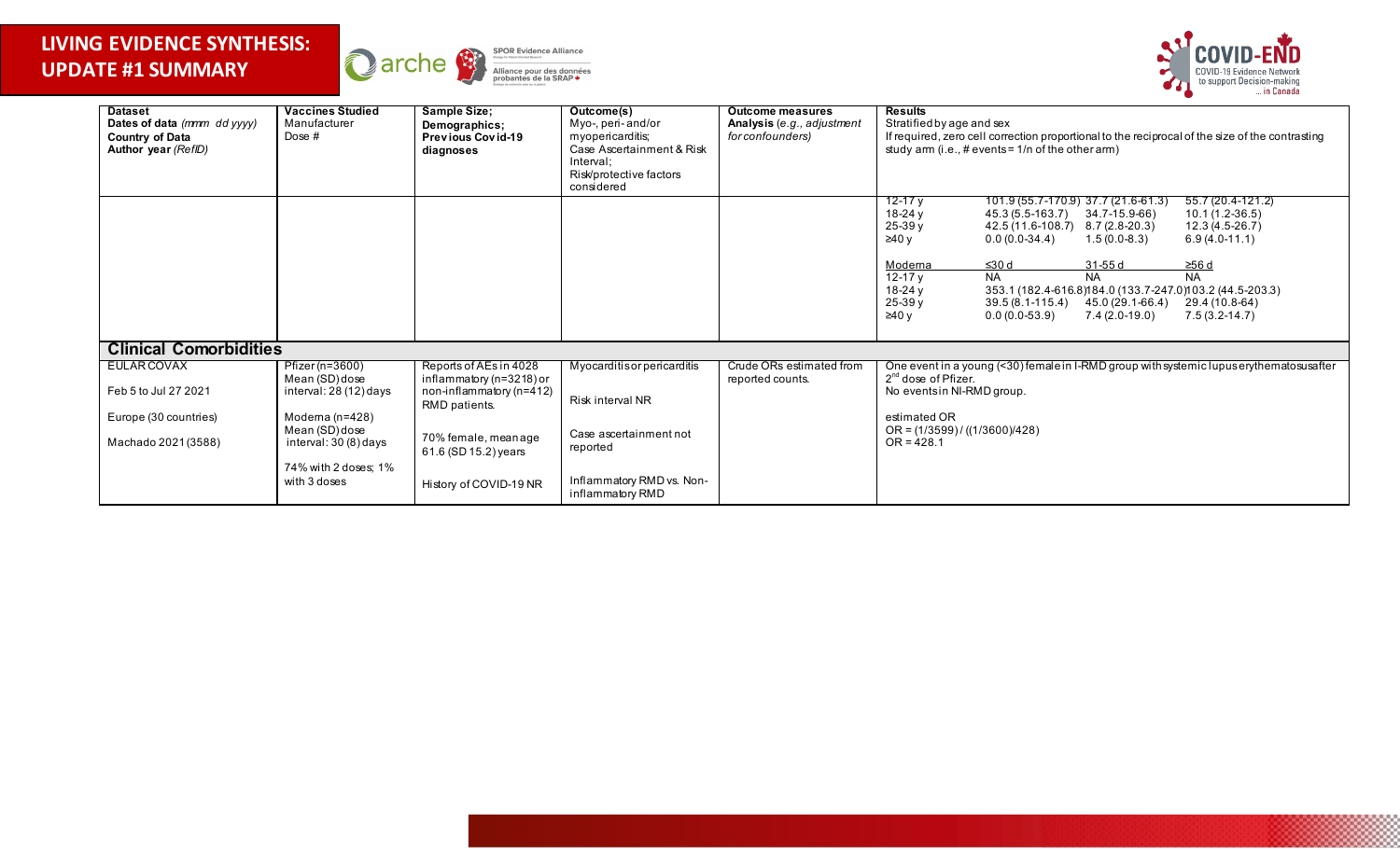# LIVING EVIDENCE SYNTHESIS: UPDATE #1 SUMMARY

| Dataset<br>Dates of data *(mmm dd yyyy)*<br>Country of Data<br>Author year *(RefID)* | Vaccines Studied<br>Manufacturer<br>Dose # | Sample Size;<br>Demographics;<br>Previous Covid-19 diagnoses | Outcome(s)<br>Myo-, peri- and/or myopericarditis;<br>Case Ascertainment & Risk Interval;<br>Risk/protective factors considered | Outcome measures<br>Analysis *(e.g., adjustment for confounders)* | Results<br>Stratified by age and sex<br>If required, zero cell correction proportional to the reciprocal of the size of the contrasting study arm (i.e., # events = 1/n of the other arm) |
|---|---|---|---|---|---|
| | | | | | 12-17 y 101.9 (55.7-170.9) 37.7 (21.6-61.3) 55.7 (20.4-121.2)<br>18-24 y 45.3 (5.5-163.7) 34.7-15.9-66) 10.1 (1.2-36.5)<br>25-39 y 42.5 (11.6-108.7) 8.7 (2.8-20.3) 12.3 (4.5-26.7)<br>≥40 y 0.0 (0.0-34.4) 1.5 (0.0-8.3) 6.9 (4.0-11.1)<br><br>Moderna ≤30 d 31-55 d ≥56 d<br>12-17 y NA NA NA<br>18-24 y 353.1 (182.4-616.8) 184.0 (133.7-247.0) 103.2 (44.5-203.3)<br>25-39 y 39.5 (8.1-115.4) 45.0 (29.1-66.4) 29.4 (10.8-64)<br>≥40 y 0.0 (0.0-53.9) 7.4 (2.0-19.0) 7.5 (3.2-14.7) |
| **Clinical Comorbidities** | | | | | |
| EULAR COVAX<br><br>Feb 5 to Jul 27 2021<br><br>Europe (30 countries)<br><br>Machado 2021 (3588) | Pfizer (n=3600)<br>Mean (SD) dose interval: 28 (12) days<br><br>Moderna (n=428)<br>Mean (SD) dose interval: 30 (8) days<br><br>74% with 2 doses; 1% with 3 doses | Reports of AEs in 4028 inflammatory (n=3218) or non-inflammatory (n=412) RMD patients.<br><br>70% female, mean age 61.6 (SD 15.2) years<br><br>History of COVID-19 NR | Myocarditis or pericarditis<br><br>Risk interval NR<br><br>Case ascertainment not reported<br><br>Inflammatory RMD vs. Non-inflammatory RMD | Crude ORs estimated from reported counts. | One event in a young (<30) female in I-RMD group with systemic lupus erythematosus after 2nd dose of Pfizer.<br>No events in NI-RMD group.<br><br>estimated OR<br>OR = (1/3599) / ((1/3600)/428)<br>OR = 428.1 |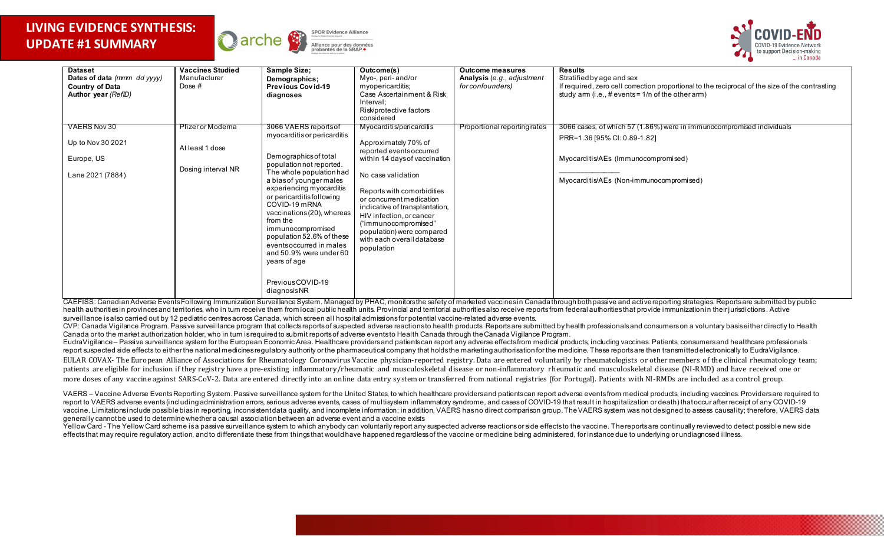# LIVING EVIDENCE SYNTHESIS: UPDATE #1 SUMMARY

| Dataset<br>Dates of data *(mmm dd yyyy)*<br>Country of Data<br>Author year *(RefID)* | Vaccines Studied<br>Manufacturer<br>Dose # | Sample Size;<br>Demographics;<br>Previous Covid-19 diagnoses | Outcome(s)<br>Myo-, peri- and/or myopericarditis;<br>Case Ascertainment & Risk Interval;<br>Risk/protective factors considered | Outcome measures<br>Analysis *(e.g., adjustment for confounders)* | Results<br>Stratified by age and sex<br>If required, zero cell correction proportional to the reciprocal of the size of the contrasting study arm (i.e., # events = 1/n of the other arm) |
|---|---|---|---|---|---|
| VAERS Nov 30<br><br>Up to Nov 30 2021<br><br>Europe, US<br><br>Lane 2021 (7884) | Pfizer or Moderna<br><br>At least 1 dose<br><br>Dosing interval NR | 3066 VAERS reports of myocarditis or pericarditis<br><br>Demographics of total population not reported. The whole population had a bias of younger males experiencing myocarditis or pericarditis following COVID-19 mRNA vaccinations (20), whereas from the immunocompromised population 52.6% of these events occurred in males and 50.9% were under 60 years of age<br><br>Previous COVID-19 diagnosis NR | Myocarditis/pericarditis<br><br>Approximately 70% of reported events occurred within 14 days of vaccination<br><br>No case validation<br><br>Reports with comorbidities or concurrent medication indicative of transplantation, HIV infection, or cancer ("immunocompromised" population) were compared with each overall database population | Proportional reporting rates | 3066 cases, of which 57 (1.86%) were in immunocompromised individuals<br>PRR=1.36 [95% CI: 0.89-1.82]<br><br>Myocarditis/AEs (Immunocompromised)<br>_______________<br>Myocarditis/AEs (Non-immunocompromised) |

CAEFISS: Canadian Adverse Events Following Immunization Surveillance System. Managed by PHAC, monitors the safety of marketed vaccines in Canada through both passive and active reporting strategies. Reports are submitted by public health authorities in provinces and territories, who in turn receive them from local public health units. Provincial and territorial authorities also receive reports from federal authorities that provide immunization in their jurisdictions. Active surveillance is also carried out by 12 pediatric centres across Canada, which screen all hospital admissions for potential vaccine-related adverse events.

CVP: Canada Vigilance Program. Passive surveillance program that collects reports of suspected adverse reactions to health products. Reports are submitted by health professionals and consumers on a voluntary basis either directly to Health Canada or to the market authorization holder, who in turn is required to submit reports of adverse events to Health Canada through the Canada Vigilance Program.

EudraVigilance – Passive surveillance system for the European Economic Area. Healthcare providers and patients can report any adverse effects from medical products, including vaccines. Patients, consumers and healthcare professionals report suspected side effects to either the national medicines regulatory authority or the pharmaceutical company that holds the marketing authorisation for the medicine. These reports are then transmitted electronically to EudraVigilance.

EULAR COVAX- The European Alliance of Associations for Rheumatology Coronavirus Vaccine physician-reported registry. Data are entered voluntarily by rheumatologists or other members of the clinical rheumatology team; patients are eligible for inclusion if they registry have a pre-existing inflammatory/rheumatic and musculoskeletal disease or non-inflammatory rheumatic and musculoskeletal disease (NI-RMD) and have received one or more doses of any vaccine against SARS-CoV-2. Data are entered directly into an online data entry system or transferred from national registries (for Portugal). Patients with NI-RMDs are included as a control group.

VAERS – Vaccine Adverse Events Reporting System. Passive surveillance system for the United States, to which healthcare providers and patients can report adverse events from medical products, including vaccines. Providers are required to report to VAERS adverse events (including administration errors, serious adverse events, cases of multisystem inflammatory syndrome, and cases of COVID-19 that result in hospitalization or death) that occur after receipt of any COVID-19 vaccine. Limitations include possible bias in reporting, inconsistent data quality, and incomplete information; in addition, VAERS has no direct comparison group. The VAERS system was not designed to assess causality; therefore, VAERS data generally cannot be used to determine whether a causal association between an adverse event and a vaccine exists

Yellow Card - The Yellow Card scheme is a passive surveillance system to which anybody can voluntarily report any suspected adverse reactions or side effects to the vaccine. The reports are continually reviewed to detect possible new side effects that may require regulatory action, and to differentiate these from things that would have happened regardless of the vaccine or medicine being administered, for instance due to underlying or undiagnosed illness.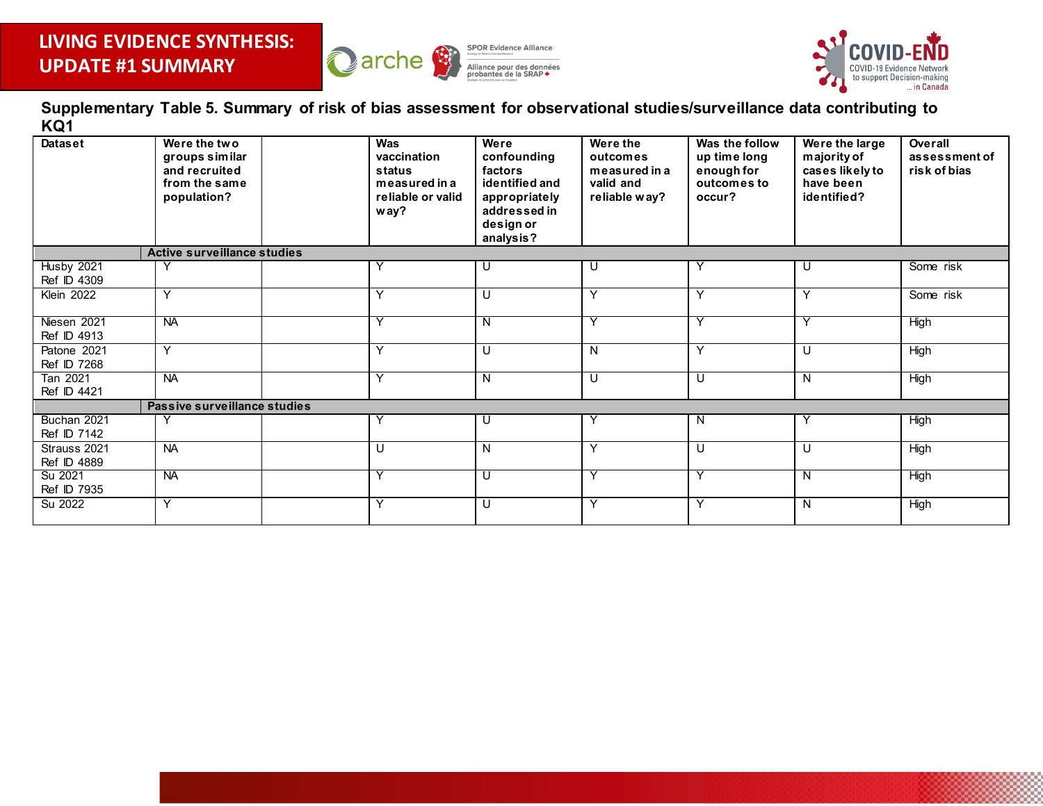**Supplementary Table 5. Summary of risk of bias assessment for observational studies/surveillance data contributing to KQ1**

| Dataset | Were the two groups similar and recruited from the same population? | | Was vaccination status measured in a reliable or valid way? | Were confounding factors identified and appropriately addressed in design or analysis? | Were the outcomes measured in a valid and reliable way? | Was the follow up time long enough for outcomes to occur? | Were the large majority of cases likely to have been identified? | Overall assessment of risk of bias |
|---|---|---|---|---|---|---|---|---|
| **Active surveillance studies** | | | | | | | | |
| Husby 2021 Ref ID 4309 | Y | | Y | U | U | Y | U | Some risk |
| Klein 2022 | Y | | Y | U | Y | Y | Y | Some risk |
| Niesen 2021 Ref ID 4913 | NA | | Y | N | Y | Y | Y | High |
| Patone 2021 Ref ID 7268 | Y | | Y | U | N | Y | U | High |
| Tan 2021 Ref ID 4421 | NA | | Y | N | U | U | N | High |
| **Passive surveillance studies** | | | | | | | | |
| Buchan 2021 Ref ID 7142 | Y | | Y | U | Y | N | Y | High |
| Strauss 2021 Ref ID 4889 | NA | | U | N | Y | U | U | High |
| Su 2021 Ref ID 7935 | NA | | Y | U | Y | Y | N | High |
| Su 2022 | Y | | Y | U | Y | Y | N | High |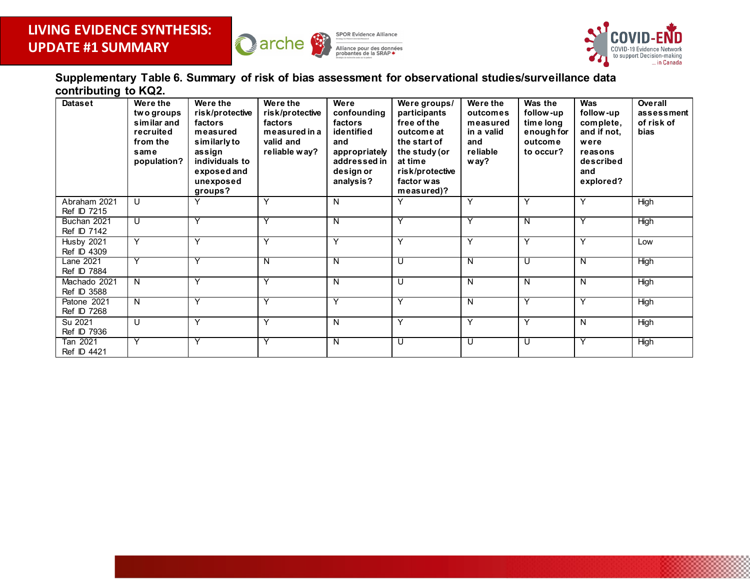**Supplementary Table 6. Summary of risk of bias assessment for observational studies/surveillance data contributing to KQ2.**

| Dataset | Were the two groups similar and recruited from the same population? | Were the risk/protective factors measured similarly to assign individuals to exposed and unexposed groups? | Were the risk/protective factors measured in a valid and reliable way? | Were confounding factors identified and appropriately addressed in design or analysis? | Were groups/ participants free of the outcome at the start of the study (or at time risk/protective factor was measured)? | Were the outcomes measured in a valid and reliable way? | Was the follow-up time long enough for outcome to occur? | Was follow-up complete, and if not, were reasons described and explored? | Overall assessment of risk of bias |
|---|---|---|---|---|---|---|---|---|---|
| Abraham 2021 Ref ID 7215 | U | Y | Y | N | Y | Y | Y | Y | High |
| Buchan 2021 Ref ID 7142 | U | Y | Y | N | Y | Y | N | Y | High |
| Husby 2021 Ref ID 4309 | Y | Y | Y | Y | Y | Y | Y | Y | Low |
| Lane 2021 Ref ID 7884 | Y | Y | N | N | U | N | U | N | High |
| Machado 2021 Ref ID 3588 | N | Y | Y | N | U | N | N | N | High |
| Patone 2021 Ref ID 7268 | N | Y | Y | Y | Y | N | Y | Y | High |
| Su 2021 Ref ID 7936 | U | Y | Y | N | Y | Y | Y | N | High |
| Tan 2021 Ref ID 4421 | Y | Y | Y | N | U | U | U | Y | High |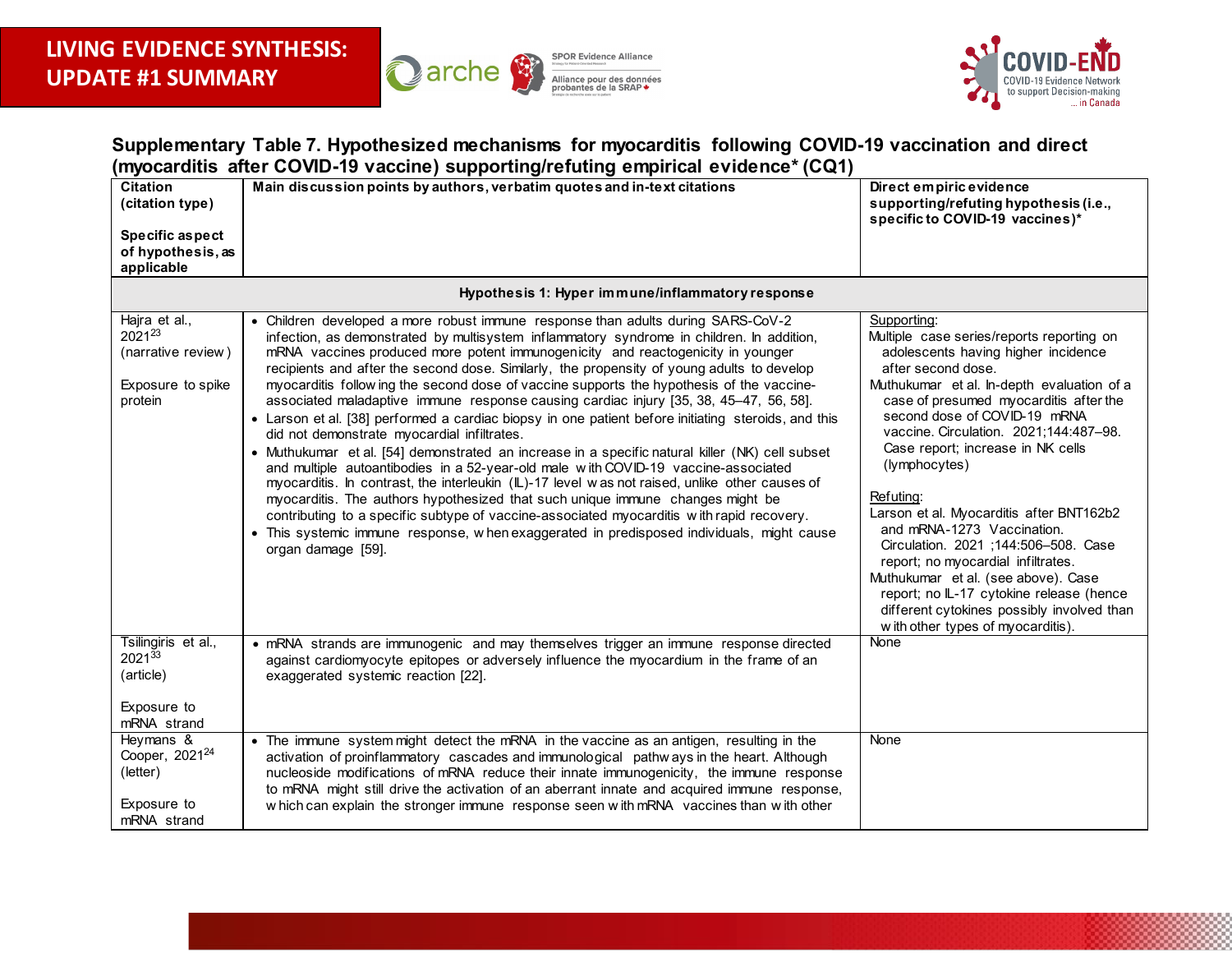## Supplementary Table 7. Hypothesized mechanisms for myocarditis following COVID-19 vaccination and direct (myocarditis after COVID-19 vaccine) supporting/refuting empirical evidence* (CQ1)

| Citation (citation type)<br><br>Specific aspect of hypothesis, as applicable | Main discussion points by authors, verbatim quotes and in-text citations | Direct empiric evidence supporting/refuting hypothesis (i.e., specific to COVID-19 vaccines)* |
|---|---|---|
| **Hypothesis 1: Hyper immune/inflammatory response** | | |
| Hajra et al., 2021[23]<br>(narrative review)<br><br>Exposure to spike protein | • Children developed a more robust immune response than adults during SARS-CoV-2 infection, as demonstrated by multisystem inflammatory syndrome in children. In addition, mRNA vaccines produced more potent immunogenicity and reactogenicity in younger recipients and after the second dose. Similarly, the propensity of young adults to develop myocarditis following the second dose of vaccine supports the hypothesis of the vaccine-associated maladaptive immune response causing cardiac injury [35, 38, 45–47, 56, 58].<br>• Larson et al. [38] performed a cardiac biopsy in one patient before initiating steroids, and this did not demonstrate myocardial infiltrates.<br>• Muthukumar et al. [54] demonstrated an increase in a specific natural killer (NK) cell subset and multiple autoantibodies in a 52-year-old male with COVID-19 vaccine-associated myocarditis. In contrast, the interleukin (IL)-17 level was not raised, unlike other causes of myocarditis. The authors hypothesized that such unique immune changes might be contributing to a specific subtype of vaccine-associated myocarditis with rapid recovery.<br>• This systemic immune response, when exaggerated in predisposed individuals, might cause organ damage [59]. | Supporting:<br>Multiple case series/reports reporting on adolescents having higher incidence after second dose.<br>Muthukumar et al. In-depth evaluation of a case of presumed myocarditis after the second dose of COVID-19 mRNA vaccine. Circulation. 2021;144:487–98. Case report; increase in NK cells (lymphocytes)<br><br>Refuting:<br>Larson et al. Myocarditis after BNT162b2 and mRNA-1273 Vaccination. Circulation. 2021 ;144:506–508. Case report; no myocardial infiltrates.<br>Muthukumar et al. (see above). Case report; no IL-17 cytokine release (hence different cytokines possibly involved than with other types of myocarditis). |
| Tsilingiris et al., 2021[33]<br>(article)<br><br>Exposure to mRNA strand | • mRNA strands are immunogenic and may themselves trigger an immune response directed against cardiomyocyte epitopes or adversely influence the myocardium in the frame of an exaggerated systemic reaction [22]. | None |
| Heymans & Cooper, 2021[24]<br>(letter)<br><br>Exposure to mRNA strand | • The immune system might detect the mRNA in the vaccine as an antigen, resulting in the activation of proinflammatory cascades and immunological pathways in the heart. Although nucleoside modifications of mRNA reduce their innate immunogenicity, the immune response to mRNA might still drive the activation of an aberrant innate and acquired immune response, which can explain the stronger immune response seen with mRNA vaccines than with other | None |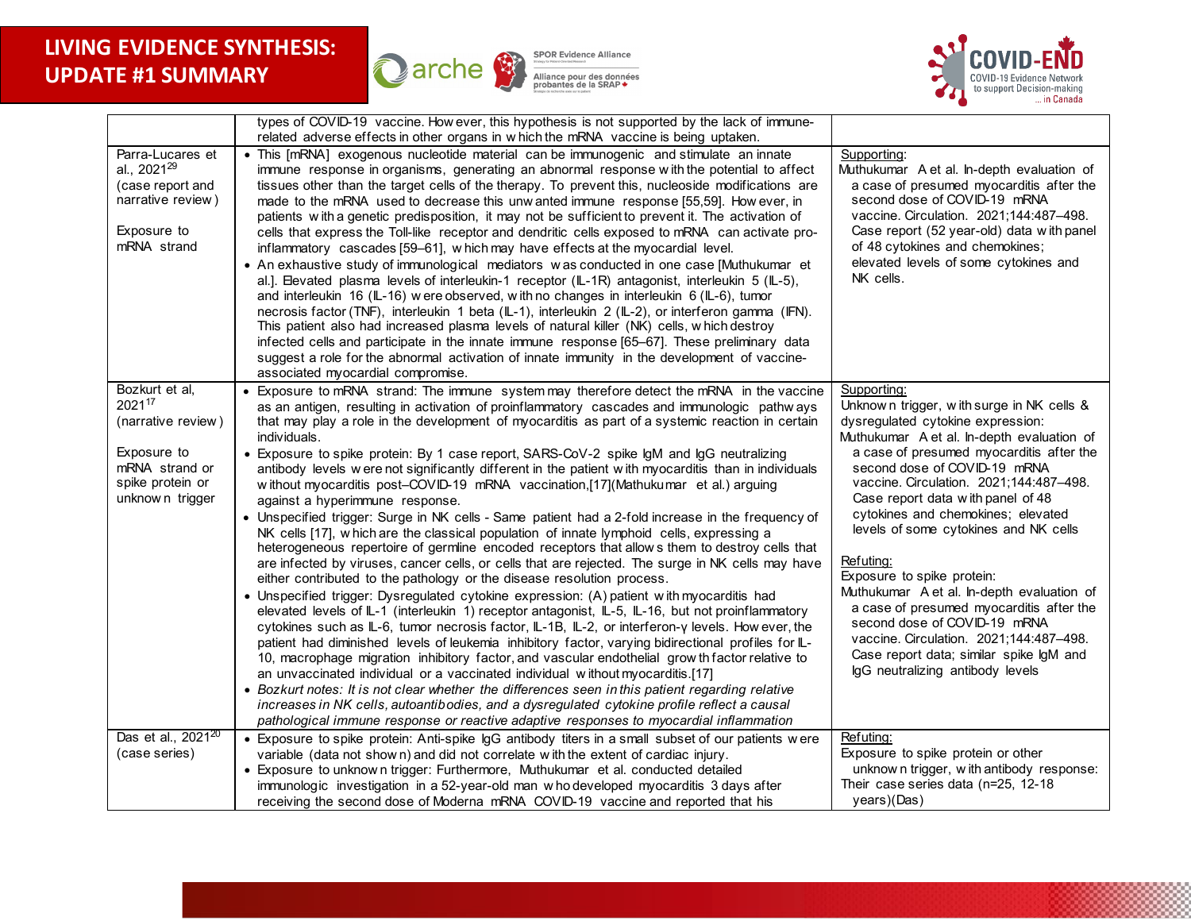| | | |
|---|---|---|
| | types of COVID-19 vaccine. However, this hypothesis is not supported by the lack of immune-related adverse effects in other organs in which the mRNA vaccine is being uptaken. | |
| Parra-Lucares et al., 2021[29] (case report and narrative review)<br><br>Exposure to mRNA strand | • This [mRNA] exogenous nucleotide material can be immunogenic and stimulate an innate immune response in organisms, generating an abnormal response with the potential to affect tissues other than the target cells of the therapy. To prevent this, nucleoside modifications are made to the mRNA used to decrease this unwanted immune response [55,59]. However, in patients with a genetic predisposition, it may not be sufficient to prevent it. The activation of cells that express the Toll-like receptor and dendritic cells exposed to mRNA can activate pro-inflammatory cascades [59–61], which may have effects at the myocardial level.<br>• An exhaustive study of immunological mediators was conducted in one case [Muthukumar et al.]. Elevated plasma levels of interleukin-1 receptor (IL-1R) antagonist, interleukin 5 (IL-5), and interleukin 16 (IL-16) were observed, with no changes in interleukin 6 (IL-6), tumor necrosis factor (TNF), interleukin 1 beta (IL-1), interleukin 2 (IL-2), or interferon gamma (IFN). This patient also had increased plasma levels of natural killer (NK) cells, which destroy infected cells and participate in the innate immune response [65–67]. These preliminary data suggest a role for the abnormal activation of innate immunity in the development of vaccine-associated myocardial compromise. | Supporting:<br>Muthukumar A et al. In-depth evaluation of a case of presumed myocarditis after the second dose of COVID-19 mRNA vaccine. Circulation. 2021;144:487–498. Case report (52 year-old) data with panel of 48 cytokines and chemokines; elevated levels of some cytokines and NK cells. |
| Bozkurt et al, 2021[17] (narrative review)<br><br>Exposure to mRNA strand or spike protein or unknown trigger | • Exposure to mRNA strand: The immune system may therefore detect the mRNA in the vaccine as an antigen, resulting in activation of proinflammatory cascades and immunologic pathways that may play a role in the development of myocarditis as part of a systemic reaction in certain individuals.<br>• Exposure to spike protein: By 1 case report, SARS-CoV-2 spike IgM and IgG neutralizing antibody levels were not significantly different in the patient with myocarditis than in individuals without myocarditis post–COVID-19 mRNA vaccination,[17](Muthukumar et al.) arguing against a hyperimmune response.<br>• Unspecified trigger: Surge in NK cells - Same patient had a 2-fold increase in the frequency of NK cells [17], which are the classical population of innate lymphoid cells, expressing a heterogeneous repertoire of germline encoded receptors that allows them to destroy cells that are infected by viruses, cancer cells, or cells that are rejected. The surge in NK cells may have either contributed to the pathology or the disease resolution process.<br>• Unspecified trigger: Dysregulated cytokine expression: (A) patient with myocarditis had elevated levels of IL-1 (interleukin 1) receptor antagonist, IL-5, IL-16, but not proinflammatory cytokines such as IL-6, tumor necrosis factor, IL-1B, IL-2, or interferon-γ levels. However, the patient had diminished levels of leukemia inhibitory factor, varying bidirectional profiles for IL-10, macrophage migration inhibitory factor, and vascular endothelial growth factor relative to an unvaccinated individual or a vaccinated individual without myocarditis.[17]<br>• *Bozkurt notes: It is not clear whether the differences seen in this patient regarding relative increases in NK cells, autoantibodies, and a dysregulated cytokine profile reflect a causal pathological immune response or reactive adaptive responses to myocardial inflammation* | Supporting:<br>Unknown trigger, with surge in NK cells & dysregulated cytokine expression:<br>Muthukumar A et al. In-depth evaluation of a case of presumed myocarditis after the second dose of COVID-19 mRNA vaccine. Circulation. 2021;144:487–498. Case report data with panel of 48 cytokines and chemokines; elevated levels of some cytokines and NK cells<br><br>Refuting:<br>Exposure to spike protein:<br>Muthukumar A et al. In-depth evaluation of a case of presumed myocarditis after the second dose of COVID-19 mRNA vaccine. Circulation. 2021;144:487–498. Case report data; similar spike IgM and IgG neutralizing antibody levels |
| Das et al., 2021[20] (case series) | • Exposure to spike protein: Anti-spike IgG antibody titers in a small subset of our patients were variable (data not shown) and did not correlate with the extent of cardiac injury.<br>• Exposure to unknown trigger: Furthermore, Muthukumar et al. conducted detailed immunologic investigation in a 52-year-old man who developed myocarditis 3 days after receiving the second dose of Moderna mRNA COVID-19 vaccine and reported that his | Refuting:<br>Exposure to spike protein or other unknown trigger, with antibody response: Their case series data (n=25, 12-18 years)(Das) |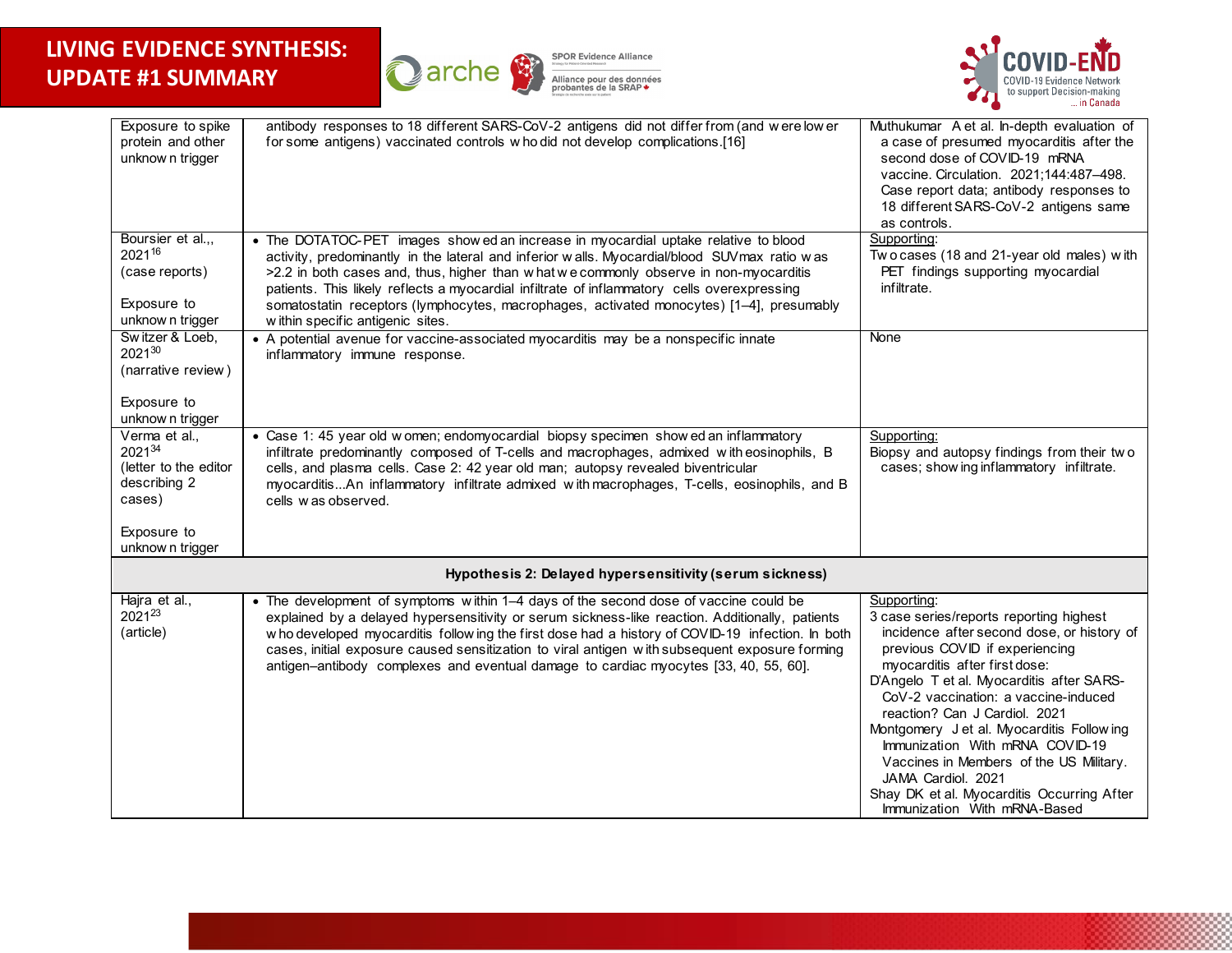| | | |
|---|---|---|
| Exposure to spike protein and other unknown trigger | antibody responses to 18 different SARS-CoV-2 antigens did not differ from (and were lower for some antigens) vaccinated controls who did not develop complications.[16] | Muthukumar A et al. In-depth evaluation of a case of presumed myocarditis after the second dose of COVID-19 mRNA vaccine. Circulation. 2021;144:487–498. Case report data; antibody responses to 18 different SARS-CoV-2 antigens same as controls. |
| Boursier et al.,, 2021[16] (case reports)<br><br>Exposure to unknown trigger | • The DOTATOC-PET images showed an increase in myocardial uptake relative to blood activity, predominantly in the lateral and inferior walls. Myocardial/blood SUVmax ratio was >2.2 in both cases and, thus, higher than what we commonly observe in non-myocarditis patients. This likely reflects a myocardial infiltrate of inflammatory cells overexpressing somatostatin receptors (lymphocytes, macrophages, activated monocytes) [1–4], presumably within specific antigenic sites. | Supporting:<br>Two cases (18 and 21-year old males) with PET findings supporting myocardial infiltrate. |
| Switzer & Loeb, 2021[30] (narrative review)<br><br>Exposure to unknown trigger | • A potential avenue for vaccine-associated myocarditis may be a nonspecific innate inflammatory immune response. | None |
| Verma et al., 2021[34] (letter to the editor describing 2 cases)<br><br>Exposure to unknown trigger | • Case 1: 45 year old women; endomyocardial biopsy specimen showed an inflammatory infiltrate predominantly composed of T-cells and macrophages, admixed with eosinophils, B cells, and plasma cells. Case 2: 42 year old man; autopsy revealed biventricular myocarditis...An inflammatory infiltrate admixed with macrophages, T-cells, eosinophils, and B cells was observed. | Supporting:<br>Biopsy and autopsy findings from their two cases; showing inflammatory infiltrate. |
| **Hypothesis 2: Delayed hypersensitivity (serum sickness)** | | |
| Hajra et al., 2021[23] (article) | • The development of symptoms within 1–4 days of the second dose of vaccine could be explained by a delayed hypersensitivity or serum sickness-like reaction. Additionally, patients who developed myocarditis following the first dose had a history of COVID-19 infection. In both cases, initial exposure caused sensitization to viral antigen with subsequent exposure forming antigen–antibody complexes and eventual damage to cardiac myocytes [33, 40, 55, 60]. | Supporting:<br>3 case series/reports reporting highest incidence after second dose, or history of previous COVID if experiencing myocarditis after first dose:<br>D'Angelo T et al. Myocarditis after SARS-CoV-2 vaccination: a vaccine-induced reaction? Can J Cardiol. 2021<br>Montgomery J et al. Myocarditis Following Immunization With mRNA COVID-19 Vaccines in Members of the US Military. JAMA Cardiol. 2021<br>Shay DK et al. Myocarditis Occurring After Immunization With mRNA-Based |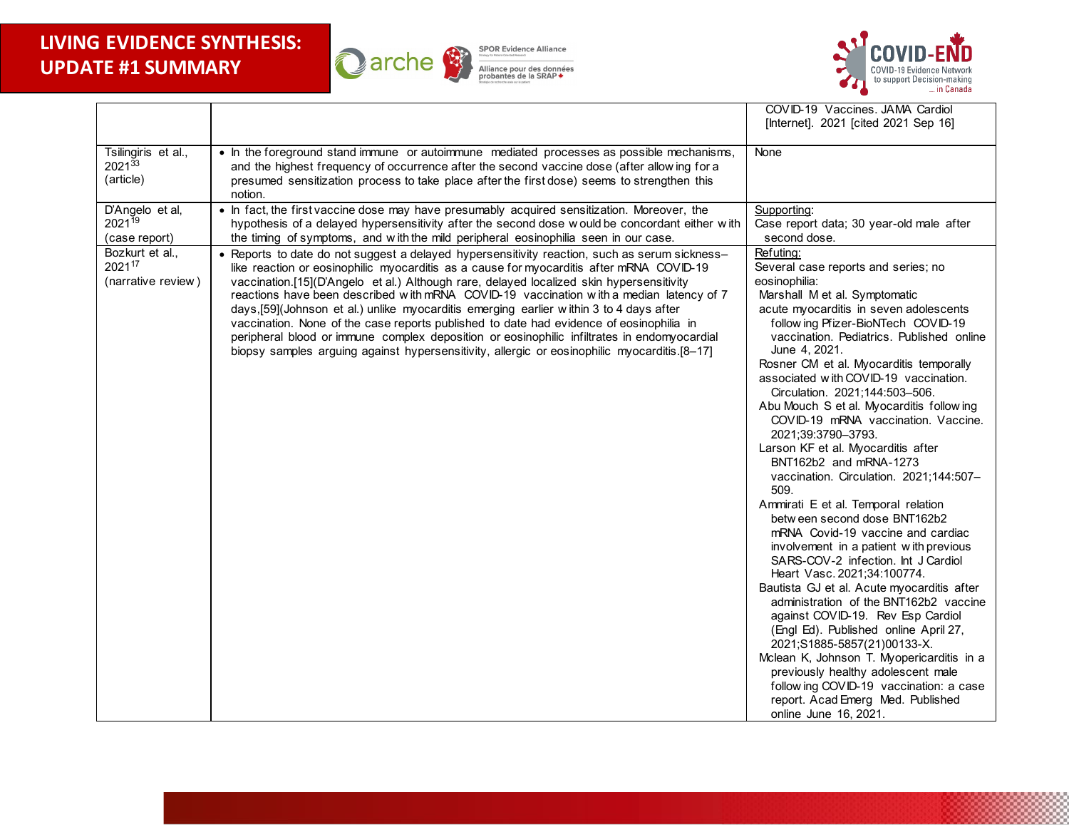| | | |
|---|---|---|
| | | COVID-19 Vaccines. JAMA Cardiol [Internet]. 2021 [cited 2021 Sep 16] |
| Tsilingiris et al., 2021[33] (article) | • In the foreground stand immune or autoimmune mediated processes as possible mechanisms, and the highest frequency of occurrence after the second vaccine dose (after allowing for a presumed sensitization process to take place after the first dose) seems to strengthen this notion. | None |
| D'Angelo et al, 2021[19] (case report) | • In fact, the first vaccine dose may have presumably acquired sensitization. Moreover, the hypothesis of a delayed hypersensitivity after the second dose would be concordant either with the timing of symptoms, and with the mild peripheral eosinophilia seen in our case. | Supporting: Case report data; 30 year-old male after second dose. |
| Bozkurt et al., 2021[17] (narrative review) | • Reports to date do not suggest a delayed hypersensitivity reaction, such as serum sickness–like reaction or eosinophilic myocarditis as a cause for myocarditis after mRNA COVID-19 vaccination.[15](D'Angelo et al.) Although rare, delayed localized skin hypersensitivity reactions have been described with mRNA COVID-19 vaccination with a median latency of 7 days,[59](Johnson et al.) unlike myocarditis emerging earlier within 3 to 4 days after vaccination. None of the case reports published to date had evidence of eosinophilia in peripheral blood or immune complex deposition or eosinophilic infiltrates in endomyocardial biopsy samples arguing against hypersensitivity, allergic or eosinophilic myocarditis.[8–17] | Refuting: Several case reports and series; no eosinophilia: Marshall M et al. Symptomatic acute myocarditis in seven adolescents following Pfizer-BioNTech COVID-19 vaccination. Pediatrics. Published online June 4, 2021. Rosner CM et al. Myocarditis temporally associated with COVID-19 vaccination. Circulation. 2021;144:503–506. Abu Mouch S et al. Myocarditis following COVID-19 mRNA vaccination. Vaccine. 2021;39:3790–3793. Larson KF et al. Myocarditis after BNT162b2 and mRNA-1273 vaccination. Circulation. 2021;144:507–509. Ammirati E et al. Temporal relation between second dose BNT162b2 mRNA Covid-19 vaccine and cardiac involvement in a patient with previous SARS-COV-2 infection. Int J Cardiol Heart Vasc. 2021;34:100774. Bautista GJ et al. Acute myocarditis after administration of the BNT162b2 vaccine against COVID-19. Rev Esp Cardiol (Engl Ed). Published online April 27, 2021;S1885-5857(21)00133-X. Mclean K, Johnson T. Myopericarditis in a previously healthy adolescent male following COVID-19 vaccination: a case report. Acad Emerg Med. Published online June 16, 2021. |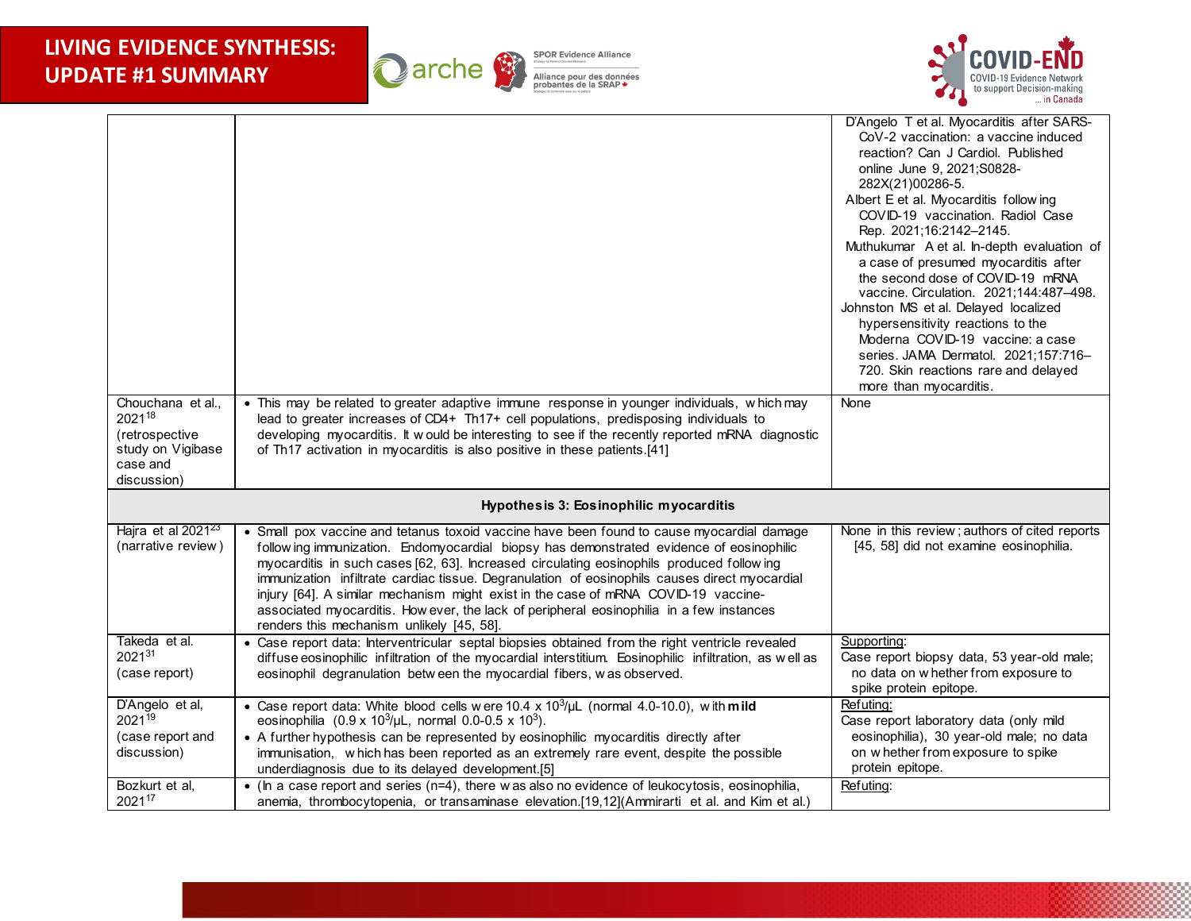| | | |
|---|---|---|
| | | D'Angelo T et al. Myocarditis after SARS-CoV-2 vaccination: a vaccine induced reaction? Can J Cardiol. Published online June 9, 2021;S0828-282X(21)00286-5.<br>Albert E et al. Myocarditis following COVID-19 vaccination. Radiol Case Rep. 2021;16:2142–2145.<br>Muthukumar A et al. In-depth evaluation of a case of presumed myocarditis after the second dose of COVID-19 mRNA vaccine. Circulation. 2021;144:487–498.<br>Johnston MS et al. Delayed localized hypersensitivity reactions to the Moderna COVID-19 vaccine: a case series. JAMA Dermatol. 2021;157:716–720. Skin reactions rare and delayed more than myocarditis. |
| Chouchana et al., 2021[18] (retrospective study on Vigibase case and discussion) | • This may be related to greater adaptive immune response in younger individuals, which may lead to greater increases of CD4+ Th17+ cell populations, predisposing individuals to developing myocarditis. It would be interesting to see if the recently reported mRNA diagnostic of Th17 activation in myocarditis is also positive in these patients.[41] | None |
| **Hypothesis 3: Eosinophilic myocarditis** | | |
| Hajra et al 2021[23] (narrative review) | • Small pox vaccine and tetanus toxoid vaccine have been found to cause myocardial damage following immunization. Endomyocardial biopsy has demonstrated evidence of eosinophilic myocarditis in such cases [62, 63]. Increased circulating eosinophils produced following immunization infiltrate cardiac tissue. Degranulation of eosinophils causes direct myocardial injury [64]. A similar mechanism might exist in the case of mRNA COVID-19 vaccine-associated myocarditis. However, the lack of peripheral eosinophilia in a few instances renders this mechanism unlikely [45, 58]. | None in this review; authors of cited reports [45, 58] did not examine eosinophilia. |
| Takeda et al. 2021[31] (case report) | • Case report data: Interventricular septal biopsies obtained from the right ventricle revealed diffuse eosinophilic infiltration of the myocardial interstitium. Eosinophilic infiltration, as well as eosinophil degranulation between the myocardial fibers, was observed. | Supporting:<br>Case report biopsy data, 53 year-old male; no data on whether from exposure to spike protein epitope. |
| D'Angelo et al, 2021[19] (case report and discussion) | • Case report data: White blood cells were 10.4 x $10^3$/μL (normal 4.0-10.0), with **mild** eosinophilia (0.9 x $10^3$/μL, normal 0.0-0.5 x $10^3$).<br>• A further hypothesis can be represented by eosinophilic myocarditis directly after immunisation, which has been reported as an extremely rare event, despite the possible underdiagnosis due to its delayed development.[5] | Refuting:<br>Case report laboratory data (only mild eosinophilia), 30 year-old male; no data on whether from exposure to spike protein epitope. |
| Bozkurt et al, 2021[17] | • (In a case report and series (n=4), there was also no evidence of leukocytosis, eosinophilia, anemia, thrombocytopenia, or transaminase elevation.[19,12](Ammirarti et al. and Kim et al.) | Refuting: |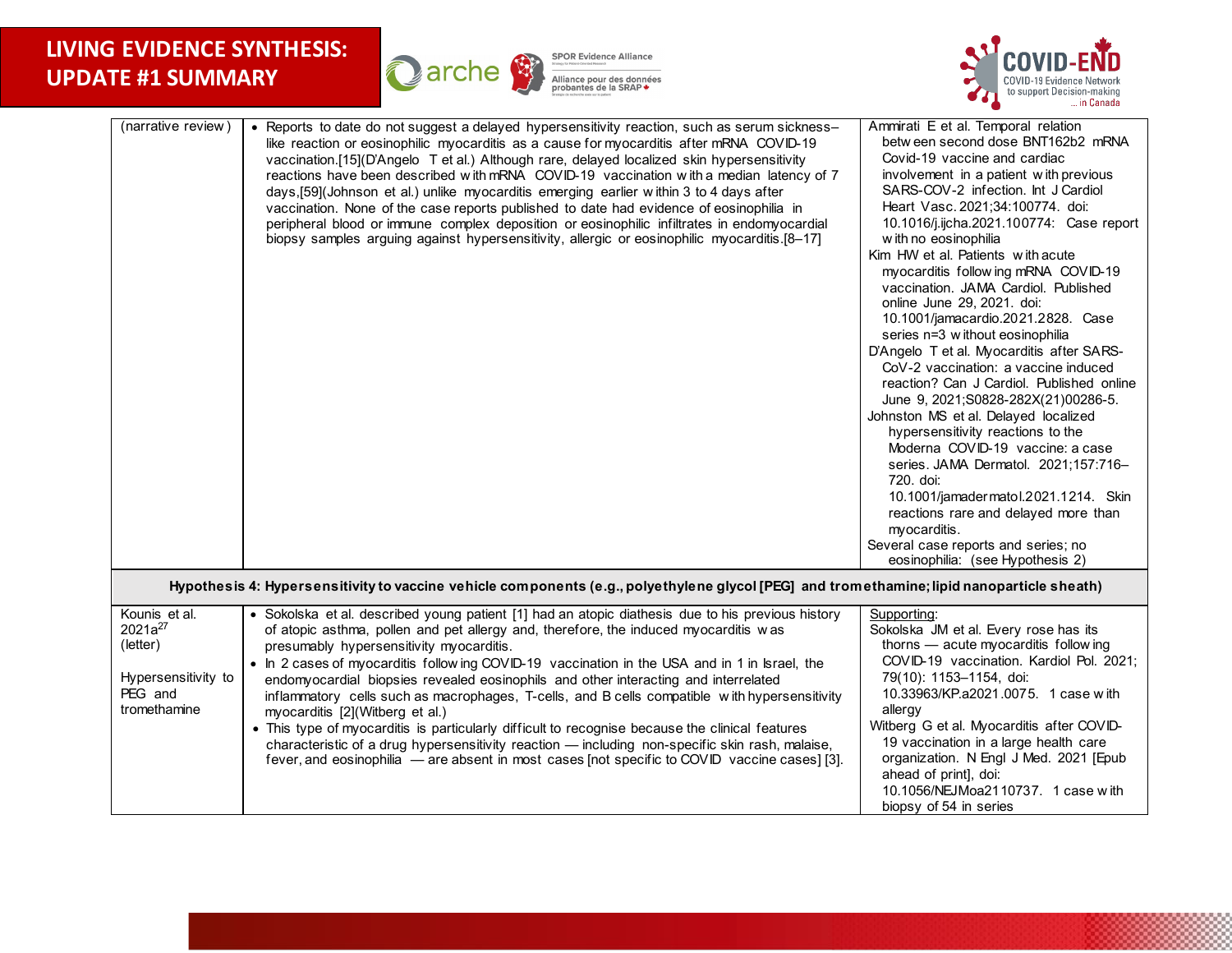| | | |
|---|---|---|
| (narrative review) | • Reports to date do not suggest a delayed hypersensitivity reaction, such as serum sickness–like reaction or eosinophilic myocarditis as a cause for myocarditis after mRNA COVID-19 vaccination.[15](D'Angelo T et al.) Although rare, delayed localized skin hypersensitivity reactions have been described with mRNA COVID-19 vaccination with a median latency of 7 days,[59](Johnson et al.) unlike myocarditis emerging earlier within 3 to 4 days after vaccination. None of the case reports published to date had evidence of eosinophilia in peripheral blood or immune complex deposition or eosinophilic infiltrates in endomyocardial biopsy samples arguing against hypersensitivity, allergic or eosinophilic myocarditis.[8–17] | Ammirati E et al. Temporal relation between second dose BNT162b2 mRNA Covid-19 vaccine and cardiac involvement in a patient with previous SARS-COV-2 infection. Int J Cardiol Heart Vasc. 2021;34:100774. doi: 10.1016/j.ijcha.2021.100774: Case report with no eosinophilia<br>Kim HW et al. Patients with acute myocarditis following mRNA COVID-19 vaccination. JAMA Cardiol. Published online June 29, 2021. doi: 10.1001/jamacardio.2021.2828. Case series n=3 without eosinophilia<br>D'Angelo T et al. Myocarditis after SARS-CoV-2 vaccination: a vaccine induced reaction? Can J Cardiol. Published online June 9, 2021;S0828-282X(21)00286-5.<br>Johnston MS et al. Delayed localized hypersensitivity reactions to the Moderna COVID-19 vaccine: a case series. JAMA Dermatol. 2021;157:716–720. doi: 10.1001/jamadermatol.2021.1214. Skin reactions rare and delayed more than myocarditis.<br>Several case reports and series; no eosinophilia: (see Hypothesis 2) |
| **Hypothesis 4: Hypersensitivity to vaccine vehicle components (e.g., polyethylene glycol [PEG] and tromethamine; lipid nanoparticle sheath)** | | |
| Kounis et al. 2021a[27] (letter)<br><br>Hypersensitivity to PEG and tromethamine | • Sokolska et al. described young patient [1] had an atopic diathesis due to his previous history of atopic asthma, pollen and pet allergy and, therefore, the induced myocarditis was presumably hypersensitivity myocarditis.<br>• In 2 cases of myocarditis following COVID-19 vaccination in the USA and in 1 in Israel, the endomyocardial biopsies revealed eosinophils and other interacting and interrelated inflammatory cells such as macrophages, T-cells, and B cells compatible with hypersensitivity myocarditis [2](Witberg et al.)<br>• This type of myocarditis is particularly difficult to recognise because the clinical features characteristic of a drug hypersensitivity reaction — including non-specific skin rash, malaise, fever, and eosinophilia — are absent in most cases [not specific to COVID vaccine cases] [3]. | Supporting:<br>Sokolska JM et al. Every rose has its thorns — acute myocarditis following COVID-19 vaccination. Kardiol Pol. 2021; 79(10): 1153–1154, doi: 10.33963/KP.a2021.0075. 1 case with allergy<br>Witberg G et al. Myocarditis after COVID-19 vaccination in a large health care organization. N Engl J Med. 2021 [Epub ahead of print], doi: 10.1056/NEJMoa2110737. 1 case with biopsy of 54 in series |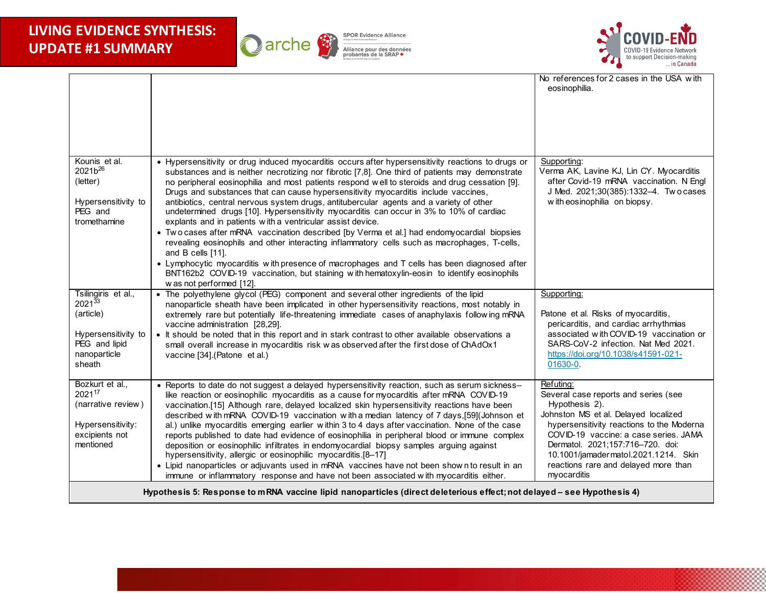| | | |
|---|---|---|
| | | No references for 2 cases in the USA with eosinophilia. |
| Kounis et al. 2021b[26] (letter)<br><br>Hypersensitivity to PEG and tromethamine | • Hypersensitivity or drug induced myocarditis occurs after hypersensitivity reactions to drugs or substances and is neither necrotizing nor fibrotic [7,8]. One third of patients may demonstrate no peripheral eosinophilia and most patients respond well to steroids and drug cessation [9]. Drugs and substances that can cause hypersensitivity myocarditis include vaccines, antibiotics, central nervous system drugs, antitubercular agents and a variety of other undetermined drugs [10]. Hypersensitivity myocarditis can occur in 3% to 10% of cardiac explants and in patients with a ventricular assist device.<br>• Two cases after mRNA vaccination described [by Verma et al.] had endomyocardial biopsies revealing eosinophils and other interacting inflammatory cells such as macrophages, T-cells, and B cells [11].<br>• Lymphocytic myocarditis with presence of macrophages and T cells has been diagnosed after BNT162b2 COVID-19 vaccination, but staining with hematoxylin-eosin to identify eosinophils was not performed [12]. | Supporting:<br>Verma AK, Lavine KJ, Lin CY. Myocarditis after Covid-19 mRNA vaccination. N Engl J Med. 2021;30(385):1332–4. Two cases with eosinophilia on biopsy. |
| Tsilingiris et al., 2021[33] (article)<br><br>Hypersensitivity to PEG and lipid nanoparticle sheath | • The polyethylene glycol (PEG) component and several other ingredients of the lipid nanoparticle sheath have been implicated in other hypersensitivity reactions, most notably in extremely rare but potentially life-threatening immediate cases of anaphylaxis following mRNA vaccine administration [28,29].<br>• It should be noted that in this report and in stark contrast to other available observations a small overall increase in myocarditis risk was observed after the first dose of ChAdOx1 vaccine [34].(Patone et al.) | Supporting:<br><br>Patone et al. Risks of myocarditis, pericarditis, and cardiac arrhythmias associated with COVID-19 vaccination or SARS-CoV-2 infection. Nat Med 2021. https://doi.org/10.1038/s41591-021-01630-0. |
| Bozkurt et al., 2021[17] (narrative review)<br><br>Hypersensitivity: excipients not mentioned | • Reports to date do not suggest a delayed hypersensitivity reaction, such as serum sickness–like reaction or eosinophilic myocarditis as a cause for myocarditis after mRNA COVID-19 vaccination.[15] Although rare, delayed localized skin hypersensitivity reactions have been described with mRNA COVID-19 vaccination with a median latency of 7 days,[59](Johnson et al.) unlike myocarditis emerging earlier within 3 to 4 days after vaccination. None of the case reports published to date had evidence of eosinophilia in peripheral blood or immune complex deposition or eosinophilic infiltrates in endomyocardial biopsy samples arguing against hypersensitivity, allergic or eosinophilic myocarditis.[8–17]<br>• Lipid nanoparticles or adjuvants used in mRNA vaccines have not been shown to result in an immune or inflammatory response and have not been associated with myocarditis either. | Refuting:<br>Several case reports and series (see Hypothesis 2).<br>Johnston MS et al. Delayed localized hypersensitivity reactions to the Moderna COVID-19 vaccine: a case series. JAMA Dermatol. 2021;157:716–720. doi: 10.1001/jamadermatol.2021.1214. Skin reactions rare and delayed more than myocarditis |
| **Hypothesis 5: Response to mRNA vaccine lipid nanoparticles (direct deleterious effect; not delayed – see Hypothesis 4)** | | |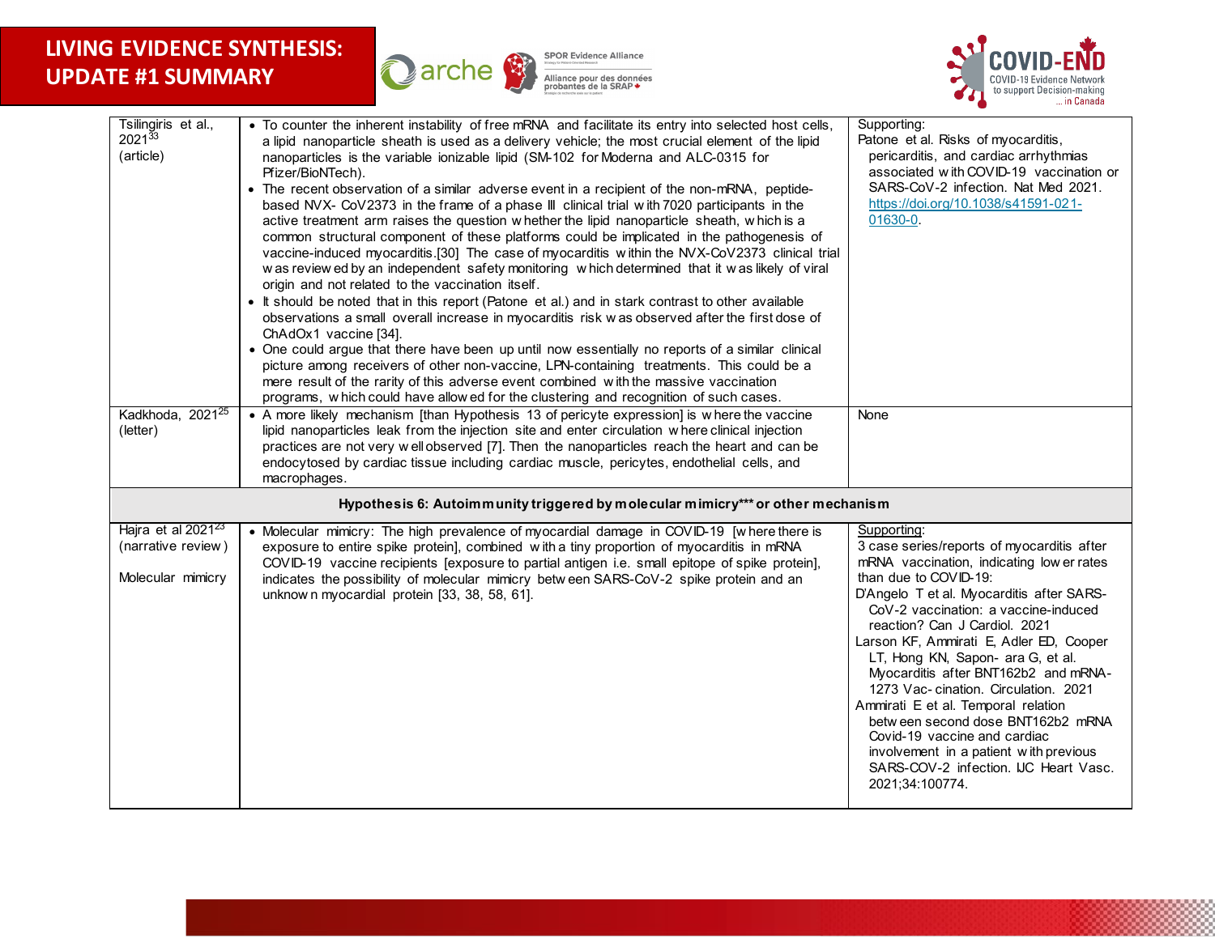| | | |
|---|---|---|
| Tsilingiris et al., 2021[33] (article) | • To counter the inherent instability of free mRNA and facilitate its entry into selected host cells, a lipid nanoparticle sheath is used as a delivery vehicle; the most crucial element of the lipid nanoparticles is the variable ionizable lipid (SM-102 for Moderna and ALC-0315 for Pfizer/BioNTech).<br>• The recent observation of a similar adverse event in a recipient of the non-mRNA, peptide-based NVX- CoV2373 in the frame of a phase III clinical trial with 7020 participants in the active treatment arm raises the question whether the lipid nanoparticle sheath, which is a common structural component of these platforms could be implicated in the pathogenesis of vaccine-induced myocarditis.[30] The case of myocarditis within the NVX-CoV2373 clinical trial was reviewed by an independent safety monitoring which determined that it was likely of viral origin and not related to the vaccination itself.<br>• It should be noted that in this report (Patone et al.) and in stark contrast to other available observations a small overall increase in myocarditis risk was observed after the first dose of ChAdOx1 vaccine [34].<br>• One could argue that there have been up until now essentially no reports of a similar clinical picture among receivers of other non-vaccine, LPN-containing treatments. This could be a mere result of the rarity of this adverse event combined with the massive vaccination programs, which could have allowed for the clustering and recognition of such cases. | Supporting:<br>Patone et al. Risks of myocarditis, pericarditis, and cardiac arrhythmias associated with COVID-19 vaccination or SARS-CoV-2 infection. Nat Med 2021. https://doi.org/10.1038/s41591-021-01630-0. |
| Kadkhoda, 2021[25] (letter) | • A more likely mechanism [than Hypothesis 13 of pericyte expression] is where the vaccine lipid nanoparticles leak from the injection site and enter circulation where clinical injection practices are not very well observed [7]. Then the nanoparticles reach the heart and can be endocytosed by cardiac tissue including cardiac muscle, pericytes, endothelial cells, and macrophages. | None |
| **Hypothesis 6: Autoimmunity triggered by molecular mimicry*** or other mechanism** | | |
| Hajra et al 2021[23] (narrative review)<br><br>Molecular mimicry | • Molecular mimicry: The high prevalence of myocardial damage in COVID-19 [where there is exposure to entire spike protein], combined with a tiny proportion of myocarditis in mRNA COVID-19 vaccine recipients [exposure to partial antigen i.e. small epitope of spike protein], indicates the possibility of molecular mimicry between SARS-CoV-2 spike protein and an unknown myocardial protein [33, 38, 58, 61]. | Supporting:<br>3 case series/reports of myocarditis after mRNA vaccination, indicating lower rates than due to COVID-19:<br>D'Angelo T et al. Myocarditis after SARS-CoV-2 vaccination: a vaccine-induced reaction? Can J Cardiol. 2021<br>Larson KF, Ammirati E, Adler ED, Cooper LT, Hong KN, Sapon- ara G, et al. Myocarditis after BNT162b2 and mRNA-1273 Vac- cination. Circulation. 2021<br>Ammirati E et al. Temporal relation between second dose BNT162b2 mRNA Covid-19 vaccine and cardiac involvement in a patient with previous SARS-COV-2 infection. IJC Heart Vasc. 2021;34:100774. |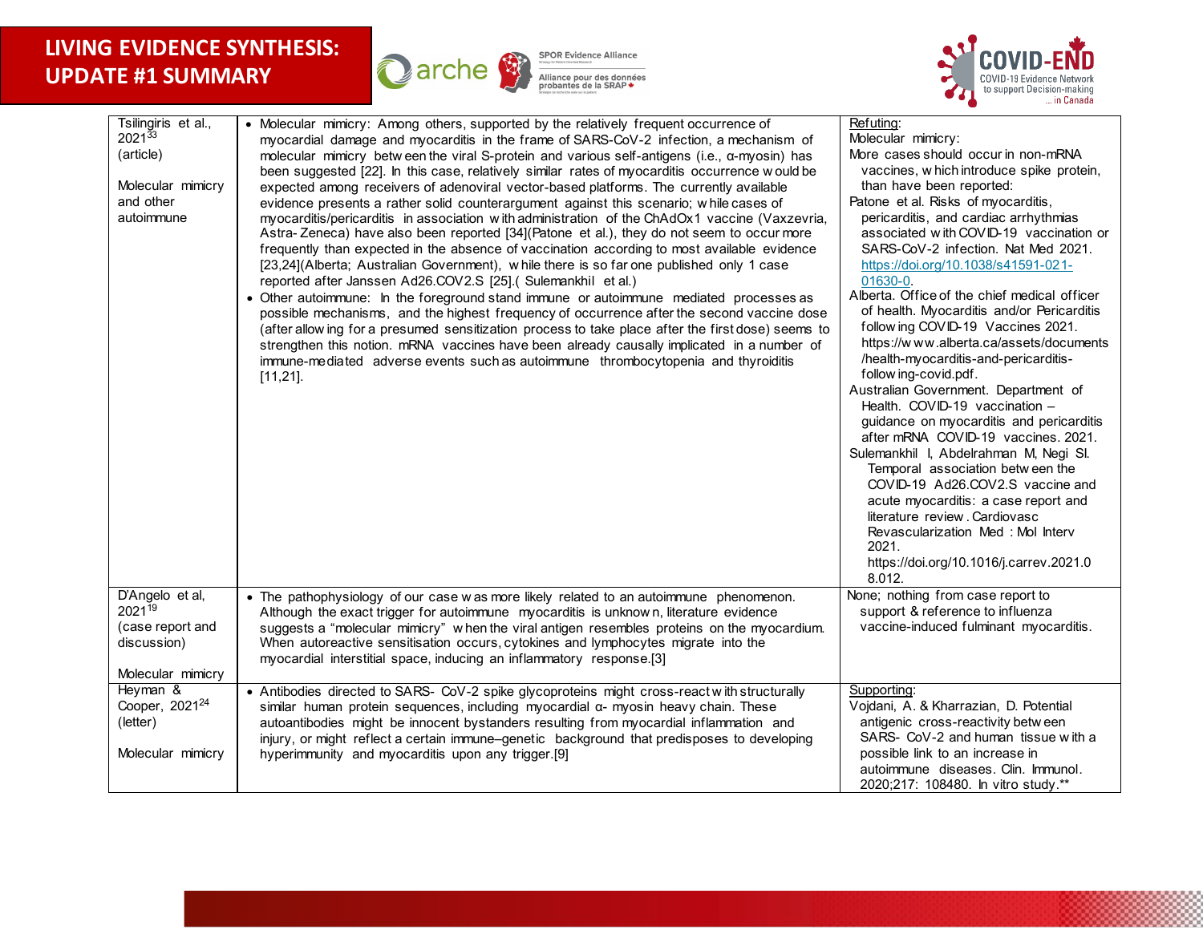| | | |
|---|---|---|
| Tsilingiris et al., 2021[33] (article)<br><br>Molecular mimicry and other autoimmune | • Molecular mimicry: Among others, supported by the relatively frequent occurrence of myocardial damage and myocarditis in the frame of SARS-CoV-2 infection, a mechanism of molecular mimicry between the viral S-protein and various self-antigens (i.e., α-myosin) has been suggested [22]. In this case, relatively similar rates of myocarditis occurrence would be expected among receivers of adenoviral vector-based platforms. The currently available evidence presents a rather solid counterargument against this scenario; while cases of myocarditis/pericarditis in association with administration of the ChAdOx1 vaccine (Vaxzevria, Astra- Zeneca) have also been reported [34](Patone et al.), they do not seem to occur more frequently than expected in the absence of vaccination according to most available evidence [23,24](Alberta; Australian Government), while there is so far one published only 1 case reported after Janssen Ad26.COV2.S [25].( Sulemankhil et al.)<br>• Other autoimmune: In the foreground stand immune or autoimmune mediated processes as possible mechanisms, and the highest frequency of occurrence after the second vaccine dose (after allowing for a presumed sensitization process to take place after the first dose) seems to strengthen this notion. mRNA vaccines have been already causally implicated in a number of immune-mediated adverse events such as autoimmune thrombocytopenia and thyroiditis [11,21]. | Refuting:<br>Molecular mimicry:<br>More cases should occur in non-mRNA vaccines, which introduce spike protein, than have been reported:<br>Patone et al. Risks of myocarditis, pericarditis, and cardiac arrhythmias associated with COVID-19 vaccination or SARS-CoV-2 infection. Nat Med 2021. https://doi.org/10.1038/s41591-021-01630-0.<br>Alberta. Office of the chief medical officer of health. Myocarditis and/or Pericarditis following COVID-19 Vaccines 2021. https://www.alberta.ca/assets/documents/health-myocarditis-and-pericarditis-following-covid.pdf.<br>Australian Government. Department of Health. COVID-19 vaccination – guidance on myocarditis and pericarditis after mRNA COVID-19 vaccines. 2021.<br>Sulemankhil I, Abdelrahman M, Negi SI. Temporal association between the COVID-19 Ad26.COV2.S vaccine and acute myocarditis: a case report and literature review. Cardiovasc Revascularization Med : Mol Interv 2021. https://doi.org/10.1016/j.carrev.2021.08.012. |
| D'Angelo et al, 2021[19] (case report and discussion)<br><br>Molecular mimicry | • The pathophysiology of our case was more likely related to an autoimmune phenomenon. Although the exact trigger for autoimmune myocarditis is unknown, literature evidence suggests a "molecular mimicry" when the viral antigen resembles proteins on the myocardium. When autoreactive sensitisation occurs, cytokines and lymphocytes migrate into the myocardial interstitial space, inducing an inflammatory response.[3] | None; nothing from case report to support & reference to influenza vaccine-induced fulminant myocarditis. |
| Heyman & Cooper, 2021[24] (letter)<br><br>Molecular mimicry | • Antibodies directed to SARS- CoV-2 spike glycoproteins might cross-react with structurally similar human protein sequences, including myocardial α- myosin heavy chain. These autoantibodies might be innocent bystanders resulting from myocardial inflammation and injury, or might reflect a certain immune–genetic background that predisposes to developing hyperimmunity and myocarditis upon any trigger.[9] | Supporting:<br>Vojdani, A. & Kharrazian, D. Potential antigenic cross-reactivity between SARS- CoV-2 and human tissue with a possible link to an increase in autoimmune diseases. Clin. Immunol. 2020;217: 108480. In vitro study.** |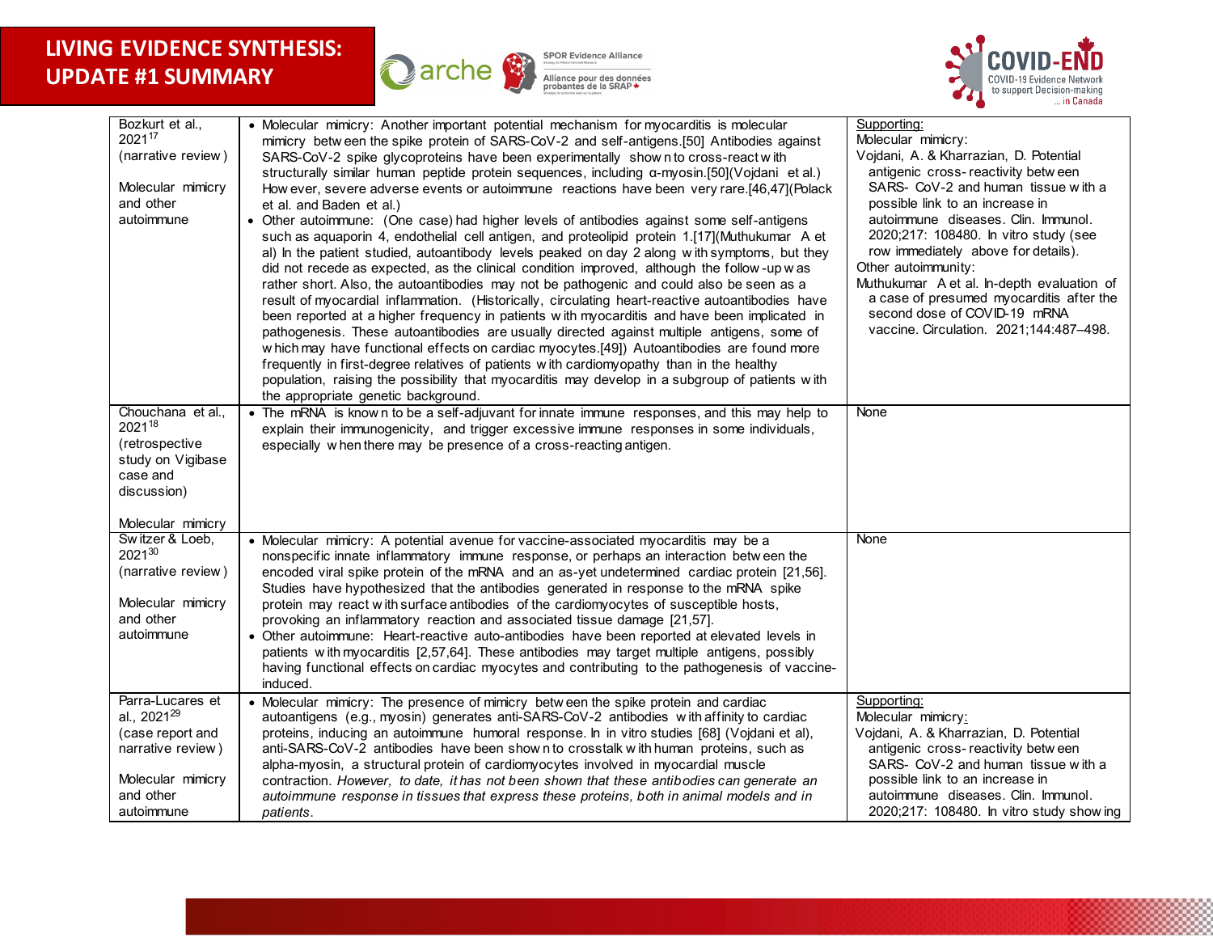| | | |
|---|---|---|
| Bozkurt et al., 2021[17] (narrative review) <br><br> Molecular mimicry and other autoimmune | • Molecular mimicry: Another important potential mechanism for myocarditis is molecular mimicry between the spike protein of SARS-CoV-2 and self-antigens.[50] Antibodies against SARS-CoV-2 spike glycoproteins have been experimentally shown to cross-react with structurally similar human peptide protein sequences, including α-myosin.[50](Vojdani et al.) However, severe adverse events or autoimmune reactions have been very rare.[46,47](Polack et al. and Baden et al.) <br> • Other autoimmune: (One case) had higher levels of antibodies against some self-antigens such as aquaporin 4, endothelial cell antigen, and proteolipid protein 1.[17](Muthukumar A et al) In the patient studied, autoantibody levels peaked on day 2 along with symptoms, but they did not recede as expected, as the clinical condition improved, although the follow-up was rather short. Also, the autoantibodies may not be pathogenic and could also be seen as a result of myocardial inflammation. (Historically, circulating heart-reactive autoantibodies have been reported at a higher frequency in patients with myocarditis and have been implicated in pathogenesis. These autoantibodies are usually directed against multiple antigens, some of which may have functional effects on cardiac myocytes.[49]) Autoantibodies are found more frequently in first-degree relatives of patients with cardiomyopathy than in the healthy population, raising the possibility that myocarditis may develop in a subgroup of patients with the appropriate genetic background. | Supporting: <br> Molecular mimicry: <br> Vojdani, A. & Kharrazian, D. Potential antigenic cross-reactivity between SARS- CoV-2 and human tissue with a possible link to an increase in autoimmune diseases. Clin. Immunol. 2020;217: 108480. In vitro study (see row immediately above for details). <br> Other autoimmunity: <br> Muthukumar A et al. In-depth evaluation of a case of presumed myocarditis after the second dose of COVID-19 mRNA vaccine. Circulation. 2021;144:487–498. |
| Chouchana et al., 2021[18] (retrospective study on Vigibase case and discussion) <br><br> Molecular mimicry | • The mRNA is known to be a self-adjuvant for innate immune responses, and this may help to explain their immunogenicity, and trigger excessive immune responses in some individuals, especially when there may be presence of a cross-reacting antigen. | None |
| Switzer & Loeb, 2021[30] (narrative review) <br><br> Molecular mimicry and other autoimmune | • Molecular mimicry: A potential avenue for vaccine-associated myocarditis may be a nonspecific innate inflammatory immune response, or perhaps an interaction between the encoded viral spike protein of the mRNA and an as-yet undetermined cardiac protein [21,56]. Studies have hypothesized that the antibodies generated in response to the mRNA spike protein may react with surface antibodies of the cardiomyocytes of susceptible hosts, provoking an inflammatory reaction and associated tissue damage [21,57]. <br> • Other autoimmune: Heart-reactive auto-antibodies have been reported at elevated levels in patients with myocarditis [2,57,64]. These antibodies may target multiple antigens, possibly having functional effects on cardiac myocytes and contributing to the pathogenesis of vaccine-induced. | None |
| Parra-Lucares et al., 2021[29] (case report and narrative review) <br><br> Molecular mimicry and other autoimmune | • Molecular mimicry: The presence of mimicry between the spike protein and cardiac autoantigens (e.g., myosin) generates anti-SARS-CoV-2 antibodies with affinity to cardiac proteins, inducing an autoimmune humoral response. In in vitro studies [68] (Vojdani et al), anti-SARS-CoV-2 antibodies have been shown to crosstalk with human proteins, such as alpha-myosin, a structural protein of cardiomyocytes involved in myocardial muscle contraction. *However, to date, it has not been shown that these antibodies can generate an autoimmune response in tissues that express these proteins, both in animal models and in patients.* | Supporting: <br> Molecular mimicry: <br> Vojdani, A. & Kharrazian, D. Potential antigenic cross-reactivity between SARS- CoV-2 and human tissue with a possible link to an increase in autoimmune diseases. Clin. Immunol. 2020;217: 108480. In vitro study showing |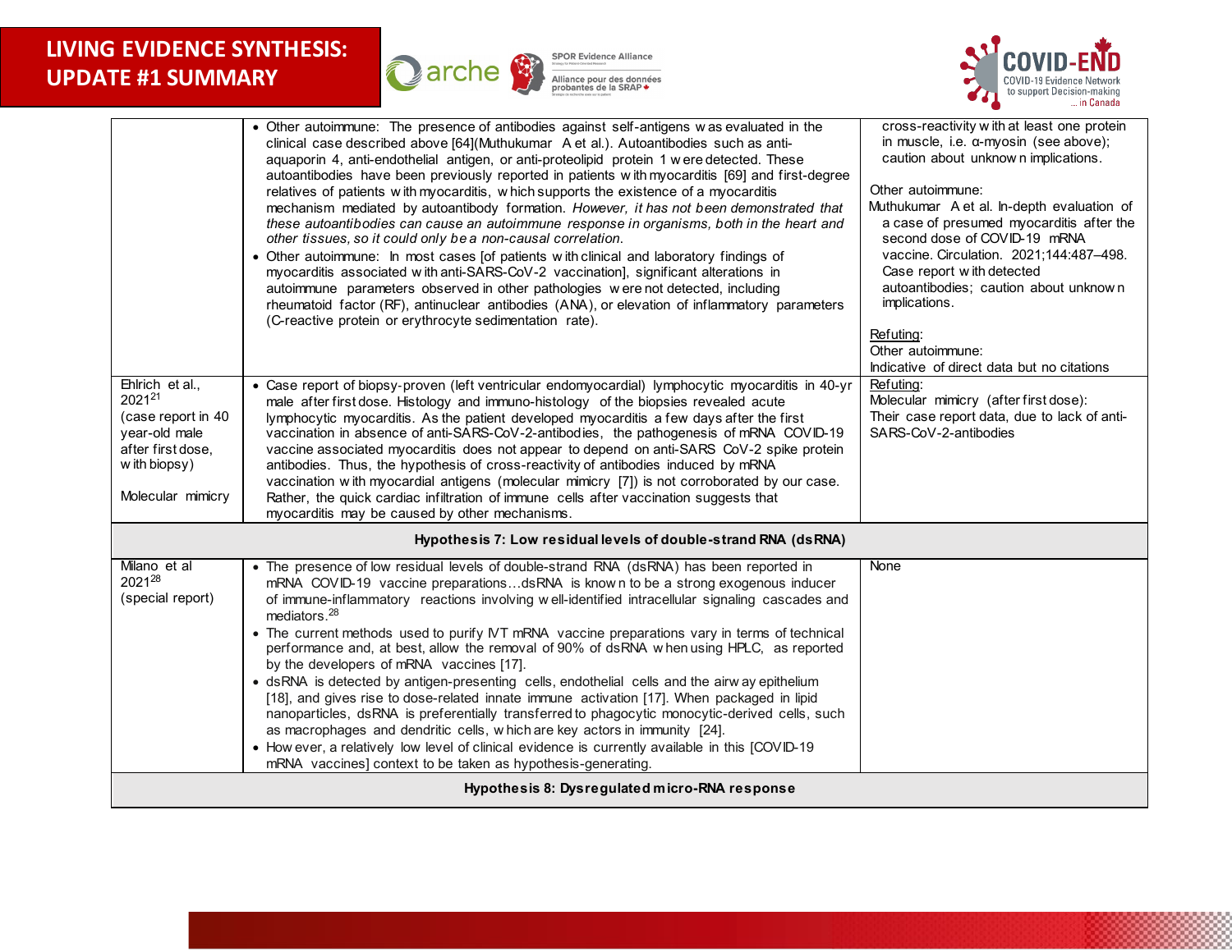| | | |
|---|---|---|
| | • Other autoimmune: The presence of antibodies against self-antigens was evaluated in the clinical case described above [64](Muthukumar A et al.). Autoantibodies such as anti-aquaporin 4, anti-endothelial antigen, or anti-proteolipid protein 1 were detected. These autoantibodies have been previously reported in patients with myocarditis [69] and first-degree relatives of patients with myocarditis, which supports the existence of a myocarditis mechanism mediated by autoantibody formation. *However, it has not demonstrated that these autoantibodies can cause an autoimmune response in organisms, both in the heart and other tissues, so it could only be a non-causal correlation.*<br>• Other autoimmune: In most cases [of patients with clinical and laboratory findings of myocarditis associated with anti-SARS-CoV-2 vaccination], significant alterations in autoimmune parameters observed in other pathologies were not detected, including rheumatoid factor (RF), antinuclear antibodies (ANA), or elevation of inflammatory parameters (C-reactive protein or erythrocyte sedimentation rate). | cross-reactivity with at least one protein in muscle, i.e. α-myosin (see above); caution about unknown implications.<br><br>Other autoimmune:<br>Muthukumar A et al. In-depth evaluation of a case of presumed myocarditis after the second dose of COVID-19 mRNA vaccine. Circulation. 2021;144:487–498. Case report with detected autoantibodies; caution about unknown implications.<br><br>Refuting:<br>Other autoimmune:<br>Indicative of direct data but no citations |
| Ehlrich et al., 2021[21]<br>(case report in 40 year-old male after first dose, with biopsy)<br><br>Molecular mimicry | • Case report of biopsy-proven (left ventricular endomyocardial) lymphocytic myocarditis in 40-yr male after first dose. Histology and immuno-histology of the biopsies revealed acute lymphocytic myocarditis. As the patient developed myocarditis a few days after the first vaccination in absence of anti-SARS-CoV-2-antibodies, the pathogenesis of mRNA COVID-19 vaccine associated myocarditis does not appear to depend on anti-SARS CoV-2 spike protein antibodies. Thus, the hypothesis of cross-reactivity of antibodies induced by mRNA vaccination with myocardial antigens (molecular mimicry [7]) is not corroborated by our case. Rather, the quick cardiac infiltration of immune cells after vaccination suggests that myocarditis may be caused by other mechanisms. | Refuting:<br>Molecular mimicry (after first dose):<br>Their case report data, due to lack of anti-SARS-CoV-2-antibodies |
| **Hypothesis 7: Low residual levels of double-strand RNA (dsRNA)** | | |
| Milano et al 2021[28]<br>(special report) | • The presence of low residual levels of double-strand RNA (dsRNA) has been reported in mRNA COVID-19 vaccine preparations…dsRNA is known to be a strong exogenous inducer of immune-inflammatory reactions involving well-identified intracellular signaling cascades and mediators.[28]<br>• The current methods used to purify IVT mRNA vaccine preparations vary in terms of technical performance and, at best, allow the removal of 90% of dsRNA when using HPLC, as reported by the developers of mRNA vaccines [17].<br>• dsRNA is detected by antigen-presenting cells, endothelial cells and the airway epithelium [18], and gives rise to dose-related innate immune activation [17]. When packaged in lipid nanoparticles, dsRNA is preferentially transferred to phagocytic monocytic-derived cells, such as macrophages and dendritic cells, which are key actors in immunity [24].<br>• However, a relatively low level of clinical evidence is currently available in this [COVID-19 mRNA vaccines] context to be taken as hypothesis-generating. | None |
| **Hypothesis 8: Dysregulated micro-RNA response** | | |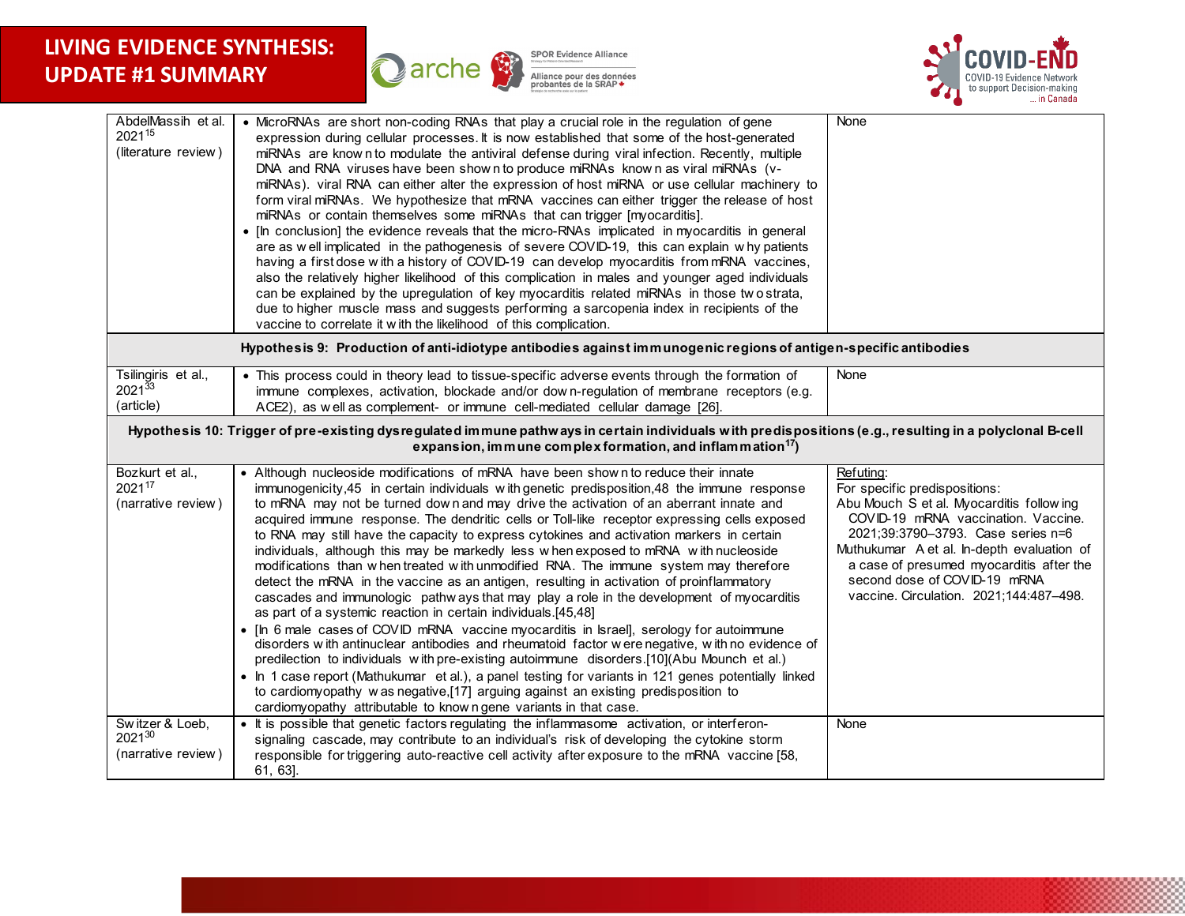| | | |
|---|---|---|
| AbdelMassih et al. 2021[15] (literature review) | • MicroRNAs are short non-coding RNAs that play a crucial role in the regulation of gene expression during cellular processes. It is now established that some of the host-generated miRNAs are known to modulate the antiviral defense during viral infection. Recently, multiple DNA and RNA viruses have been shown to produce miRNAs known as viral miRNAs (v-miRNAs). viral RNA can either alter the expression of host miRNA or use cellular machinery to form viral miRNAs. We hypothesize that mRNA vaccines can either trigger the release of host miRNAs or contain themselves some miRNAs that can trigger [myocarditis].<br>• [In conclusion] the evidence reveals that the micro-RNAs implicated in myocarditis in general are as well implicated in the pathogenesis of severe COVID-19, this can explain why patients having a first dose with a history of COVID-19 can develop myocarditis from mRNA vaccines, also the relatively higher likelihood of this complication in males and younger aged individuals can be explained by the upregulation of key myocarditis related miRNAs in those two strata, due to higher muscle mass and suggests performing a sarcopenia index in recipients of the vaccine to correlate it with the likelihood of this complication. | None |
| **Hypothesis 9: Production of anti-idiotype antibodies against immunogenic regions of antigen-specific antibodies** | | |
| Tsilingiris et al., 2021[33] (article) | • This process could in theory lead to tissue-specific adverse events through the formation of immune complexes, activation, blockade and/or down-regulation of membrane receptors (e.g. ACE2), as well as complement- or immune cell-mediated cellular damage [26]. | None |
| **Hypothesis 10: Trigger of pre-existing dysregulated immune pathways in certain individuals with predispositions (e.g., resulting in a polyclonal B-cell expansion, immune complex formation, and inflammation[17])** | | |
| Bozkurt et al., 2021[17] (narrative review) | • Although nucleoside modifications of mRNA have been shown to reduce their innate immunogenicity,45 in certain individuals with genetic predisposition,48 the immune response to mRNA may not be turned down and may drive the activation of an aberrant innate and acquired immune response. The dendritic cells or Toll-like receptor expressing cells exposed to RNA may still have the capacity to express cytokines and activation markers in certain individuals, although this may be markedly less when exposed to mRNA with nucleoside modifications than when treated with unmodified RNA. The immune system may therefore detect the mRNA in the vaccine as an antigen, resulting in activation of proinflammatory cascades and immunologic pathways that may play a role in the development of myocarditis as part of a systemic reaction in certain individuals.[45,48]<br>• [In 6 male cases of COVID mRNA vaccine myocarditis in Israel], serology for autoimmune disorders with antinuclear antibodies and rheumatoid factor were negative, with no evidence of predilection to individuals with pre-existing autoimmune disorders.[10](Abu Mounch et al.)<br>• In 1 case report (Mathukumar et al.), a panel testing for variants in 121 genes potentially linked to cardiomyopathy was negative,[17] arguing against an existing predisposition to cardiomyopathy attributable to known gene variants in that case. | Refuting:<br>For specific predispositions:<br>Abu Mouch S et al. Myocarditis following COVID-19 mRNA vaccination. Vaccine. 2021;39:3790–3793. Case series n=6<br>Muthukumar A et al. In-depth evaluation of a case of presumed myocarditis after the second dose of COVID-19 mRNA vaccine. Circulation. 2021;144:487–498. |
| Switzer & Loeb, 2021[30] (narrative review) | • It is possible that genetic factors regulating the inflammasome activation, or interferon-signaling cascade, may contribute to an individual's risk of developing the cytokine storm responsible for triggering auto-reactive cell activity after exposure to the mRNA vaccine [58, 61, 63]. | None |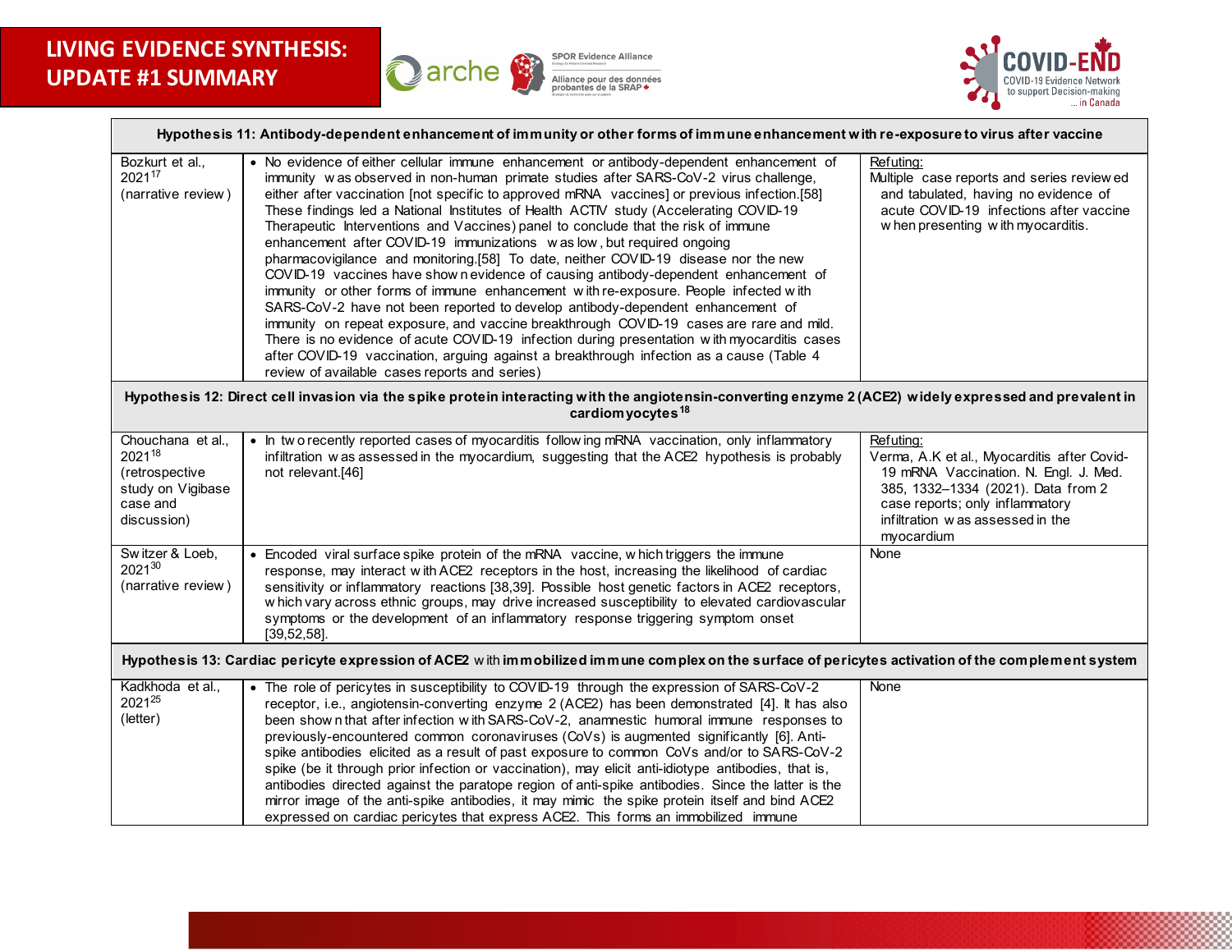| | | |
|---|---|---|
| **Hypothesis 11: Antibody-dependent enhancement of immunity or other forms of immune enhancement with re-exposure to virus after vaccine** | | |
| Bozkurt et al., 2021[17] (narrative review) | • No evidence of either cellular immune enhancement or antibody-dependent enhancement of immunity was observed in non-human primate studies after SARS-CoV-2 virus challenge, either after vaccination [not specific to approved mRNA vaccines] or previous infection.[58] These findings led a National Institutes of Health ACTIV study (Accelerating COVID-19 Therapeutic Interventions and Vaccines) panel to conclude that the risk of immune enhancement after COVID-19 immunizations was low, but required ongoing pharmacovigilance and monitoring.[58] To date, neither COVID-19 disease nor the new COVID-19 vaccines have shown evidence of causing antibody-dependent enhancement of immunity or other forms of immune enhancement with re-exposure. People infected with SARS-CoV-2 have not been reported to develop antibody-dependent enhancement of immunity on repeat exposure, and vaccine breakthrough COVID-19 cases are rare and mild. There is no evidence of acute COVID-19 infection during presentation with myocarditis cases after COVID-19 vaccination, arguing against a breakthrough infection as a cause (Table 4 review of available cases reports and series) | Refuting: Multiple case reports and series reviewed and tabulated, having no evidence of acute COVID-19 infections after vaccine when presenting with myocarditis. |
| **Hypothesis 12: Direct cell invasion via the spike protein interacting with the angiotensin-converting enzyme 2 (ACE2) widely expressed and prevalent in cardiomyocytes[18]** | | |
| Chouchana et al., 2021[18] (retrospective study on Vigibase case and discussion) | • In two recently reported cases of myocarditis following mRNA vaccination, only inflammatory infiltration was assessed in the myocardium, suggesting that the ACE2 hypothesis is probably not relevant.[46] | Refuting: Verma, A.K et al., Myocarditis after Covid-19 mRNA Vaccination. N. Engl. J. Med. 385, 1332–1334 (2021). Data from 2 case reports; only inflammatory infiltration was assessed in the myocardium |
| Switzer & Loeb, 2021[30] (narrative review) | • Encoded viral surface spike protein of the mRNA vaccine, which triggers the immune response, may interact with ACE2 receptors in the host, increasing the likelihood of cardiac sensitivity or inflammatory reactions [38,39]. Possible host genetic factors in ACE2 receptors, which vary across ethnic groups, may drive increased susceptibility to elevated cardiovascular symptoms or the development of an inflammatory response triggering symptom onset [39,52,58]. | None |
| **Hypothesis 13: Cardiac pericyte expression of ACE2 with immobilized immune complex on the surface of pericytes activation of the complement system** | | |
| Kadkhoda et al., 2021[25] (letter) | • The role of pericytes in susceptibility to COVID-19 through the expression of SARS-CoV-2 receptor, i.e., angiotensin-converting enzyme 2 (ACE2) has been demonstrated [4]. It has also been shown that after infection with SARS-CoV-2, anamnestic humoral immune responses to previously-encountered common coronaviruses (CoVs) is augmented significantly [6]. Anti-spike antibodies elicited as a result of past exposure to common CoVs and/or to SARS-CoV-2 spike (be it through prior infection or vaccination), may elicit anti-idiotype antibodies, that is, antibodies directed against the paratope region of anti-spike antibodies. Since the latter is the mirror image of the anti-spike antibodies, it may mimic the spike protein itself and bind ACE2 expressed on cardiac pericytes that express ACE2. This forms an immobilized immune | None |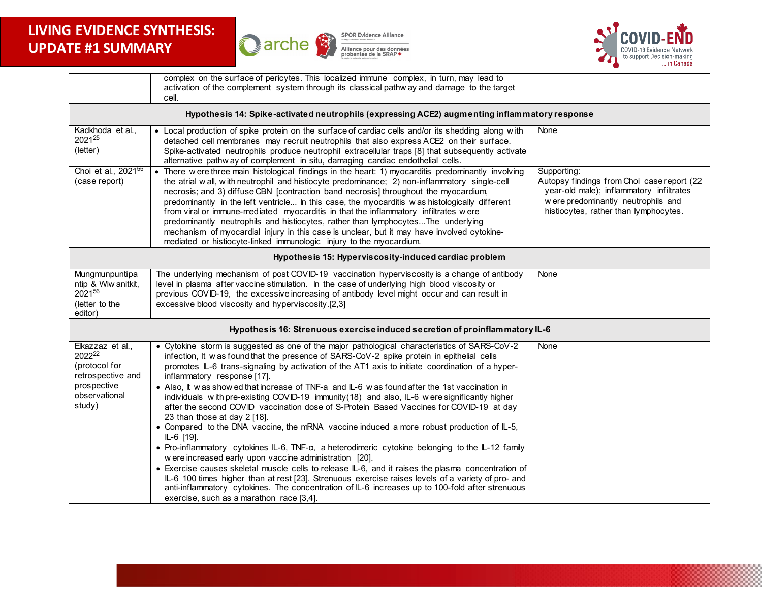| | | |
|---|---|---|
| | complex on the surface of pericytes. This localized immune complex, in turn, may lead to activation of the complement system through its classical pathway and damage to the target cell. | |
| **Hypothesis 14: Spike-activated neutrophils (expressing ACE2) augmenting inflammatory response** | | |
| Kadkhoda et al., 2021[25] (letter) | • Local production of spike protein on the surface of cardiac cells and/or its shedding along with detached cell membranes may recruit neutrophils that also express ACE2 on their surface. Spike-activated neutrophils produce neutrophil extracellular traps [8] that subsequently activate alternative pathway of complement in situ, damaging cardiac endothelial cells. | None |
| Choi et al., 2021[55] (case report) | • There were three main histological findings in the heart: 1) myocarditis predominantly involving the atrial wall, with neutrophil and histiocyte predominance; 2) non-inflammatory single-cell necrosis; and 3) diffuse CBN [contraction band necrosis] throughout the myocardium, predominantly in the left ventricle... In this case, the myocarditis was histologically different from viral or immune-mediated myocarditis in that the inflammatory infiltrates were predominantly neutrophils and histiocytes, rather than lymphocytes...The underlying mechanism of myocardial injury in this case is unclear, but it may have involved cytokine-mediated or histiocyte-linked immunologic injury to the myocardium. | Supporting: Autopsy findings from Choi case report (22 year-old male); inflammatory infiltrates were predominantly neutrophils and histiocytes, rather than lymphocytes. |
| **Hypothesis 15: Hyperviscosity-induced cardiac problem** | | |
| Mungmunpuntipantip & Wiwanitkit, 2021[56] (letter to the editor) | The underlying mechanism of post COVID-19 vaccination hyperviscosity is a change of antibody level in plasma after vaccine stimulation. In the case of underlying high blood viscosity or previous COVID-19, the excessive increasing of antibody level might occur and can result in excessive blood viscosity and hyperviscosity.[2,3] | None |
| **Hypothesis 16: Strenuous exercise induced secretion of proinflammatory IL-6** | | |
| Elkazzaz et al., 2022[22] (protocol for retrospective and prospective observational study) | • Cytokine storm is suggested as one of the major pathological characteristics of SARS-CoV-2 infection, It was found that the presence of SARS-CoV-2 spike protein in epithelial cells promotes IL-6 trans-signaling by activation of the AT1 axis to initiate coordination of a hyper-inflammatory response [17].<br>• Also, It was showed that increase of TNF-a and IL-6 was found after the 1st vaccination in individuals with pre-existing COVID-19 immunity(18) and also, IL-6 were significantly higher after the second COVID vaccination dose of S-Protein Based Vaccines for COVID-19 at day 23 than those at day 2 [18].<br>• Compared to the DNA vaccine, the mRNA vaccine induced a more robust production of IL-5, IL-6 [19].<br>• Pro-inflammatory cytokines IL-6, TNF-α, a heterodimeric cytokine belonging to the IL-12 family were increased early upon vaccine administration [20].<br>• Exercise causes skeletal muscle cells to release IL-6, and it raises the plasma concentration of IL-6 100 times higher than at rest [23]. Strenuous exercise raises levels of a variety of pro- and anti-inflammatory cytokines. The concentration of IL-6 increases up to 100-fold after strenuous exercise, such as a marathon race [3,4]. | None |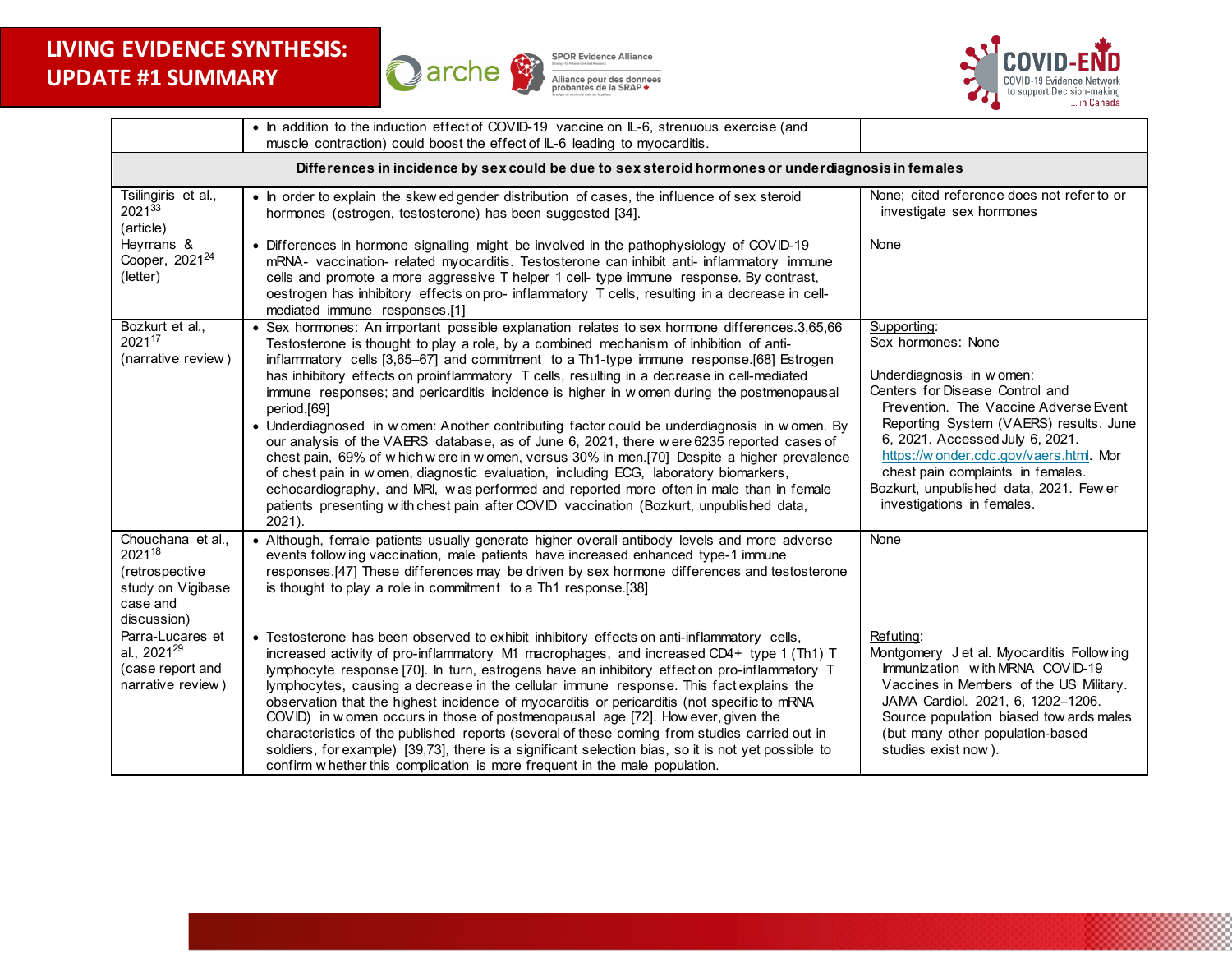| | | |
|---|---|---|
| | • In addition to the induction effect of COVID-19 vaccine on IL-6, strenuous exercise (and muscle contraction) could boost the effect of IL-6 leading to myocarditis. | |
| **Differences in incidence by sex could be due to sex steroid hormones or underdiagnosis in females** | | |
| Tsilingiris et al., 2021[33] (article) | • In order to explain the skewed gender distribution of cases, the influence of sex steroid hormones (estrogen, testosterone) has been suggested [34]. | None; cited reference does not refer to or investigate sex hormones |
| Heymans & Cooper, 2021[24] (letter) | • Differences in hormone signalling might be involved in the pathophysiology of COVID-19 mRNA- vaccination- related myocarditis. Testosterone can inhibit anti- inflammatory immune cells and promote a more aggressive T helper 1 cell- type immune response. By contrast, oestrogen has inhibitory effects on pro- inflammatory T cells, resulting in a decrease in cell-mediated immune responses.[1] | None |
| Bozkurt et al., 2021[17] (narrative review) | • Sex hormones: An important possible explanation relates to sex hormone differences.3,65,66 Testosterone is thought to play a role, by a combined mechanism of inhibition of anti-inflammatory cells [3,65–67] and commitment to a Th1-type immune response.[68] Estrogen has inhibitory effects on proinflammatory T cells, resulting in a decrease in cell-mediated immune responses; and pericarditis incidence is higher in women during the postmenopausal period.[69]<br>• Underdiagnosed in women: Another contributing factor could be underdiagnosis in women. By our analysis of the VAERS database, as of June 6, 2021, there were 6235 reported cases of chest pain, 69% of which were in women, versus 30% in men.[70] Despite a higher prevalence of chest pain in women, diagnostic evaluation, including ECG, laboratory biomarkers, echocardiography, and MRI, was performed and reported more often in male than in female patients presenting with chest pain after COVID vaccination (Bozkurt, unpublished data, 2021). | Supporting:<br>Sex hormones: None<br><br>Underdiagnosis in women:<br>Centers for Disease Control and Prevention. The Vaccine Adverse Event Reporting System (VAERS) results. June 6, 2021. Accessed July 6, 2021. https://wonder.cdc.gov/vaers.html. Mor chest pain complaints in females.<br>Bozkurt, unpublished data, 2021. Fewer investigations in females. |
| Chouchana et al., 2021[18] (retrospective study on Vigibase case and discussion) | • Although, female patients usually generate higher overall antibody levels and more adverse events following vaccination, male patients have increased enhanced type-1 immune responses.[47] These differences may be driven by sex hormone differences and testosterone is thought to play a role in commitment to a Th1 response.[38] | None |
| Parra-Lucares et al., 2021[29] (case report and narrative review) | • Testosterone has been observed to exhibit inhibitory effects on anti-inflammatory cells, increased activity of pro-inflammatory M1 macrophages, and increased CD4+ type 1 (Th1) T lymphocyte response [70]. In turn, estrogens have an inhibitory effect on pro-inflammatory T lymphocytes, causing a decrease in the cellular immune response. This fact explains the observation that the highest incidence of myocarditis or pericarditis (not specific to mRNA COVID) in women occurs in those of postmenopausal age [72]. However, given the characteristics of the published reports (several of these coming from studies carried out in soldiers, for example) [39,73], there is a significant selection bias, so it is not yet possible to confirm whether this complication is more frequent in the male population. | Refuting:<br>Montgomery J et al. Myocarditis Following Immunization with MRNA COVID-19 Vaccines in Members of the US Military. JAMA Cardiol. 2021, 6, 1202–1206. Source population biased towards males (but many other population-based studies exist now). |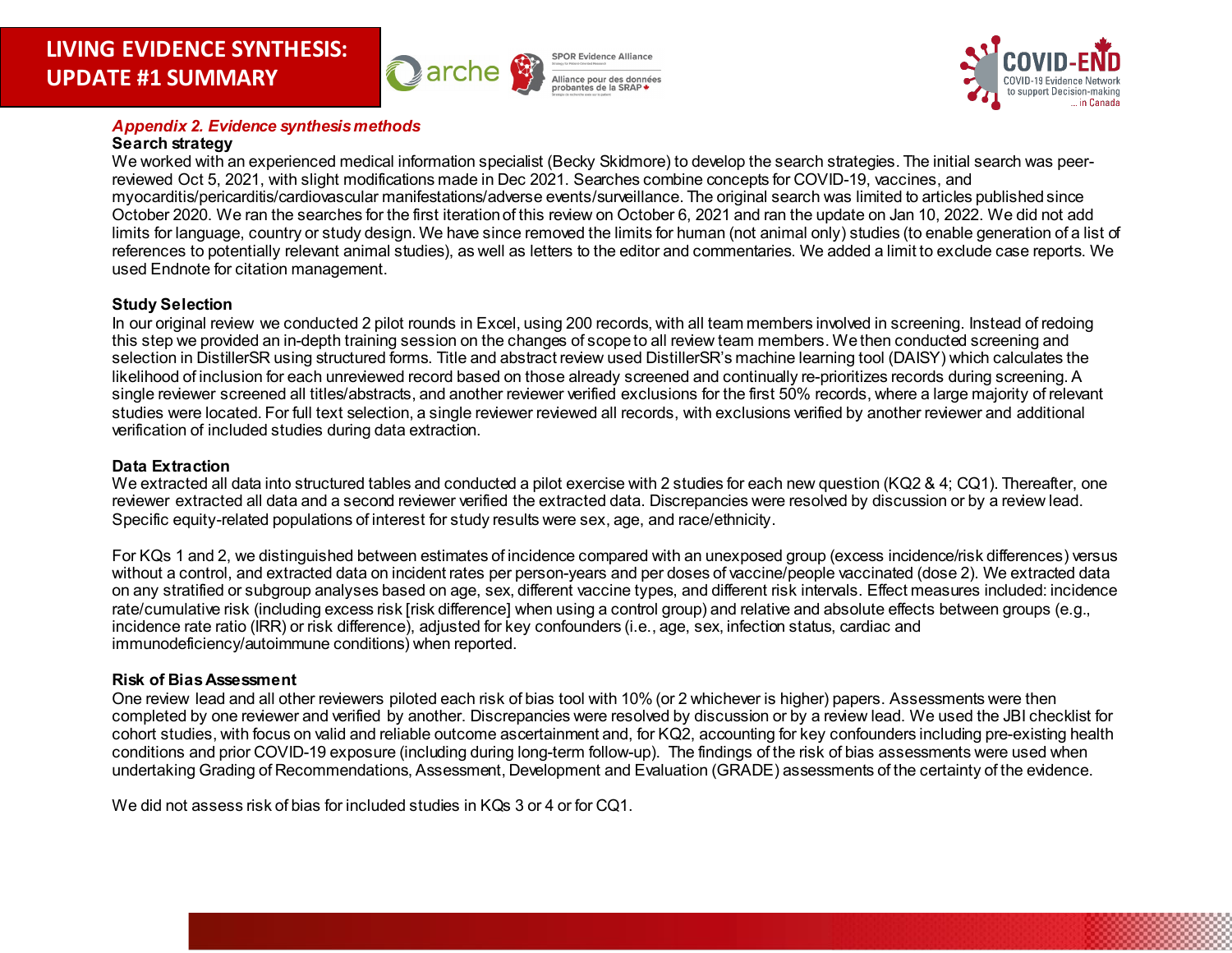*Appendix 2. Evidence synthesis methods*

**Search strategy**

We worked with an experienced medical information specialist (Becky Skidmore) to develop the search strategies. The initial search was peer-reviewed Oct 5, 2021, with slight modifications made in Dec 2021. Searches combine concepts for COVID-19, vaccines, and myocarditis/pericarditis/cardiovascular manifestations/adverse events/surveillance. The original search was limited to articles published since October 2020. We ran the searches for the first iteration of this review on October 6, 2021 and ran the update on Jan 10, 2022. We did not add limits for language, country or study design. We have since removed the limits for human (not animal only) studies (to enable generation of a list of references to potentially relevant animal studies), as well as letters to the editor and commentaries. We added a limit to exclude case reports. We used Endnote for citation management.

**Study Selection**

In our original review we conducted 2 pilot rounds in Excel, using 200 records, with all team members involved in screening. Instead of redoing this step we provided an in-depth training session on the changes of scope to all review team members. We then conducted screening and selection in DistillerSR using structured forms. Title and abstract review used DistillerSR's machine learning tool (DAISY) which calculates the likelihood of inclusion for each unreviewed record based on those already screened and continually re-prioritizes records during screening. A single reviewer screened all titles/abstracts, and another reviewer verified exclusions for the first 50% records, where a large majority of relevant studies were located. For full text selection, a single reviewer reviewed all records, with exclusions verified by another reviewer and additional verification of included studies during data extraction.

**Data Extraction**

We extracted all data into structured tables and conducted a pilot exercise with 2 studies for each new question (KQ2 & 4; CQ1). Thereafter, one reviewer extracted all data and a second reviewer verified the extracted data. Discrepancies were resolved by discussion or by a review lead. Specific equity-related populations of interest for study results were sex, age, and race/ethnicity.

For KQs 1 and 2, we distinguished between estimates of incidence compared with an unexposed group (excess incidence/risk differences) versus without a control, and extracted data on incident rates per person-years and per doses of vaccine/people vaccinated (dose 2). We extracted data on any stratified or subgroup analyses based on age, sex, different vaccine types, and different risk intervals. Effect measures included: incidence rate/cumulative risk (including excess risk [risk difference] when using a control group) and relative and absolute effects between groups (e.g., incidence rate ratio (IRR) or risk difference), adjusted for key confounders (i.e., age, sex, infection status, cardiac and immunodeficiency/autoimmune conditions) when reported.

**Risk of Bias Assessment**

One review lead and all other reviewers piloted each risk of bias tool with 10% (or 2 whichever is higher) papers. Assessments were then completed by one reviewer and verified by another. Discrepancies were resolved by discussion or by a review lead. We used the JBI checklist for cohort studies, with focus on valid and reliable outcome ascertainment and, for KQ2, accounting for key confounders including pre-existing health conditions and prior COVID-19 exposure (including during long-term follow-up). The findings of the risk of bias assessments were used when undertaking Grading of Recommendations, Assessment, Development and Evaluation (GRADE) assessments of the certainty of the evidence.

We did not assess risk of bias for included studies in KQs 3 or 4 or for CQ1.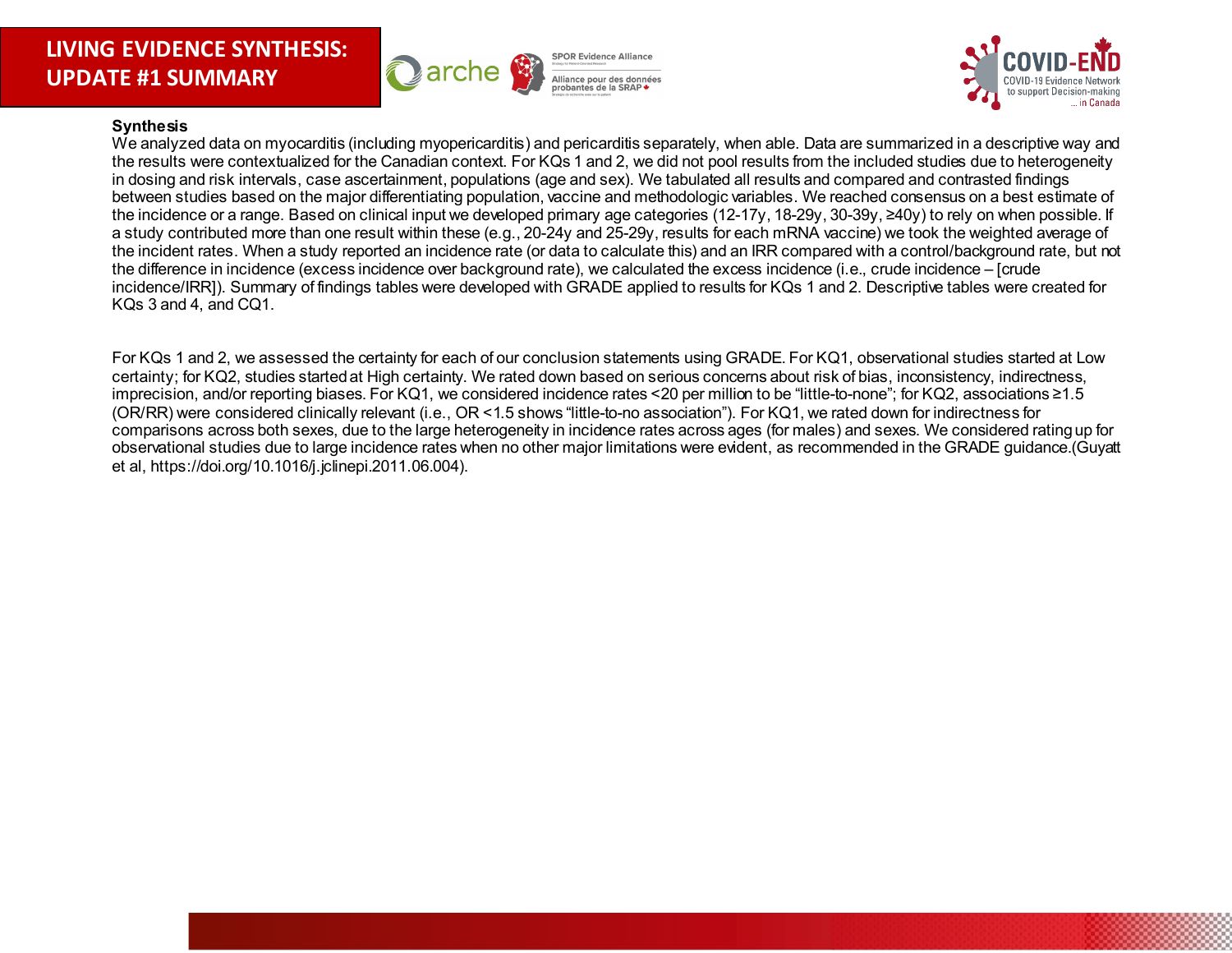### Synthesis

We analyzed data on myocarditis (including myopericarditis) and pericarditis separately, when able. Data are summarized in a descriptive way and the results were contextualized for the Canadian context. For KQs 1 and 2, we did not pool results from the included studies due to heterogeneity in dosing and risk intervals, case ascertainment, populations (age and sex). We tabulated all results and compared and contrasted findings between studies based on the major differentiating population, vaccine and methodologic variables. We reached consensus on a best estimate of the incidence or a range. Based on clinical input we developed primary age categories (12-17y, 18-29y, 30-39y, ≥40y) to rely on when possible. If a study contributed more than one result within these (e.g., 20-24y and 25-29y, results for each mRNA vaccine) we took the weighted average of the incident rates. When a study reported an incidence rate (or data to calculate this) and an IRR compared with a control/background rate, but not the difference in incidence (excess incidence over background rate), we calculated the excess incidence (i.e., crude incidence – [crude incidence/IRR]). Summary of findings tables were developed with GRADE applied to results for KQs 1 and 2. Descriptive tables were created for KQs 3 and 4, and CQ1.

For KQs 1 and 2, we assessed the certainty for each of our conclusion statements using GRADE. For KQ1, observational studies started at Low certainty; for KQ2, studies started at High certainty. We rated down based on serious concerns about risk of bias, inconsistency, indirectness, imprecision, and/or reporting biases. For KQ1, we considered incidence rates <20 per million to be "little-to-none"; for KQ2, associations ≥1.5 (OR/RR) were considered clinically relevant (i.e., OR <1.5 shows "little-to-no association"). For KQ1, we rated down for indirectness for comparisons across both sexes, due to the large heterogeneity in incidence rates across ages (for males) and sexes. We considered rating up for observational studies due to large incidence rates when no other major limitations were evident, as recommended in the GRADE guidance.(Guyatt et al, https://doi.org/10.1016/j.jclinepi.2011.06.004).